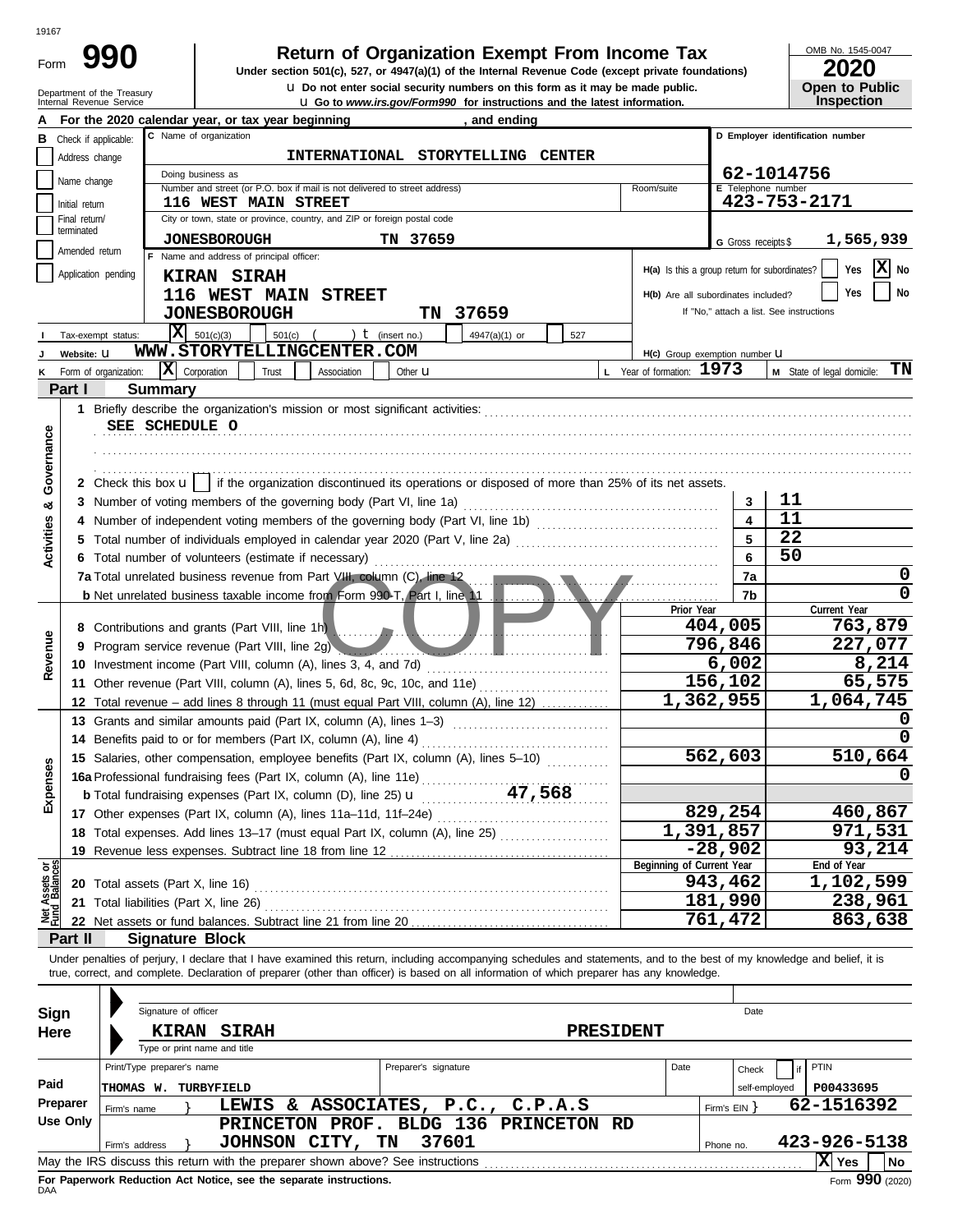19167

Form **990**

# Return of Organization Exempt From Income Tax

**Under section 501(c), 527, or 4947(a)(1) of the Internal Revenue Code (except private foundations)**

u Do not enter social security numbers on this form as it may be made public.

u Go to www.irs.gov/Form990 for instructions and the latest information.

Department of the Treasury
Internal Revenue Service

OMB No. 1545-0047

**2020**

**Open to Public Inspection**

**A** For the 2020 calendar year, or tax year beginning , and ending

**B** Check if applicable: Address change, Name change, Initial return, Final return/terminated, Amended return, Application pending

**C** Name of organization: INTERNATIONAL STORYTELLING CENTER

Doing business as

Number and street (or P.O. box if mail is not delivered to street address): 116 WEST MAIN STREET | Room/suite

City or town, state or province, country, and ZIP or foreign postal code: JONESBOROUGH TN 37659

**D** Employer identification number: 62-1014756

**E** Telephone number: 423-753-2171

**G** Gross receipts $ 1,565,939

**F** Name and address of principal officer:
KIRAN SIRAH
116 WEST MAIN STREET
JONESBOROUGH TN 37659

H(a) Is this a group return for subordinates? Yes [ ] No [X]

H(b) Are all subordinates included? Yes [ ] No [ ]
If "No," attach a list. See instructions

**I** Tax-exempt status: [X] 501(c)(3) [ ] 501(c) ( ) t (insert no.) [ ] 4947(a)(1) or [ ] 527

**J** Website: u WWW.STORYTELLINGCENTER.COM

H(c) Group exemption number u

**K** Form of organization: [X] Corporation [ ] Trust [ ] Association [ ] Other u

**L** Year of formation: 1973

**M** State of legal domicile: TN

## Part I Summary

**Activities & Governance**

1 Briefly describe the organization's mission or most significant activities:
SEE SCHEDULE O

2 Check this box u [ ] if the organization discontinued its operations or disposed of more than 25% of its net assets.

| | | | |
|---|---|---|---|
| 3 | Number of voting members of the governing body (Part VI, line 1a) | 3 | 11 |
| 4 | Number of independent voting members of the governing body (Part VI, line 1b) | 4 | 11 |
| 5 | Total number of individuals employed in calendar year 2020 (Part V, line 2a) | 5 | 22 |
| 6 | Total number of volunteers (estimate if necessary) | 6 | 50 |
| 7a | Total unrelated business revenue from Part VIII, column (C), line 12 | 7a | 0 |
| b | Net unrelated business taxable income from Form 990-T, Part I, line 11 | 7b | 0 |

| | | Prior Year | Current Year |
|---|---|---|---|
| **Revenue** | | | |
| 8 | Contributions and grants (Part VIII, line 1h) | 404,005 | 763,879 |
| 9 | Program service revenue (Part VIII, line 2g) | 796,846 | 227,077 |
| 10 | Investment income (Part VIII, column (A), lines 3, 4, and 7d) | 6,002 | 8,214 |
| 11 | Other revenue (Part VIII, column (A), lines 5, 6d, 8c, 9c, 10c, and 11e) | 156,102 | 65,575 |
| 12 | Total revenue – add lines 8 through 11 (must equal Part VIII, column (A), line 12) | 1,362,955 | 1,064,745 |
| **Expenses** | | | |
| 13 | Grants and similar amounts paid (Part IX, column (A), lines 1–3) | | 0 |
| 14 | Benefits paid to or for members (Part IX, column (A), line 4) | | 0 |
| 15 | Salaries, other compensation, employee benefits (Part IX, column (A), lines 5–10) | 562,603 | 510,664 |
| 16a | Professional fundraising fees (Part IX, column (A), line 11e) | | 0 |
| b | Total fundraising expenses (Part IX, column (D), line 25) u 47,568 | | |
| 17 | Other expenses (Part IX, column (A), lines 11a–11d, 11f–24e) | 829,254 | 460,867 |
| 18 | Total expenses. Add lines 13–17 (must equal Part IX, column (A), line 25) | 1,391,857 | 971,531 |
| 19 | Revenue less expenses. Subtract line 18 from line 12 | -28,902 | 93,214 |
| **Net Assets or Fund Balances** | | **Beginning of Current Year** | **End of Year** |
| 20 | Total assets (Part X, line 16) | 943,462 | 1,102,599 |
| 21 | Total liabilities (Part X, line 26) | 181,990 | 238,961 |
| 22 | Net assets or fund balances. Subtract line 21 from line 20 | 761,472 | 863,638 |

## Part II Signature Block

Under penalties of perjury, I declare that I have examined this return, including accompanying schedules and statements, and to the best of my knowledge and belief, it is true, correct, and complete. Declaration of preparer (other than officer) is based on all information of which preparer has any knowledge.

**Sign Here**

Signature of officer | Date

KIRAN SIRAH PRESIDENT

Type or print name and title

**Paid Preparer Use Only**

| Print/Type preparer's name | Preparer's signature | Date | Check [ ] if self-employed | PTIN |
|---|---|---|---|---|
| THOMAS W. TURBYFIELD | | | | P00433695 |

Firm's name } LEWIS & ASSOCIATES, P.C., C.P.A.S | Firm's EIN } 62-1516392

Firm's address } PRINCETON PROF. BLDG 136 PRINCETON RD, JOHNSON CITY, TN 37601 | Phone no. 423-926-5138

May the IRS discuss this return with the preparer shown above? See instructions [X] Yes [ ] No

**For Paperwork Reduction Act Notice, see the separate instructions.**

DAA

Form **990** (2020)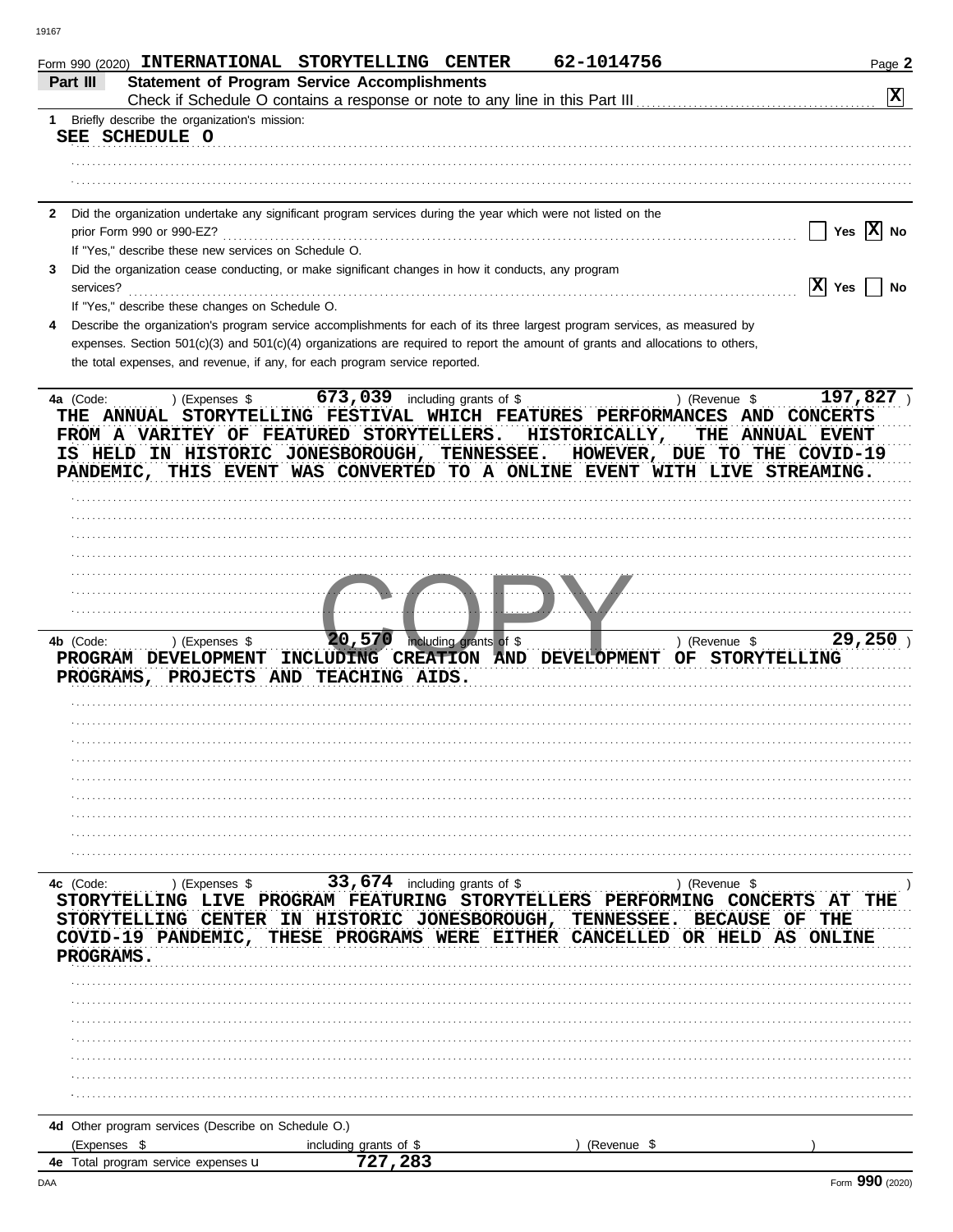Form 990 (2020) **INTERNATIONAL STORYTELLING CENTER** **62-1014756**

## Part III Statement of Program Service Accomplishments

Check if Schedule O contains a response or note to any line in this Part III ☒

**1** Briefly describe the organization's mission:

SEE SCHEDULE O

**2** Did the organization undertake any significant program services during the year which were not listed on the prior Form 990 or 990-EZ? ☐ Yes ☒ No

If "Yes," describe these new services on Schedule O.

**3** Did the organization cease conducting, or make significant changes in how it conducts, any program services? ☒ Yes ☐ No

If "Yes," describe these changes on Schedule O.

**4** Describe the organization's program service accomplishments for each of its three largest program services, as measured by expenses. Section 501(c)(3) and 501(c)(4) organizations are required to report the amount of grants and allocations to others, the total expenses, and revenue, if any, for each program service reported.

**4a** (Code: ) (Expenses $ 673,039 including grants of $ ) (Revenue $ 197,827 )

THE ANNUAL STORYTELLING FESTIVAL WHICH FEATURES PERFORMANCES AND CONCERTS FROM A VARITEY OF FEATURED STORYTELLERS. HISTORICALLY, THE ANNUAL EVENT IS HELD IN HISTORIC JONESBOROUGH, TENNESSEE. HOWEVER, DUE TO THE COVID-19 PANDEMIC, THIS EVENT WAS CONVERTED TO A ONLINE EVENT WITH LIVE STREAMING.

**4b** (Code: ) (Expenses $ 20,570 including grants of $ ) (Revenue $ 29,250 )

PROGRAM DEVELOPMENT INCLUDING CREATION AND DEVELOPMENT OF STORYTELLING PROGRAMS, PROJECTS AND TEACHING AIDS.

**4c** (Code: ) (Expenses $ 33,674 including grants of $ ) (Revenue $ )

STORYTELLING LIVE PROGRAM FEATURING STORYTELLERS PERFORMING CONCERTS AT THE STORYTELLING CENTER IN HISTORIC JONESBOROUGH, TENNESSEE. BECAUSE OF THE COVID-19 PANDEMIC, THESE PROGRAMS WERE EITHER CANCELLED OR HELD AS ONLINE PROGRAMS.

**4d** Other program services (Describe on Schedule O.)

(Expenses $ including grants of $ ) (Revenue $ )

**4e** Total program service expenses ▸ 727,283

Form **990** (2020)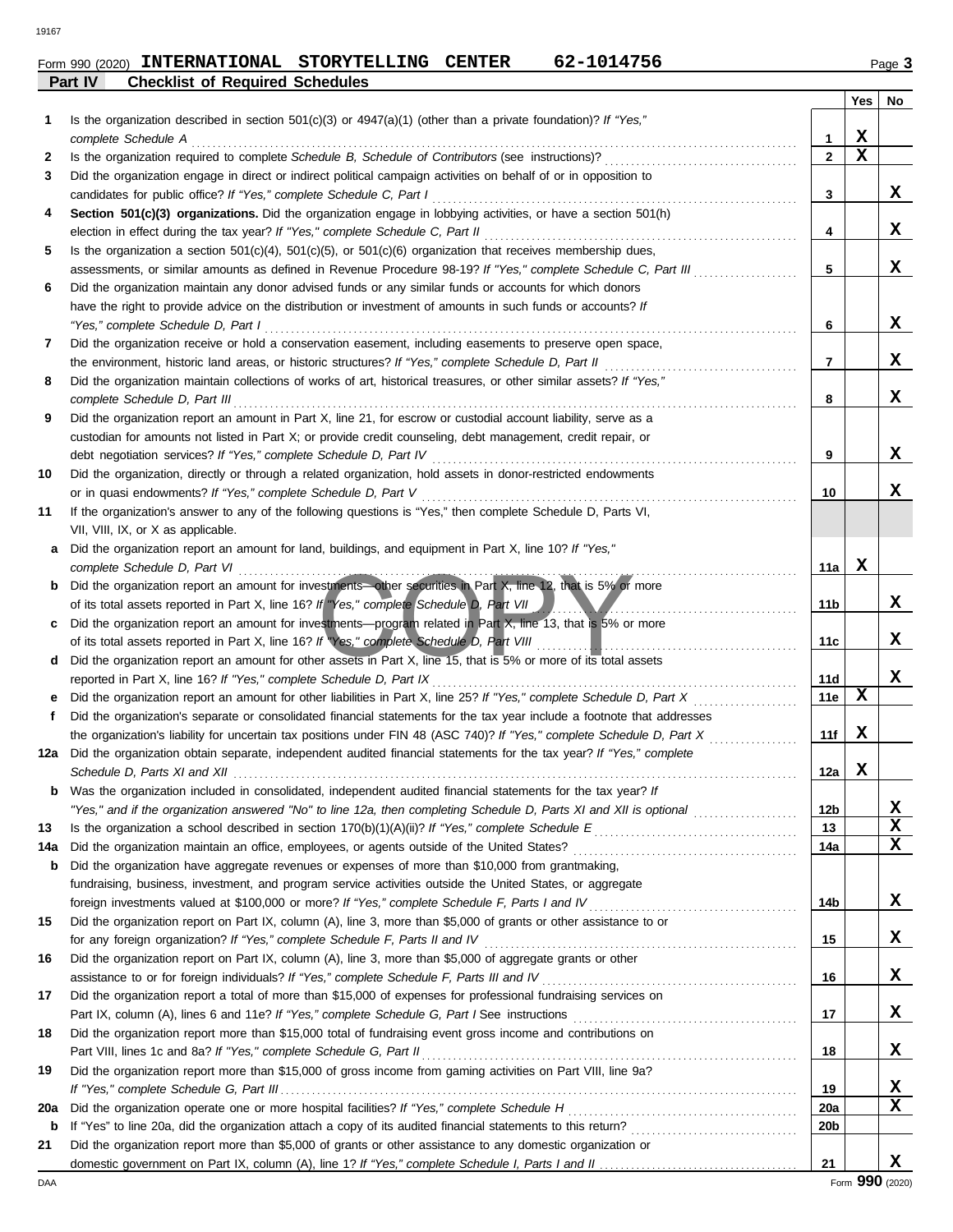Form 990 (2020) **INTERNATIONAL STORYTELLING CENTER 62-1014756** Page 3

**Part IV Checklist of Required Schedules**

| | | | Yes | No |
|---|---|---|---|---|
| 1 | Is the organization described in section 501(c)(3) or 4947(a)(1) (other than a private foundation)? *If "Yes," complete Schedule A* | 1 | X | |
| 2 | Is the organization required to complete *Schedule B, Schedule of Contributors* (see instructions)? | 2 | X | |
| 3 | Did the organization engage in direct or indirect political campaign activities on behalf of or in opposition to candidates for public office? *If "Yes," complete Schedule C, Part I* | 3 | | X |
| 4 | **Section 501(c)(3) organizations.** Did the organization engage in lobbying activities, or have a section 501(h) election in effect during the tax year? *If "Yes," complete Schedule C, Part II* | 4 | | X |
| 5 | Is the organization a section 501(c)(4), 501(c)(5), or 501(c)(6) organization that receives membership dues, assessments, or similar amounts as defined in Revenue Procedure 98-19? *If "Yes," complete Schedule C, Part III* | 5 | | X |
| 6 | Did the organization maintain any donor advised funds or any similar funds or accounts for which donors have the right to provide advice on the distribution or investment of amounts in such funds or accounts? *If "Yes," complete Schedule D, Part I* | 6 | | X |
| 7 | Did the organization receive or hold a conservation easement, including easements to preserve open space, the environment, historic land areas, or historic structures? *If "Yes," complete Schedule D, Part II* | 7 | | X |
| 8 | Did the organization maintain collections of works of art, historical treasures, or other similar assets? *If "Yes," complete Schedule D, Part III* | 8 | | X |
| 9 | Did the organization report an amount in Part X, line 21, for escrow or custodial account liability, serve as a custodian for amounts not listed in Part X; or provide credit counseling, debt management, credit repair, or debt negotiation services? *If "Yes," complete Schedule D, Part IV* | 9 | | X |
| 10 | Did the organization, directly or through a related organization, hold assets in donor-restricted endowments or in quasi endowments? *If "Yes," complete Schedule D, Part V* | 10 | | X |
| 11 | If the organization's answer to any of the following questions is "Yes," then complete Schedule D, Parts VI, VII, VIII, IX, or X as applicable. | | | |
| a | Did the organization report an amount for land, buildings, and equipment in Part X, line 10? *If "Yes," complete Schedule D, Part VI* | 11a | X | |
| b | Did the organization report an amount for investments—other securities in Part X, line 12, that is 5% or more of its total assets reported in Part X, line 16? *If "Yes," complete Schedule D, Part VII* | 11b | | X |
| c | Did the organization report an amount for investments—program related in Part X, line 13, that is 5% or more of its total assets reported in Part X, line 16? *If "Yes," complete Schedule D, Part VIII* | 11c | | X |
| d | Did the organization report an amount for other assets in Part X, line 15, that is 5% or more of its total assets reported in Part X, line 16? *If "Yes," complete Schedule D, Part IX* | 11d | | X |
| e | Did the organization report an amount for other liabilities in Part X, line 25? *If "Yes," complete Schedule D, Part X* | 11e | X | |
| f | Did the organization's separate or consolidated financial statements for the tax year include a footnote that addresses the organization's liability for uncertain tax positions under FIN 48 (ASC 740)? *If "Yes," complete Schedule D, Part X* | 11f | X | |
| 12a | Did the organization obtain separate, independent audited financial statements for the tax year? *If "Yes," complete Schedule D, Parts XI and XII* | 12a | X | |
| b | Was the organization included in consolidated, independent audited financial statements for the tax year? *If "Yes," and if the organization answered "No" to line 12a, then completing Schedule D, Parts XI and XII is optional* | 12b | | X |
| 13 | Is the organization a school described in section 170(b)(1)(A)(ii)? *If "Yes," complete Schedule E* | 13 | | X |
| 14a | Did the organization maintain an office, employees, or agents outside of the United States? | 14a | | X |
| b | Did the organization have aggregate revenues or expenses of more than $10,000 from grantmaking, fundraising, business, investment, and program service activities outside the United States, or aggregate foreign investments valued at $100,000 or more? *If "Yes," complete Schedule F, Parts I and IV* | 14b | | X |
| 15 | Did the organization report on Part IX, column (A), line 3, more than $5,000 of grants or other assistance to or for any foreign organization? *If "Yes," complete Schedule F, Parts II and IV* | 15 | | X |
| 16 | Did the organization report on Part IX, column (A), line 3, more than $5,000 of aggregate grants or other assistance to or for foreign individuals? *If "Yes," complete Schedule F, Parts III and IV* | 16 | | X |
| 17 | Did the organization report a total of more than $15,000 of expenses for professional fundraising services on Part IX, column (A), lines 6 and 11e? *If "Yes," complete Schedule G, Part I* See instructions | 17 | | X |
| 18 | Did the organization report more than $15,000 total of fundraising event gross income and contributions on Part VIII, lines 1c and 8a? *If "Yes," complete Schedule G, Part II* | 18 | | X |
| 19 | Did the organization report more than $15,000 of gross income from gaming activities on Part VIII, line 9a? *If "Yes," complete Schedule G, Part III* | 19 | | X |
| 20a | Did the organization operate one or more hospital facilities? *If "Yes," complete Schedule H* | 20a | | X |
| b | If "Yes" to line 20a, did the organization attach a copy of its audited financial statements to this return? | 20b | | |
| 21 | Did the organization report more than $5,000 of grants or other assistance to any domestic organization or domestic government on Part IX, column (A), line 1? *If "Yes," complete Schedule I, Parts I and II* | 21 | | X |

Form **990** (2020)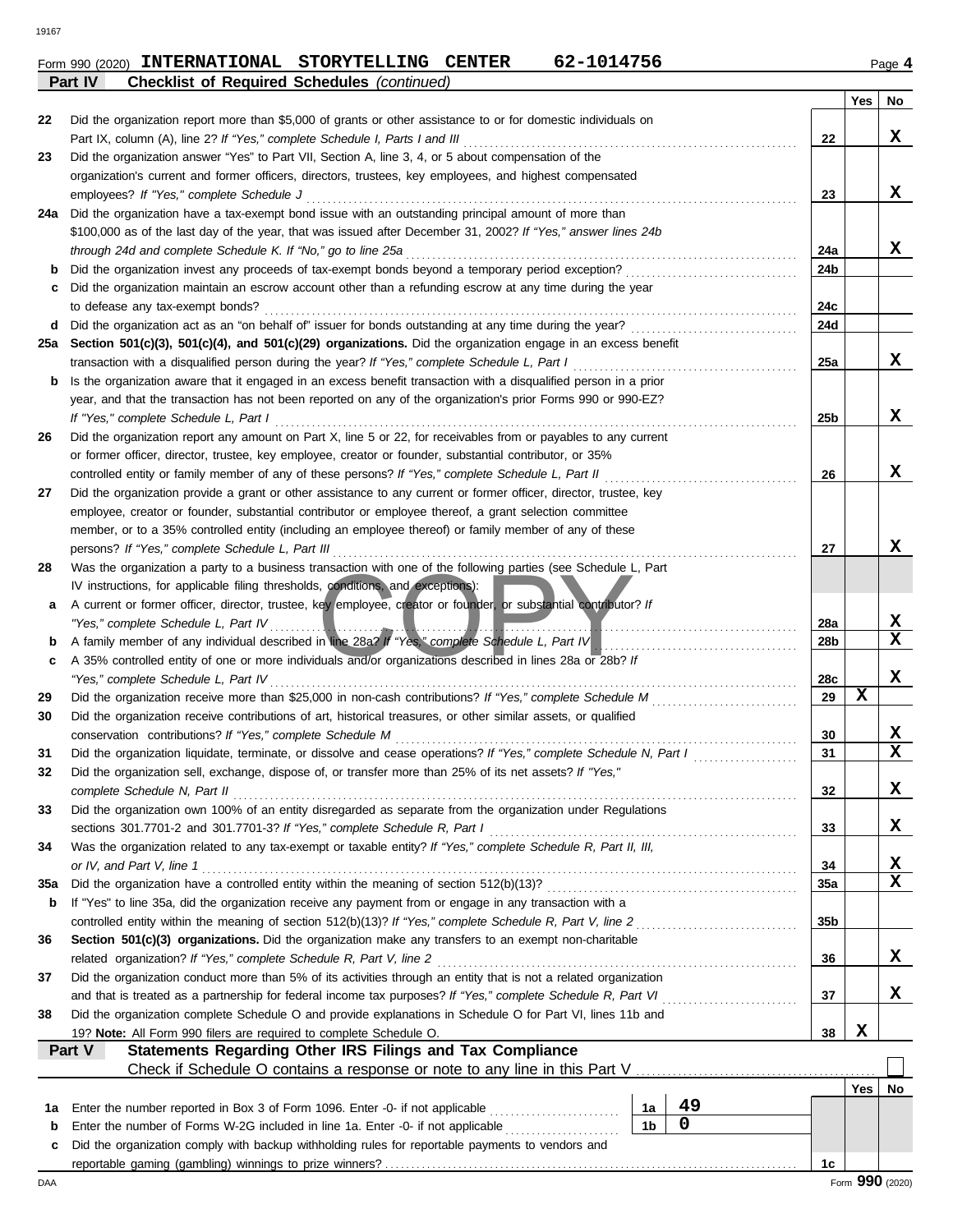Form 990 (2020) **INTERNATIONAL STORYTELLING CENTER 62-1014756** Page 4

**Part IV Checklist of Required Schedules** *(continued)*

| | | | Yes | No |
|---|---|---|---|---|
| 22 | Did the organization report more than $5,000 of grants or other assistance to or for domestic individuals on Part IX, column (A), line 2? *If "Yes," complete Schedule I, Parts I and III* | 22 | | X |
| 23 | Did the organization answer "Yes" to Part VII, Section A, line 3, 4, or 5 about compensation of the organization's current and former officers, directors, trustees, key employees, and highest compensated employees? *If "Yes," complete Schedule J* | 23 | | X |
| 24a | Did the organization have a tax-exempt bond issue with an outstanding principal amount of more than $100,000 as of the last day of the year, that was issued after December 31, 2002? *If "Yes," answer lines 24b through 24d and complete Schedule K. If "No," go to line 25a* | 24a | | X |
| b | Did the organization invest any proceeds of tax-exempt bonds beyond a temporary period exception? | 24b | | |
| c | Did the organization maintain an escrow account other than a refunding escrow at any time during the year to defease any tax-exempt bonds? | 24c | | |
| d | Did the organization act as an "on behalf of" issuer for bonds outstanding at any time during the year? | 24d | | |
| 25a | **Section 501(c)(3), 501(c)(4), and 501(c)(29) organizations.** Did the organization engage in an excess benefit transaction with a disqualified person during the year? *If "Yes," complete Schedule L, Part I* | 25a | | X |
| b | Is the organization aware that it engaged in an excess benefit transaction with a disqualified person in a prior year, and that the transaction has not been reported on any of the organization's prior Forms 990 or 990-EZ? *If "Yes," complete Schedule L, Part I* | 25b | | X |
| 26 | Did the organization report any amount on Part X, line 5 or 22, for receivables from or payables to any current or former officer, director, trustee, key employee, creator or founder, substantial contributor, or 35% controlled entity or family member of any of these persons? *If "Yes," complete Schedule L, Part II* | 26 | | X |
| 27 | Did the organization provide a grant or other assistance to any current or former officer, director, trustee, key employee, creator or founder, substantial contributor or employee thereof, a grant selection committee member, or to a 35% controlled entity (including an employee thereof) or family member of any of these persons? *If "Yes," complete Schedule L, Part III* | 27 | | X |
| 28 | Was the organization a party to a business transaction with one of the following parties (see Schedule L, Part IV instructions, for applicable filing thresholds, conditions, and exceptions): | | | |
| a | A current or former officer, director, trustee, key employee, creator or founder, or substantial contributor? *If "Yes," complete Schedule L, Part IV* | 28a | | X |
| b | A family member of any individual described in line 28a? *If "Yes," complete Schedule L, Part IV* | 28b | | X |
| c | A 35% controlled entity of one or more individuals and/or organizations described in lines 28a or 28b? *If "Yes," complete Schedule L, Part IV* | 28c | | X |
| 29 | Did the organization receive more than $25,000 in non-cash contributions? *If "Yes," complete Schedule M* | 29 | X | |
| 30 | Did the organization receive contributions of art, historical treasures, or other similar assets, or qualified conservation contributions? *If "Yes," complete Schedule M* | 30 | | X |
| 31 | Did the organization liquidate, terminate, or dissolve and cease operations? *If "Yes," complete Schedule N, Part I* | 31 | | X |
| 32 | Did the organization sell, exchange, dispose of, or transfer more than 25% of its net assets? *If "Yes," complete Schedule N, Part II* | 32 | | X |
| 33 | Did the organization own 100% of an entity disregarded as separate from the organization under Regulations sections 301.7701-2 and 301.7701-3? *If "Yes," complete Schedule R, Part I* | 33 | | X |
| 34 | Was the organization related to any tax-exempt or taxable entity? *If "Yes," complete Schedule R, Part II, III, or IV, and Part V, line 1* | 34 | | X |
| 35a | Did the organization have a controlled entity within the meaning of section 512(b)(13)? | 35a | | X |
| b | If "Yes" to line 35a, did the organization receive any payment from or engage in any transaction with a controlled entity within the meaning of section 512(b)(13)? *If "Yes," complete Schedule R, Part V, line 2* | 35b | | |
| 36 | **Section 501(c)(3) organizations.** Did the organization make any transfers to an exempt non-charitable related organization? *If "Yes," complete Schedule R, Part V, line 2* | 36 | | X |
| 37 | Did the organization conduct more than 5% of its activities through an entity that is not a related organization and that is treated as a partnership for federal income tax purposes? *If "Yes," complete Schedule R, Part VI* | 37 | | X |
| 38 | Did the organization complete Schedule O and provide explanations in Schedule O for Part VI, lines 11b and 19? **Note:** All Form 990 filers are required to complete Schedule O. | 38 | X | |

**Part V Statements Regarding Other IRS Filings and Tax Compliance**

Check if Schedule O contains a response or note to any line in this Part V ☐

| | | | | | Yes | No |
|---|---|---|---|---|---|---|
| 1a | Enter the number reported in Box 3 of Form 1096. Enter -0- if not applicable | 1a | 49 | | | |
| b | Enter the number of Forms W-2G included in line 1a. Enter -0- if not applicable | 1b | 0 | | | |
| c | Did the organization comply with backup withholding rules for reportable payments to vendors and reportable gaming (gambling) winnings to prize winners? | | | 1c | | |

Form **990** (2020)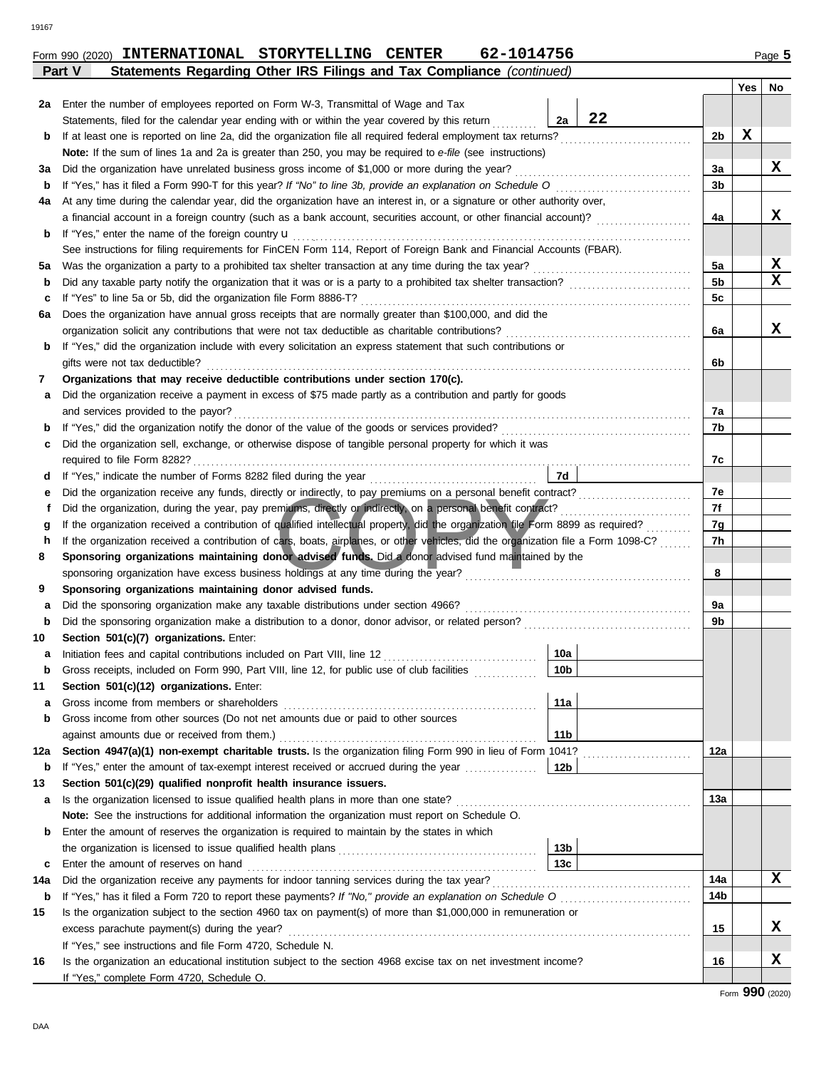Form 990 (2020) **INTERNATIONAL STORYTELLING CENTER 62-1014756**

## Part V Statements Regarding Other IRS Filings and Tax Compliance *(continued)*

| | | | | Yes | No |
|---|---|---|---|---|---|
| **2a** | Enter the number of employees reported on Form W-3, Transmittal of Wage and Tax Statements, filed for the calendar year ending with or within the year covered by this return | **2a** 22 | | | |
| **b** | If at least one is reported on line 2a, did the organization file all required federal employment tax returns? | | **2b** | X | |
| | **Note:** If the sum of lines 1a and 2a is greater than 250, you may be required to *e-file* (see instructions) | | | | |
| **3a** | Did the organization have unrelated business gross income of $1,000 or more during the year? | | **3a** | | X |
| **b** | If "Yes," has it filed a Form 990-T for this year? *If "No" to line 3b, provide an explanation on Schedule O* | | **3b** | | |
| **4a** | At any time during the calendar year, did the organization have an interest in, or a signature or other authority over, a financial account in a foreign country (such as a bank account, securities account, or other financial account)? | | **4a** | | X |
| **b** | If "Yes," enter the name of the foreign country u | | | | |
| | See instructions for filing requirements for FinCEN Form 114, Report of Foreign Bank and Financial Accounts (FBAR). | | | | |
| **5a** | Was the organization a party to a prohibited tax shelter transaction at any time during the tax year? | | **5a** | | X |
| **b** | Did any taxable party notify the organization that it was or is a party to a prohibited tax shelter transaction? | | **5b** | | X |
| **c** | If "Yes" to line 5a or 5b, did the organization file Form 8886-T? | | **5c** | | |
| **6a** | Does the organization have annual gross receipts that are normally greater than $100,000, and did the organization solicit any contributions that were not tax deductible as charitable contributions? | | **6a** | | X |
| **b** | If "Yes," did the organization include with every solicitation an express statement that such contributions or gifts were not tax deductible? | | **6b** | | |
| **7** | **Organizations that may receive deductible contributions under section 170(c).** | | | | |
| **a** | Did the organization receive a payment in excess of $75 made partly as a contribution and partly for goods and services provided to the payor? | | **7a** | | |
| **b** | If "Yes," did the organization notify the donor of the value of the goods or services provided? | | **7b** | | |
| **c** | Did the organization sell, exchange, or otherwise dispose of tangible personal property for which it was required to file Form 8282? | | **7c** | | |
| **d** | If "Yes," indicate the number of Forms 8282 filed during the year | **7d** | | | |
| **e** | Did the organization receive any funds, directly or indirectly, to pay premiums on a personal benefit contract? | | **7e** | | |
| **f** | Did the organization, during the year, pay premiums, directly or indirectly, on a personal benefit contract? | | **7f** | | |
| **g** | If the organization received a contribution of qualified intellectual property, did the organization file Form 8899 as required? | | **7g** | | |
| **h** | If the organization received a contribution of cars, boats, airplanes, or other vehicles, did the organization file a Form 1098-C? | | **7h** | | |
| **8** | **Sponsoring organizations maintaining donor advised funds.** Did a donor advised fund maintained by the sponsoring organization have excess business holdings at any time during the year? | | **8** | | |
| **9** | **Sponsoring organizations maintaining donor advised funds.** | | | | |
| **a** | Did the sponsoring organization make any taxable distributions under section 4966? | | **9a** | | |
| **b** | Did the sponsoring organization make a distribution to a donor, donor advisor, or related person? | | **9b** | | |
| **10** | **Section 501(c)(7) organizations.** Enter: | | | | |
| **a** | Initiation fees and capital contributions included on Part VIII, line 12 | **10a** | | | |
| **b** | Gross receipts, included on Form 990, Part VIII, line 12, for public use of club facilities | **10b** | | | |
| **11** | **Section 501(c)(12) organizations.** Enter: | | | | |
| **a** | Gross income from members or shareholders | **11a** | | | |
| **b** | Gross income from other sources (Do not net amounts due or paid to other sources against amounts due or received from them.) | **11b** | | | |
| **12a** | **Section 4947(a)(1) non-exempt charitable trusts.** Is the organization filing Form 990 in lieu of Form 1041? | | **12a** | | |
| **b** | If "Yes," enter the amount of tax-exempt interest received or accrued during the year | **12b** | | | |
| **13** | **Section 501(c)(29) qualified nonprofit health insurance issuers.** | | | | |
| **a** | Is the organization licensed to issue qualified health plans in more than one state? | | **13a** | | |
| | **Note:** See the instructions for additional information the organization must report on Schedule O. | | | | |
| **b** | Enter the amount of reserves the organization is required to maintain by the states in which the organization is licensed to issue qualified health plans | **13b** | | | |
| **c** | Enter the amount of reserves on hand | **13c** | | | |
| **14a** | Did the organization receive any payments for indoor tanning services during the tax year? | | **14a** | | X |
| **b** | If "Yes," has it filed a Form 720 to report these payments? *If "No," provide an explanation on Schedule O* | | **14b** | | |
| **15** | Is the organization subject to the section 4960 tax on payment(s) of more than $1,000,000 in remuneration or excess parachute payment(s) during the year? | | **15** | | X |
| | If "Yes," see instructions and file Form 4720, Schedule N. | | | | |
| **16** | Is the organization an educational institution subject to the section 4968 excise tax on net investment income? | | **16** | | X |
| | If "Yes," complete Form 4720, Schedule O. | | | | |

Form **990** (2020)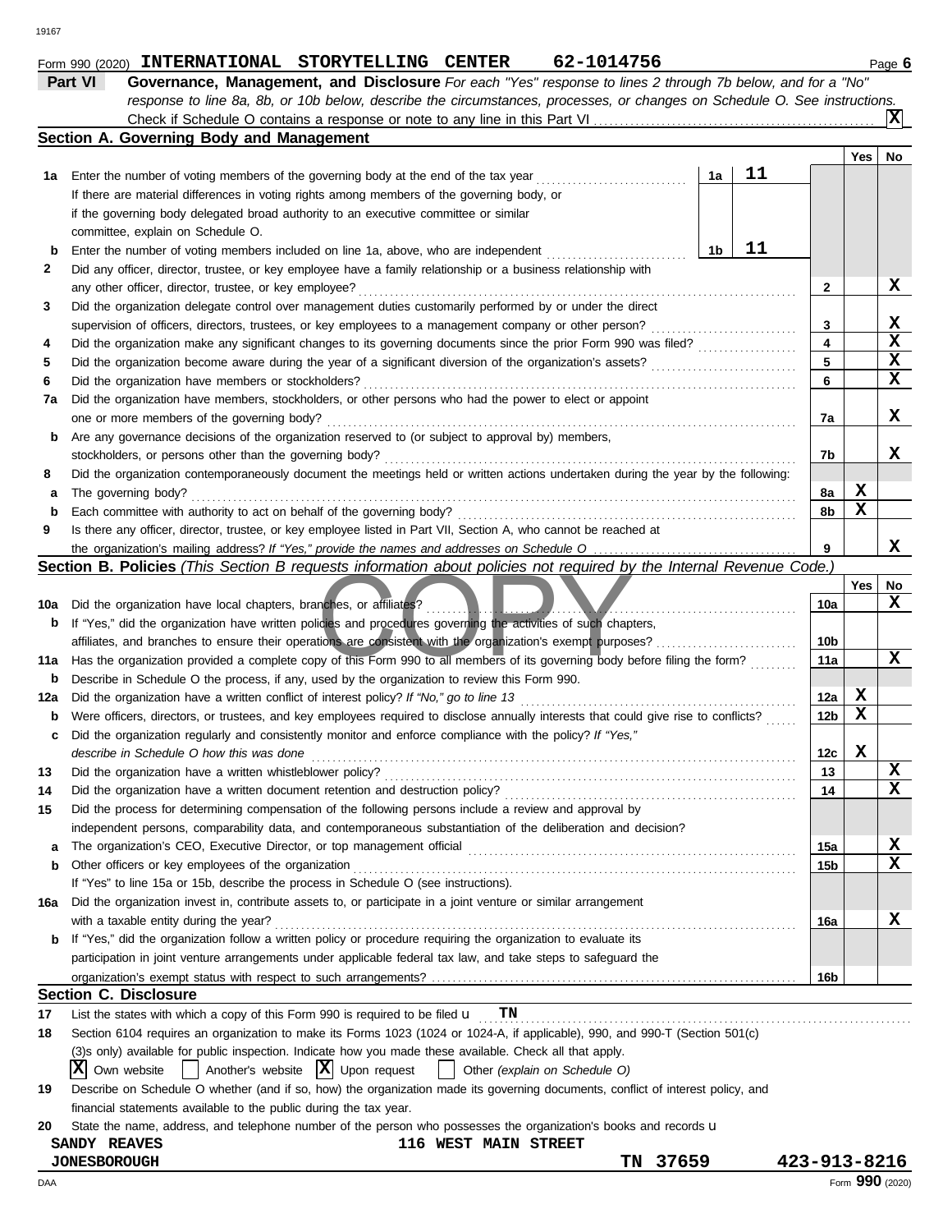Form 990 (2020) **INTERNATIONAL STORYTELLING CENTER 62-1014756** Page **6**

## Part VI Governance, Management, and Disclosure

*For each "Yes" response to lines 2 through 7b below, and for a "No" response to line 8a, 8b, or 10b below, describe the circumstances, processes, or changes on Schedule O. See instructions.*

Check if Schedule O contains a response or note to any line in this Part VI ... [X]

### Section A. Governing Body and Management

| | | | | Yes | No |
|---|---|---|---|---|---|
| **1a** | Enter the number of voting members of the governing body at the end of the tax year ... If there are material differences in voting rights among members of the governing body, or if the governing body delegated broad authority to an executive committee or similar committee, explain on Schedule O. | 1a | 11 | | |
| **b** | Enter the number of voting members included on line 1a, above, who are independent | 1b | 11 | | |
| **2** | Did any officer, director, trustee, or key employee have a family relationship or a business relationship with any other officer, director, trustee, or key employee? | | 2 | | X |
| **3** | Did the organization delegate control over management duties customarily performed by or under the direct supervision of officers, directors, trustees, or key employees to a management company or other person? | | 3 | | X |
| **4** | Did the organization make any significant changes to its governing documents since the prior Form 990 was filed? | | 4 | | X |
| **5** | Did the organization become aware during the year of a significant diversion of the organization's assets? | | 5 | | X |
| **6** | Did the organization have members or stockholders? | | 6 | | X |
| **7a** | Did the organization have members, stockholders, or other persons who had the power to elect or appoint one or more members of the governing body? | | 7a | | X |
| **b** | Are any governance decisions of the organization reserved to (or subject to approval by) members, stockholders, or persons other than the governing body? | | 7b | | X |
| **8** | Did the organization contemporaneously document the meetings held or written actions undertaken during the year by the following: | | | | |
| **a** | The governing body? | | 8a | X | |
| **b** | Each committee with authority to act on behalf of the governing body? | | 8b | X | |
| **9** | Is there any officer, director, trustee, or key employee listed in Part VII, Section A, who cannot be reached at the organization's mailing address? *If "Yes," provide the names and addresses on Schedule O* | | 9 | | X |

### Section B. Policies *(This Section B requests information about policies not required by the Internal Revenue Code.)*

| | | | Yes | No |
|---|---|---|---|---|
| **10a** | Did the organization have local chapters, branches, or affiliates? | 10a | | X |
| **b** | If "Yes," did the organization have written policies and procedures governing the activities of such chapters, affiliates, and branches to ensure their operations are consistent with the organization's exempt purposes? | 10b | | |
| **11a** | Has the organization provided a complete copy of this Form 990 to all members of its governing body before filing the form? | 11a | | X |
| **b** | Describe in Schedule O the process, if any, used by the organization to review this Form 990. | | | |
| **12a** | Did the organization have a written conflict of interest policy? *If "No," go to line 13* | 12a | X | |
| **b** | Were officers, directors, or trustees, and key employees required to disclose annually interests that could give rise to conflicts? | 12b | X | |
| **c** | Did the organization regularly and consistently monitor and enforce compliance with the policy? *If "Yes," describe in Schedule O how this was done* | 12c | X | |
| **13** | Did the organization have a written whistleblower policy? | 13 | | X |
| **14** | Did the organization have a written document retention and destruction policy? | 14 | | X |
| **15** | Did the process for determining compensation of the following persons include a review and approval by independent persons, comparability data, and contemporaneous substantiation of the deliberation and decision? | | | |
| **a** | The organization's CEO, Executive Director, or top management official | 15a | | X |
| **b** | Other officers or key employees of the organization | 15b | | X |
| | If "Yes" to line 15a or 15b, describe the process in Schedule O (see instructions). | | | |
| **16a** | Did the organization invest in, contribute assets to, or participate in a joint venture or similar arrangement with a taxable entity during the year? | 16a | | X |
| **b** | If "Yes," did the organization follow a written policy or procedure requiring the organization to evaluate its participation in joint venture arrangements under applicable federal tax law, and take steps to safeguard the organization's exempt status with respect to such arrangements? | 16b | | |

### Section C. Disclosure

**17** List the states with which a copy of this Form 990 is required to be filed u **TN**

**18** Section 6104 requires an organization to make its Forms 1023 (1024 or 1024-A, if applicable), 990, and 990-T (Section 501(c)(3)s only) available for public inspection. Indicate how you made these available. Check all that apply.

[X] Own website [ ] Another's website [X] Upon request [ ] Other *(explain on Schedule O)*

**19** Describe on Schedule O whether (and if so, how) the organization made its governing documents, conflict of interest policy, and financial statements available to the public during the tax year.

**20** State the name, address, and telephone number of the person who possesses the organization's books and records u

**SANDY REAVES** **116 WEST MAIN STREET**
**JONESBOROUGH** **TN 37659** **423-913-8216**

Form **990** (2020)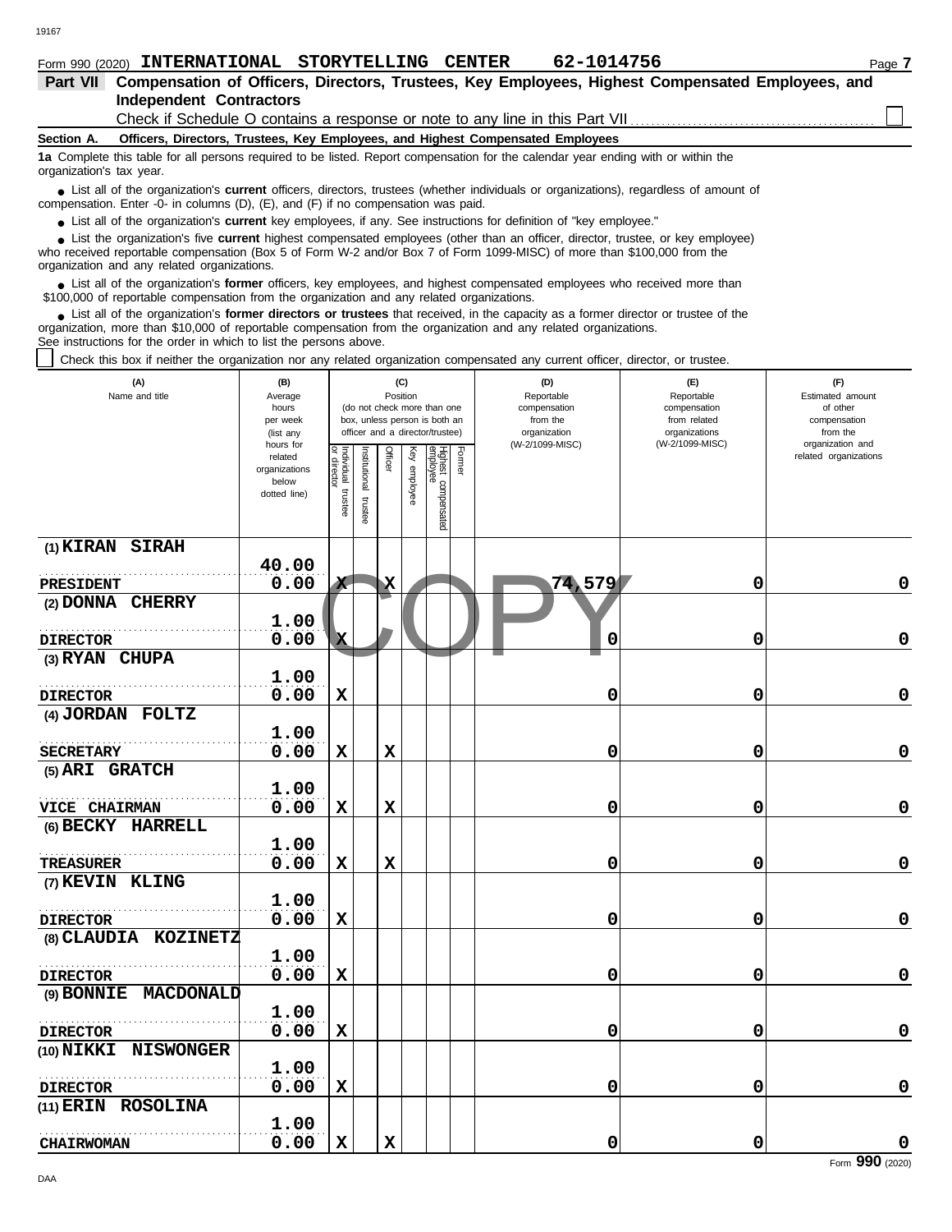Form 990 (2020) **INTERNATIONAL STORYTELLING CENTER 62-1014756** Page 7

**Part VII Compensation of Officers, Directors, Trustees, Key Employees, Highest Compensated Employees, and Independent Contractors**

Check if Schedule O contains a response or note to any line in this Part VII ☐

**Section A. Officers, Directors, Trustees, Key Employees, and Highest Compensated Employees**

**1a** Complete this table for all persons required to be listed. Report compensation for the calendar year ending with or within the organization's tax year.

- List all of the organization's **current** officers, directors, trustees (whether individuals or organizations), regardless of amount of compensation. Enter -0- in columns (D), (E), and (F) if no compensation was paid.
- List all of the organization's **current** key employees, if any. See instructions for definition of "key employee."
- List the organization's five **current** highest compensated employees (other than an officer, director, trustee, or key employee) who received reportable compensation (Box 5 of Form W-2 and/or Box 7 of Form 1099-MISC) of more than $100,000 from the organization and any related organizations.
- List all of the organization's **former** officers, key employees, and highest compensated employees who received more than $100,000 of reportable compensation from the organization and any related organizations.
- List all of the organization's **former directors or trustees** that received, in the capacity as a former director or trustee of the organization, more than $10,000 of reportable compensation from the organization and any related organizations.

See instructions for the order in which to list the persons above.

☐ Check this box if neither the organization nor any related organization compensated any current officer, director, or trustee.

| (A) Name and title | (B) Average hours per week (list any hours for related organizations below dotted line) | (C) Individual trustee or director | Institutional trustee | Officer | Key employee | Highest compensated employee | Former | (D) Reportable compensation from the organization (W-2/1099-MISC) | (E) Reportable compensation from related organizations (W-2/1099-MISC) | (F) Estimated amount of other compensation from the organization and related organizations |
|---|---|---|---|---|---|---|---|---|---|---|
| (1) KIRAN SIRAH<br>PRESIDENT | 40.00<br>0.00 | X | | X | | | | 74,579 | 0 | 0 |
| (2) DONNA CHERRY<br>DIRECTOR | 1.00<br>0.00 | X | | | | | | 0 | 0 | 0 |
| (3) RYAN CHUPA<br>DIRECTOR | 1.00<br>0.00 | X | | | | | | 0 | 0 | 0 |
| (4) JORDAN FOLTZ<br>SECRETARY | 1.00<br>0.00 | X | | X | | | | 0 | 0 | 0 |
| (5) ARI GRATCH<br>VICE CHAIRMAN | 1.00<br>0.00 | X | | X | | | | 0 | 0 | 0 |
| (6) BECKY HARRELL<br>TREASURER | 1.00<br>0.00 | X | | X | | | | 0 | 0 | 0 |
| (7) KEVIN KLING<br>DIRECTOR | 1.00<br>0.00 | X | | | | | | 0 | 0 | 0 |
| (8) CLAUDIA KOZINETZ<br>DIRECTOR | 1.00<br>0.00 | X | | | | | | 0 | 0 | 0 |
| (9) BONNIE MACDONALD<br>DIRECTOR | 1.00<br>0.00 | X | | | | | | 0 | 0 | 0 |
| (10) NIKKI NISWONGER<br>DIRECTOR | 1.00<br>0.00 | X | | | | | | 0 | 0 | 0 |
| (11) ERIN ROSOLINA<br>CHAIRWOMAN | 1.00<br>0.00 | X | | X | | | | 0 | 0 | 0 |

Form **990** (2020)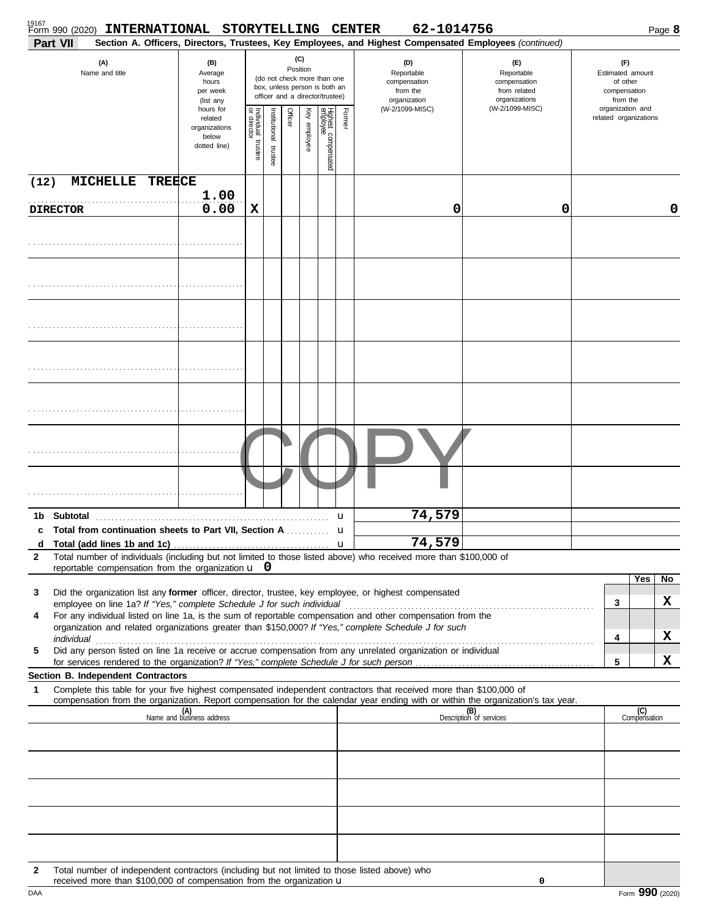Form 990 (2020) **INTERNATIONAL STORYTELLING CENTER 62-1014756** Page **8**

**Part VII** **Section A. Officers, Directors, Trustees, Key Employees, and Highest Compensated Employees** *(continued)*

| (A) Name and title | (B) Average hours per week (list any hours for related organizations below dotted line) | (C) Position: Individual trustee or director | Institutional trustee | Officer | Key employee | Highest compensated employee | Former | (D) Reportable compensation from the organization (W-2/1099-MISC) | (E) Reportable compensation from related organizations (W-2/1099-MISC) | (F) Estimated amount of other compensation from the organization and related organizations |
|---|---|---|---|---|---|---|---|---|---|---|
| (12) MICHELLE TREECE<br>DIRECTOR | 1.00<br>0.00 | X | | | | | | 0 | 0 | 0 |
| | | | | | | | | | | |
| | | | | | | | | | | |
| | | | | | | | | | | |
| | | | | | | | | | | |
| | | | | | | | | | | |
| | | | | | | | | | | |
| | | | | | | | | | | |
| **1b Subtotal** | | | | | | | | 74,579 | | |
| **c Total from continuation sheets to Part VII, Section A** | | | | | | | | | | |
| **d Total (add lines 1b and 1c)** | | | | | | | | 74,579 | | |

**2** Total number of individuals (including but not limited to those listed above) who received more than $100,000 of reportable compensation from the organization u 0

| | | Yes | No |
|---|---|---|---|
| **3** Did the organization list any **former** officer, director, trustee, key employee, or highest compensated employee on line 1a? *If "Yes," complete Schedule J for such individual* | 3 | | X |
| **4** For any individual listed on line 1a, is the sum of reportable compensation and other compensation from the organization and related organizations greater than $150,000? *If "Yes," complete Schedule J for such individual* | 4 | | X |
| **5** Did any person listed on line 1a receive or accrue compensation from any unrelated organization or individual for services rendered to the organization? *If "Yes," complete Schedule J for such person* | 5 | | X |

**Section B. Independent Contractors**

**1** Complete this table for your five highest compensated independent contractors that received more than $100,000 of compensation from the organization. Report compensation for the calendar year ending with or within the organization's tax year.

| (A) Name and business address | (B) Description of services | (C) Compensation |
|---|---|---|
| | | |
| | | |
| | | |
| | | |
| | | |

**2** Total number of independent contractors (including but not limited to those listed above) who received more than $100,000 of compensation from the organization u 0

Form **990** (2020)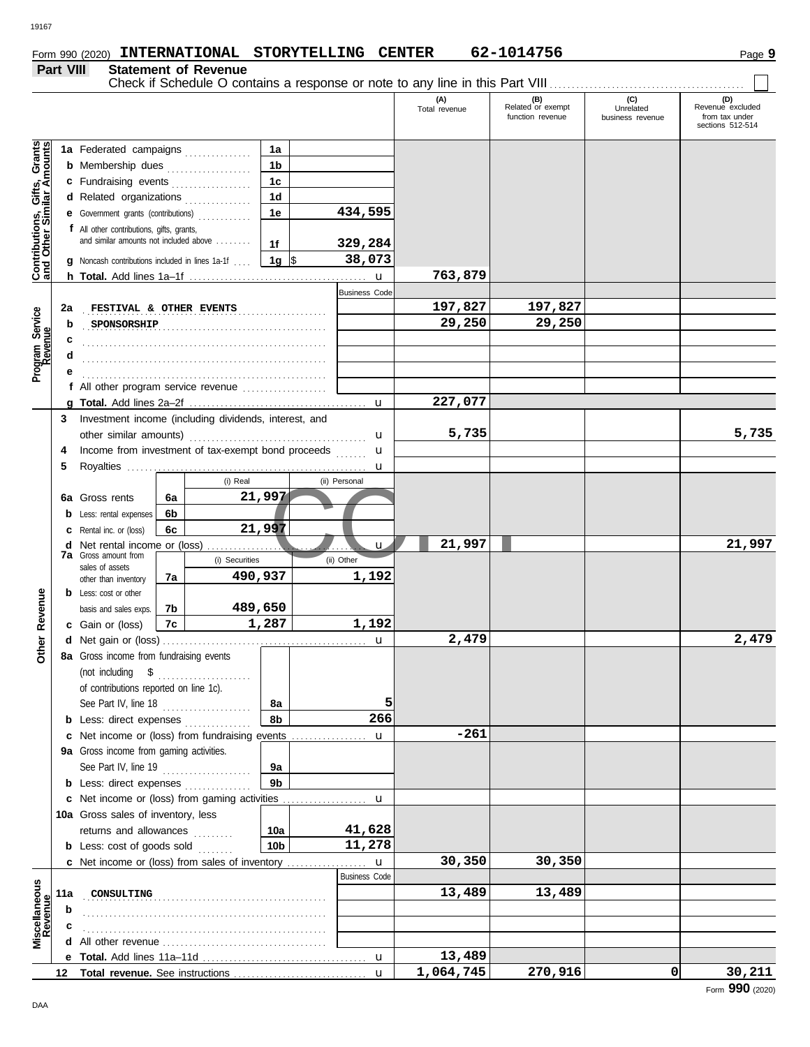Form 990 (2020) **INTERNATIONAL STORYTELLING CENTER 62-1014756** Page **9**

## Part VIII Statement of Revenue

Check if Schedule O contains a response or note to any line in this Part VIII ☐

| | | | | (A) Total revenue | (B) Related or exempt function revenue | (C) Unrelated business revenue | (D) Revenue excluded from tax under sections 512-514 |
|---|---|---|---|---|---|---|---|
| **Contributions, Gifts, Grants and Other Similar Amounts** | 1a Federated campaigns | 1a | | | | | |
| | b Membership dues | 1b | | | | | |
| | c Fundraising events | 1c | | | | | |
| | d Related organizations | 1d | | | | | |
| | e Government grants (contributions) | 1e | 434,595 | | | | |
| | f All other contributions, gifts, grants, and similar amounts not included above | 1f | 329,284 | | | | |
| | g Noncash contributions included in lines 1a-1f | 1g | $ 38,073 | | | | |
| | h **Total.** Add lines 1a–1f | | | 763,879 | | | |
| **Program Service Revenue** | | | Business Code | | | | |
| | 2a FESTIVAL & OTHER EVENTS | | | 197,827 | 197,827 | | |
| | b SPONSORSHIP | | | 29,250 | 29,250 | | |
| | c | | | | | | |
| | d | | | | | | |
| | e | | | | | | |
| | f All other program service revenue | | | | | | |
| | g **Total.** Add lines 2a–2f | | | 227,077 | | | |
| **Other Revenue** | 3 Investment income (including dividends, interest, and other similar amounts) | | | 5,735 | | | 5,735 |
| | 4 Income from investment of tax-exempt bond proceeds | | | | | | |
| | 5 Royalties | | | | | | |
| | | (i) Real | (ii) Personal | | | | |
| | 6a Gross rents (6a) | 21,997 | | | | | |
| | b Less: rental expenses (6b) | | | | | | |
| | c Rental inc. or (loss) (6c) | 21,997 | | | | | |
| | d Net rental income or (loss) | | | 21,997 | | | 21,997 |
| | | (i) Securities | (ii) Other | | | | |
| | 7a Gross amount from sales of assets other than inventory (7a) | 490,937 | 1,192 | | | | |
| | b Less: cost or other basis and sales exps. (7b) | 489,650 | | | | | |
| | c Gain or (loss) (7c) | 1,287 | 1,192 | | | | |
| | d Net gain or (loss) | | | 2,479 | | | 2,479 |
| | 8a Gross income from fundraising events (not including $ of contributions reported on line 1c). See Part IV, line 18 | 8a | 5 | | | | |
| | b Less: direct expenses | 8b | 266 | | | | |
| | c Net income or (loss) from fundraising events | | | -261 | | | |
| | 9a Gross income from gaming activities. See Part IV, line 19 | 9a | | | | | |
| | b Less: direct expenses | 9b | | | | | |
| | c Net income or (loss) from gaming activities | | | | | | |
| | 10a Gross sales of inventory, less returns and allowances | 10a | 41,628 | | | | |
| | b Less: cost of goods sold | 10b | 11,278 | | | | |
| | c Net income or (loss) from sales of inventory | | | 30,350 | 30,350 | | |
| **Miscellaneous Revenue** | | | Business Code | | | | |
| | 11a CONSULTING | | | 13,489 | 13,489 | | |
| | b | | | | | | |
| | c | | | | | | |
| | d All other revenue | | | | | | |
| | e **Total.** Add lines 11a–11d | | | 13,489 | | | |
| | 12 **Total revenue.** See instructions | | | 1,064,745 | 270,916 | 0 | 30,211 |

Form **990** (2020)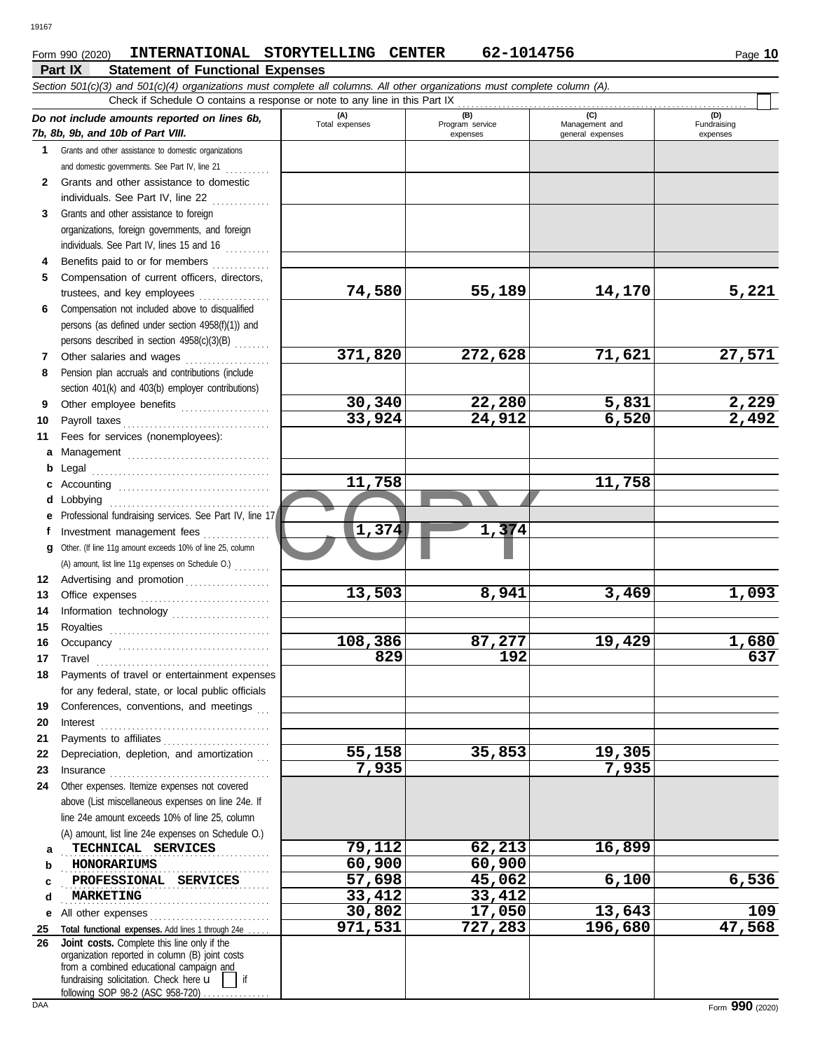Form 990 (2020) **INTERNATIONAL STORYTELLING CENTER 62-1014756** Page **10**

## Part IX Statement of Functional Expenses

*Section 501(c)(3) and 501(c)(4) organizations must complete all columns. All other organizations must complete column (A).*

Check if Schedule O contains a response or note to any line in this Part IX

| *Do not include amounts reported on lines 6b, 7b, 8b, 9b, and 10b of Part VIII.* | (A) Total expenses | (B) Program service expenses | (C) Management and general expenses | (D) Fundraising expenses |
|---|---|---|---|---|
| **1** Grants and other assistance to domestic organizations and domestic governments. See Part IV, line 21 | | | | |
| **2** Grants and other assistance to domestic individuals. See Part IV, line 22 | | | | |
| **3** Grants and other assistance to foreign organizations, foreign governments, and foreign individuals. See Part IV, lines 15 and 16 | | | | |
| **4** Benefits paid to or for members | | | | |
| **5** Compensation of current officers, directors, trustees, and key employees | 74,580 | 55,189 | 14,170 | 5,221 |
| **6** Compensation not included above to disqualified persons (as defined under section 4958(f)(1)) and persons described in section 4958(c)(3)(B) | | | | |
| **7** Other salaries and wages | 371,820 | 272,628 | 71,621 | 27,571 |
| **8** Pension plan accruals and contributions (include section 401(k) and 403(b) employer contributions) | | | | |
| **9** Other employee benefits | 30,340 | 22,280 | 5,831 | 2,229 |
| **10** Payroll taxes | 33,924 | 24,912 | 6,520 | 2,492 |
| **11** Fees for services (nonemployees): | | | | |
| **a** Management | | | | |
| **b** Legal | | | | |
| **c** Accounting | 11,758 | | 11,758 | |
| **d** Lobbying | | | | |
| **e** Professional fundraising services. See Part IV, line 17 | | | | |
| **f** Investment management fees | 1,374 | 1,374 | | |
| **g** Other. (If line 11g amount exceeds 10% of line 25, column (A) amount, list line 11g expenses on Schedule O.) | | | | |
| **12** Advertising and promotion | | | | |
| **13** Office expenses | 13,503 | 8,941 | 3,469 | 1,093 |
| **14** Information technology | | | | |
| **15** Royalties | | | | |
| **16** Occupancy | 108,386 | 87,277 | 19,429 | 1,680 |
| **17** Travel | 829 | 192 | | 637 |
| **18** Payments of travel or entertainment expenses for any federal, state, or local public officials | | | | |
| **19** Conferences, conventions, and meetings | | | | |
| **20** Interest | | | | |
| **21** Payments to affiliates | | | | |
| **22** Depreciation, depletion, and amortization | 55,158 | 35,853 | 19,305 | |
| **23** Insurance | 7,935 | | 7,935 | |
| **24** Other expenses. Itemize expenses not covered above (List miscellaneous expenses on line 24e. If line 24e amount exceeds 10% of line 25, column (A) amount, list line 24e expenses on Schedule O.) | | | | |
| **a** TECHNICAL SERVICES | 79,112 | 62,213 | 16,899 | |
| **b** HONORARIUMS | 60,900 | 60,900 | | |
| **c** PROFESSIONAL SERVICES | 57,698 | 45,062 | 6,100 | 6,536 |
| **d** MARKETING | 33,412 | 33,412 | | |
| **e** All other expenses | 30,802 | 17,050 | 13,643 | 109 |
| **25 Total functional expenses.** Add lines 1 through 24e | 971,531 | 727,283 | 196,680 | 47,568 |
| **26 Joint costs.** Complete this line only if the organization reported in column (B) joint costs from a combined educational campaign and fundraising solicitation. Check here ☐ if following SOP 98-2 (ASC 958-720) | | | | |

Form **990** (2020)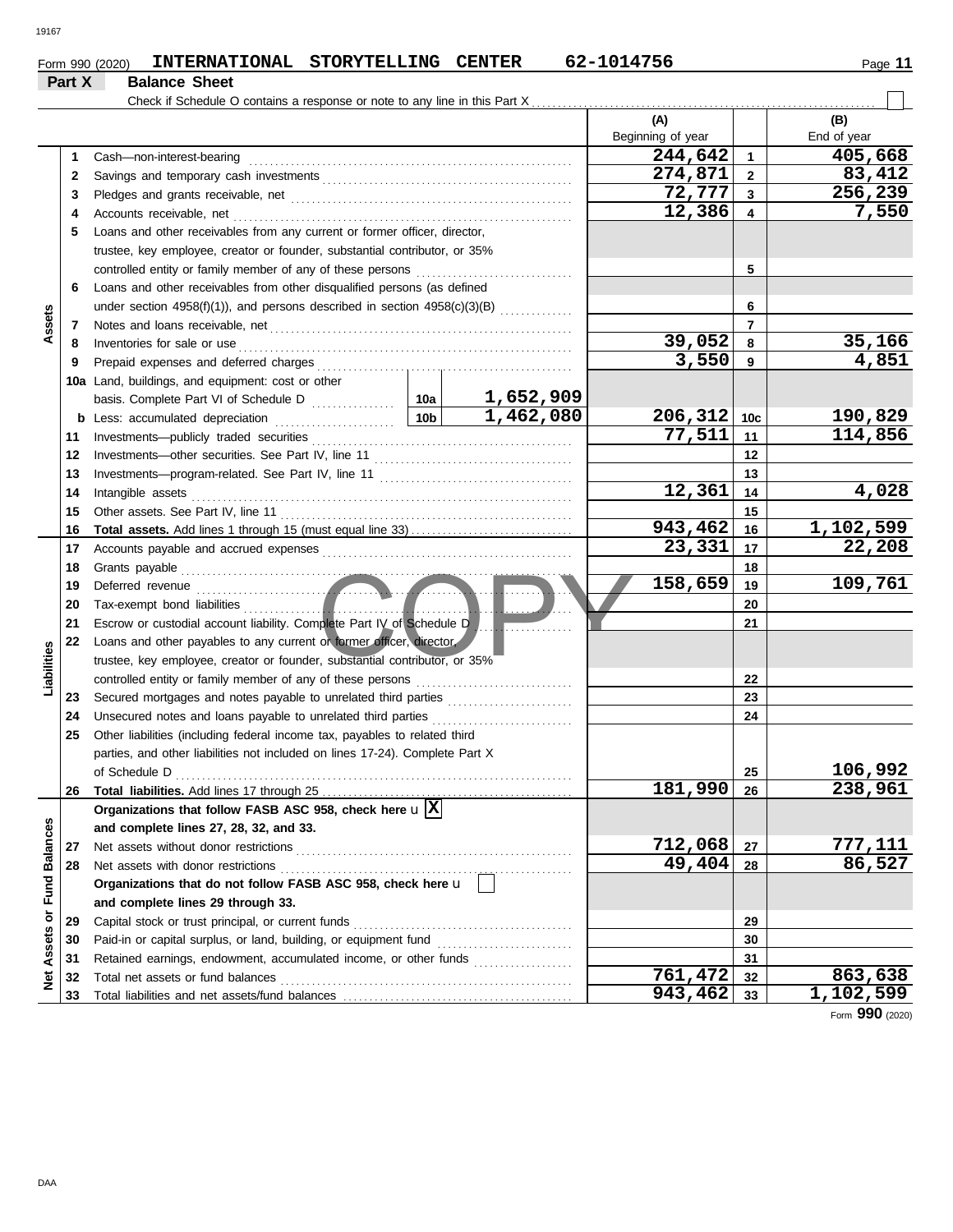Form 990 (2020) **INTERNATIONAL STORYTELLING CENTER** **62-1014756**

**Part X** **Balance Sheet**

Check if Schedule O contains a response or note to any line in this Part X ☐

| | | | | (A) Beginning of year | | (B) End of year |
|---|---|---|---|---|---|---|
| **Assets** | 1 | Cash—non-interest-bearing | | 244,642 | 1 | 405,668 |
| | 2 | Savings and temporary cash investments | | 274,871 | 2 | 83,412 |
| | 3 | Pledges and grants receivable, net | | 72,777 | 3 | 256,239 |
| | 4 | Accounts receivable, net | | 12,386 | 4 | 7,550 |
| | 5 | Loans and other receivables from any current or former officer, director, trustee, key employee, creator or founder, substantial contributor, or 35% controlled entity or family member of any of these persons | | | 5 | |
| | 6 | Loans and other receivables from other disqualified persons (as defined under section 4958(f)(1)), and persons described in section 4958(c)(3)(B) | | | 6 | |
| | 7 | Notes and loans receivable, net | | | 7 | |
| | 8 | Inventories for sale or use | | 39,052 | 8 | 35,166 |
| | 9 | Prepaid expenses and deferred charges | | 3,550 | 9 | 4,851 |
| | 10a | Land, buildings, and equipment: cost or other basis. Complete Part VI of Schedule D | 10a 1,652,909 | | | |
| | b | Less: accumulated depreciation | 10b 1,462,080 | 206,312 | 10c | 190,829 |
| | 11 | Investments—publicly traded securities | | 77,511 | 11 | 114,856 |
| | 12 | Investments—other securities. See Part IV, line 11 | | | 12 | |
| | 13 | Investments—program-related. See Part IV, line 11 | | | 13 | |
| | 14 | Intangible assets | | 12,361 | 14 | 4,028 |
| | 15 | Other assets. See Part IV, line 11 | | | 15 | |
| | 16 | **Total assets.** Add lines 1 through 15 (must equal line 33) | | 943,462 | 16 | 1,102,599 |
| **Liabilities** | 17 | Accounts payable and accrued expenses | | 23,331 | 17 | 22,208 |
| | 18 | Grants payable | | | 18 | |
| | 19 | Deferred revenue | | 158,659 | 19 | 109,761 |
| | 20 | Tax-exempt bond liabilities | | | 20 | |
| | 21 | Escrow or custodial account liability. Complete Part IV of Schedule D | | | 21 | |
| | 22 | Loans and other payables to any current or former officer, director, trustee, key employee, creator or founder, substantial contributor, or 35% controlled entity or family member of any of these persons | | | 22 | |
| | 23 | Secured mortgages and notes payable to unrelated third parties | | | 23 | |
| | 24 | Unsecured notes and loans payable to unrelated third parties | | | 24 | |
| | 25 | Other liabilities (including federal income tax, payables to related third parties, and other liabilities not included on lines 17-24). Complete Part X of Schedule D | | | 25 | 106,992 |
| | 26 | **Total liabilities.** Add lines 17 through 25 | | 181,990 | 26 | 238,961 |
| **Net Assets or Fund Balances** | | **Organizations that follow FASB ASC 958, check here** ☒ **and complete lines 27, 28, 32, and 33.** | | | | |
| | 27 | Net assets without donor restrictions | | 712,068 | 27 | 777,111 |
| | 28 | Net assets with donor restrictions | | 49,404 | 28 | 86,527 |
| | | **Organizations that do not follow FASB ASC 958, check here** ☐ **and complete lines 29 through 33.** | | | | |
| | 29 | Capital stock or trust principal, or current funds | | | 29 | |
| | 30 | Paid-in or capital surplus, or land, building, or equipment fund | | | 30 | |
| | 31 | Retained earnings, endowment, accumulated income, or other funds | | | 31 | |
| | 32 | Total net assets or fund balances | | 761,472 | 32 | 863,638 |
| | 33 | Total liabilities and net assets/fund balances | | 943,462 | 33 | 1,102,599 |

Form **990** (2020)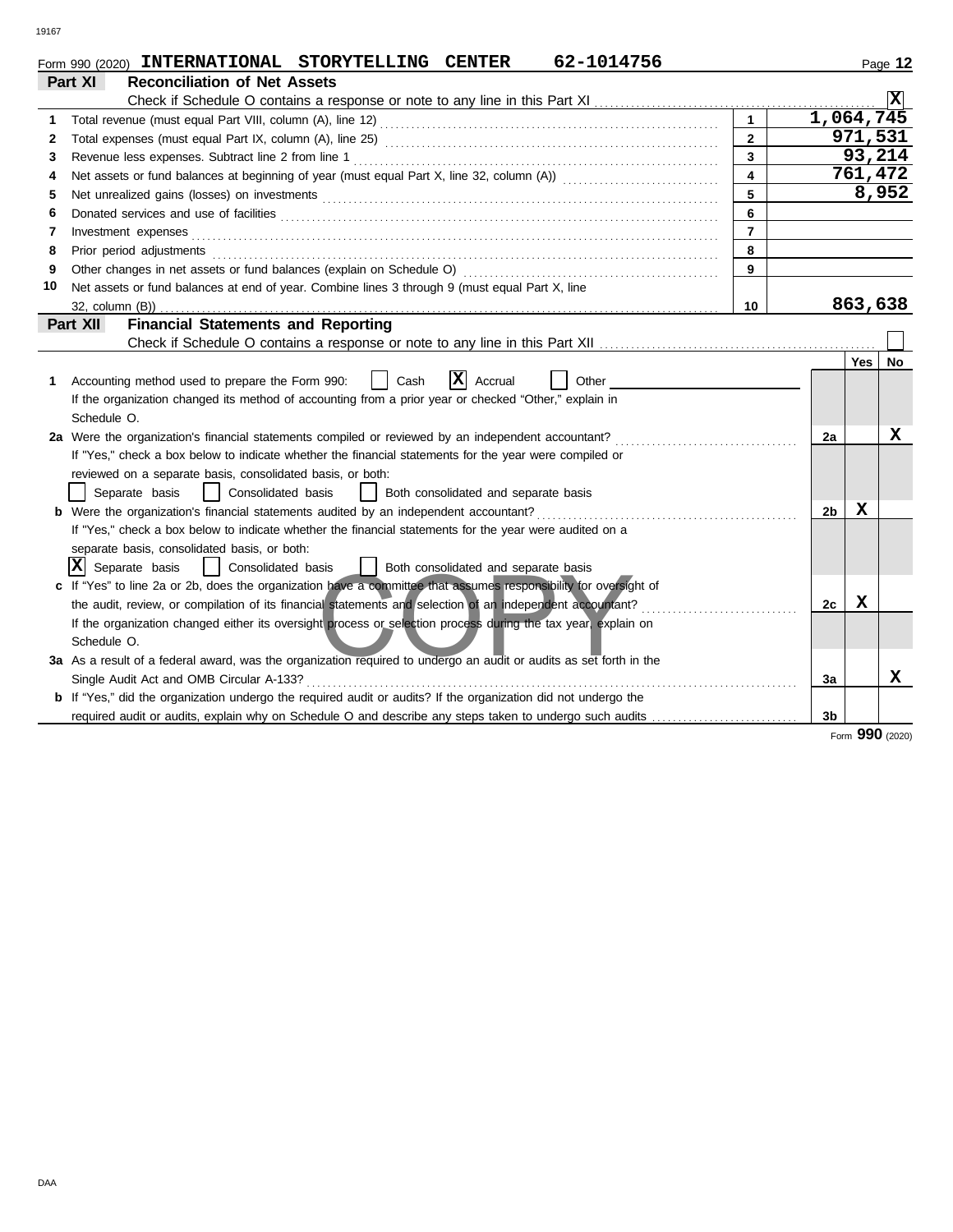Form 990 (2020) **INTERNATIONAL STORYTELLING CENTER 62-1014756**

## Part XI Reconciliation of Net Assets

Check if Schedule O contains a response or note to any line in this Part XI .......... [X]

| | | | |
|---|---|---|---|
| 1 | Total revenue (must equal Part VIII, column (A), line 12) | 1 | 1,064,745 |
| 2 | Total expenses (must equal Part IX, column (A), line 25) | 2 | 971,531 |
| 3 | Revenue less expenses. Subtract line 2 from line 1 | 3 | 93,214 |
| 4 | Net assets or fund balances at beginning of year (must equal Part X, line 32, column (A)) | 4 | 761,472 |
| 5 | Net unrealized gains (losses) on investments | 5 | 8,952 |
| 6 | Donated services and use of facilities | 6 | |
| 7 | Investment expenses | 7 | |
| 8 | Prior period adjustments | 8 | |
| 9 | Other changes in net assets or fund balances (explain on Schedule O) | 9 | |
| 10 | Net assets or fund balances at end of year. Combine lines 3 through 9 (must equal Part X, line 32, column (B)) | 10 | 863,638 |

## Part XII Financial Statements and Reporting

Check if Schedule O contains a response or note to any line in this Part XII .......... [ ]

| | | | Yes | No |
|---|---|---|---|---|
| 1 | Accounting method used to prepare the Form 990: [ ] Cash [X] Accrual [ ] Other ______<br>If the organization changed its method of accounting from a prior year or checked "Other," explain in Schedule O. | | | |
| 2a | Were the organization's financial statements compiled or reviewed by an independent accountant? | 2a | | X |
| | If "Yes," check a box below to indicate whether the financial statements for the year were compiled or reviewed on a separate basis, consolidated basis, or both:<br>[ ] Separate basis [ ] Consolidated basis [ ] Both consolidated and separate basis | | | |
| b | Were the organization's financial statements audited by an independent accountant? | 2b | X | |
| | If "Yes," check a box below to indicate whether the financial statements for the year were audited on a separate basis, consolidated basis, or both:<br>[X] Separate basis [ ] Consolidated basis [ ] Both consolidated and separate basis | | | |
| c | If "Yes" to line 2a or 2b, does the organization have a committee that assumes responsibility for oversight of the audit, review, or compilation of its financial statements and selection of an independent accountant? | 2c | X | |
| | If the organization changed either its oversight process or selection process during the tax year, explain on Schedule O. | | | |
| 3a | As a result of a federal award, was the organization required to undergo an audit or audits as set forth in the Single Audit Act and OMB Circular A-133? | 3a | | X |
| b | If "Yes," did the organization undergo the required audit or audits? If the organization did not undergo the required audit or audits, explain why on Schedule O and describe any steps taken to undergo such audits | 3b | | |

Form **990** (2020)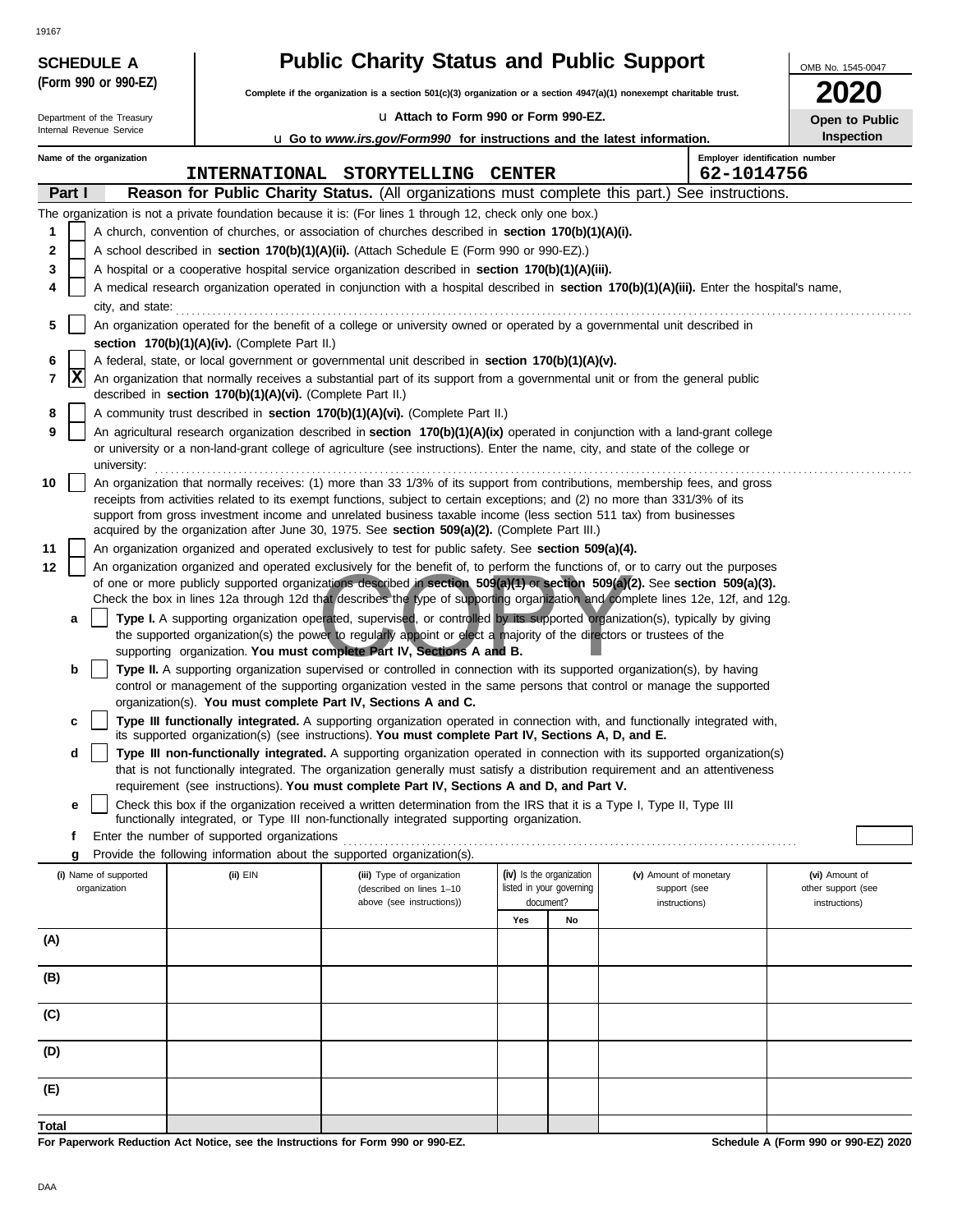19167

**SCHEDULE A**
**(Form 990 or 990-EZ)**

Department of the Treasury
Internal Revenue Service

# Public Charity Status and Public Support

**Complete if the organization is a section 501(c)(3) organization or a section 4947(a)(1) nonexempt charitable trust.**

u **Attach to Form 990 or Form 990-EZ.**

u **Go to** ***www.irs.gov/Form990*** **for instructions and the latest information.**

OMB No. 1545-0047

**2020**

**Open to Public Inspection**

Name of the organization: **INTERNATIONAL STORYTELLING CENTER**

Employer identification number: **62-1014756**

## Part I — Reason for Public Charity Status. (All organizations must complete this part.) See instructions.

The organization is not a private foundation because it is: (For lines 1 through 12, check only one box.)

1 [ ] A church, convention of churches, or association of churches described in **section 170(b)(1)(A)(i).**

2 [ ] A school described in **section 170(b)(1)(A)(ii).** (Attach Schedule E (Form 990 or 990-EZ).)

3 [ ] A hospital or a cooperative hospital service organization described in **section 170(b)(1)(A)(iii).**

4 [ ] A medical research organization operated in conjunction with a hospital described in **section 170(b)(1)(A)(iii).** Enter the hospital's name, city, and state:

5 [ ] An organization operated for the benefit of a college or university owned or operated by a governmental unit described in **section 170(b)(1)(A)(iv).** (Complete Part II.)

6 [ ] A federal, state, or local government or governmental unit described in **section 170(b)(1)(A)(v).**

7 [X] An organization that normally receives a substantial part of its support from a governmental unit or from the general public described in **section 170(b)(1)(A)(vi).** (Complete Part II.)

8 [ ] A community trust described in **section 170(b)(1)(A)(vi).** (Complete Part II.)

9 [ ] An agricultural research organization described in **section 170(b)(1)(A)(ix)** operated in conjunction with a land-grant college or university or a non-land-grant college of agriculture (see instructions). Enter the name, city, and state of the college or university:

10 [ ] An organization that normally receives: (1) more than 33 1/3% of its support from contributions, membership fees, and gross receipts from activities related to its exempt functions, subject to certain exceptions; and (2) no more than 331/3% of its support from gross investment income and unrelated business taxable income (less section 511 tax) from businesses acquired by the organization after June 30, 1975. See **section 509(a)(2).** (Complete Part III.)

11 [ ] An organization organized and operated exclusively to test for public safety. See **section 509(a)(4).**

12 [ ] An organization organized and operated exclusively for the benefit of, to perform the functions of, or to carry out the purposes of one or more publicly supported organizations described in **section 509(a)(1)** or **section 509(a)(2).** See **section 509(a)(3).** Check the box in lines 12a through 12d that describes the type of supporting organization and complete lines 12e, 12f, and 12g.

a [ ] **Type I.** A supporting organization operated, supervised, or controlled by its supported organization(s), typically by giving the supported organization(s) the power to regularly appoint or elect a majority of the directors or trustees of the supporting organization. **You must complete Part IV, Sections A and B.**

b [ ] **Type II.** A supporting organization supervised or controlled in connection with its supported organization(s), by having control or management of the supporting organization vested in the same persons that control or manage the supported organization(s). **You must complete Part IV, Sections A and C.**

c [ ] **Type III functionally integrated.** A supporting organization operated in connection with, and functionally integrated with, its supported organization(s) (see instructions). **You must complete Part IV, Sections A, D, and E.**

d [ ] **Type III non-functionally integrated.** A supporting organization operated in connection with its supported organization(s) that is not functionally integrated. The organization generally must satisfy a distribution requirement and an attentiveness requirement (see instructions). **You must complete Part IV, Sections A and D, and Part V.**

e [ ] Check this box if the organization received a written determination from the IRS that it is a Type I, Type II, Type III functionally integrated, or Type III non-functionally integrated supporting organization.

f Enter the number of supported organizations

g Provide the following information about the supported organization(s).

| (i) Name of supported organization | (ii) EIN | (iii) Type of organization (described on lines 1–10 above (see instructions)) | (iv) Is the organization listed in your governing document? Yes | No | (v) Amount of monetary support (see instructions) | (vi) Amount of other support (see instructions) |
|---|---|---|---|---|---|---|
| (A) | | | | | | |
| (B) | | | | | | |
| (C) | | | | | | |
| (D) | | | | | | |
| (E) | | | | | | |
| Total | | | | | | |

**For Paperwork Reduction Act Notice, see the Instructions for Form 990 or 990-EZ.**

**Schedule A (Form 990 or 990-EZ) 2020**

DAA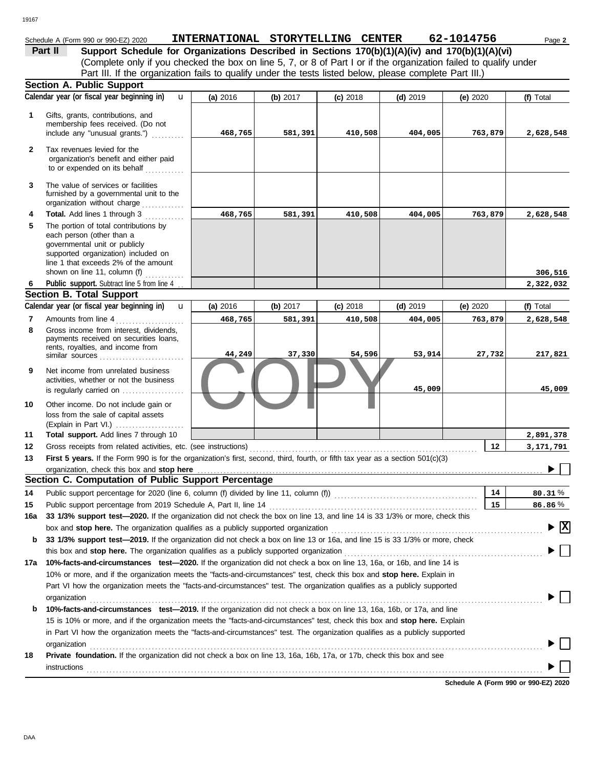Schedule A (Form 990 or 990-EZ) 2020 **INTERNATIONAL STORYTELLING CENTER 62-1014756**

**Part II** **Support Schedule for Organizations Described in Sections 170(b)(1)(A)(iv) and 170(b)(1)(A)(vi)**
(Complete only if you checked the box on line 5, 7, or 8 of Part I or if the organization failed to qualify under Part III. If the organization fails to qualify under the tests listed below, please complete Part III.)

**Section A. Public Support**

| | Calendar year (or fiscal year beginning in) | (a) 2016 | (b) 2017 | (c) 2018 | (d) 2019 | (e) 2020 | (f) Total |
|---|---|---|---|---|---|---|---|
| 1 | Gifts, grants, contributions, and membership fees received. (Do not include any "unusual grants.") | 468,765 | 581,391 | 410,508 | 404,005 | 763,879 | 2,628,548 |
| 2 | Tax revenues levied for the organization's benefit and either paid to or expended on its behalf | | | | | | |
| 3 | The value of services or facilities furnished by a governmental unit to the organization without charge | | | | | | |
| 4 | **Total.** Add lines 1 through 3 | 468,765 | 581,391 | 410,508 | 404,005 | 763,879 | 2,628,548 |
| 5 | The portion of total contributions by each person (other than a governmental unit or publicly supported organization) included on line 1 that exceeds 2% of the amount shown on line 11, column (f) | | | | | | 306,516 |
| 6 | **Public support.** Subtract line 5 from line 4 | | | | | | 2,322,032 |

**Section B. Total Support**

| | Calendar year (or fiscal year beginning in) | (a) 2016 | (b) 2017 | (c) 2018 | (d) 2019 | (e) 2020 | (f) Total |
|---|---|---|---|---|---|---|---|
| 7 | Amounts from line 4 | 468,765 | 581,391 | 410,508 | 404,005 | 763,879 | 2,628,548 |
| 8 | Gross income from interest, dividends, payments received on securities loans, rents, royalties, and income from similar sources | 44,249 | 37,330 | 54,596 | 53,914 | 27,732 | 217,821 |
| 9 | Net income from unrelated business activities, whether or not the business is regularly carried on | | | | 45,009 | | 45,009 |
| 10 | Other income. Do not include gain or loss from the sale of capital assets (Explain in Part VI.) | | | | | | |
| 11 | **Total support.** Add lines 7 through 10 | | | | | | 2,891,378 |
| 12 | Gross receipts from related activities, etc. (see instructions) | | | | | 12 | 3,171,791 |

13 **First 5 years.** If the Form 990 is for the organization's first, second, third, fourth, or fifth tax year as a section 501(c)(3) organization, check this box and **stop here** ☐

**Section C. Computation of Public Support Percentage**

| | | | |
|---|---|---|---|
| 14 | Public support percentage for 2020 (line 6, column (f) divided by line 11, column (f)) | 14 | 80.31 % |
| 15 | Public support percentage from 2019 Schedule A, Part II, line 14 | 15 | 86.86 % |

**16a** **33 1/3% support test—2020.** If the organization did not check the box on line 13, and line 14 is 33 1/3% or more, check this box and **stop here.** The organization qualifies as a publicly supported organization ☒

**b** **33 1/3% support test—2019.** If the organization did not check a box on line 13 or 16a, and line 15 is 33 1/3% or more, check this box and **stop here.** The organization qualifies as a publicly supported organization ☐

**17a** **10%-facts-and-circumstances test—2020.** If the organization did not check a box on line 13, 16a, or 16b, and line 14 is 10% or more, and if the organization meets the "facts-and-circumstances" test, check this box and **stop here.** Explain in Part VI how the organization meets the "facts-and-circumstances" test. The organization qualifies as a publicly supported organization ☐

**b** **10%-facts-and-circumstances test—2019.** If the organization did not check a box on line 13, 16a, 16b, or 17a, and line 15 is 10% or more, and if the organization meets the "facts-and-circumstances" test, check this box and **stop here.** Explain in Part VI how the organization meets the "facts-and-circumstances" test. The organization qualifies as a publicly supported organization ☐

**18** **Private foundation.** If the organization did not check a box on line 13, 16a, 16b, 17a, or 17b, check this box and see instructions ☐

**Schedule A (Form 990 or 990-EZ) 2020**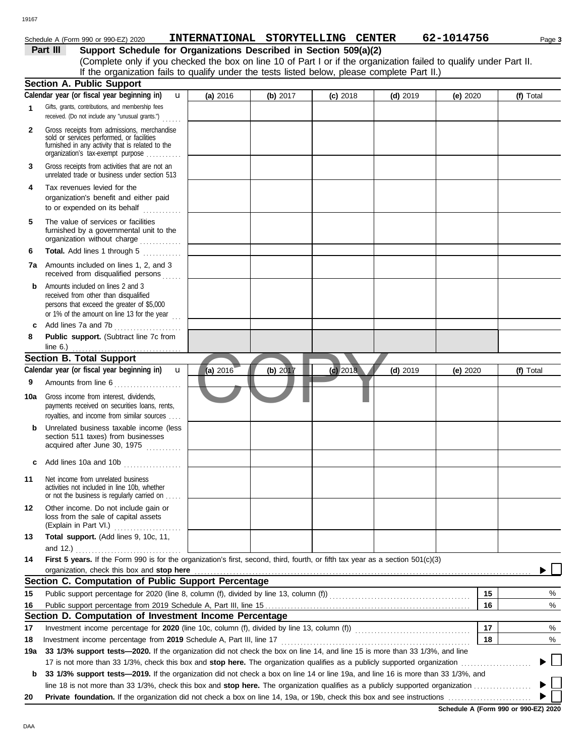Schedule A (Form 990 or 990-EZ) 2020 **INTERNATIONAL STORYTELLING CENTER** **62-1014756**

**Part III** **Support Schedule for Organizations Described in Section 509(a)(2)**

(Complete only if you checked the box on line 10 of Part I or if the organization failed to qualify under Part II. If the organization fails to qualify under the tests listed below, please complete Part II.)

## Section A. Public Support

| Calendar year (or fiscal year beginning in) | (a) 2016 | (b) 2017 | (c) 2018 | (d) 2019 | (e) 2020 | (f) Total |
|---|---|---|---|---|---|---|
| **1** Gifts, grants, contributions, and membership fees received. (Do not include any "unusual grants.") | | | | | | |
| **2** Gross receipts from admissions, merchandise sold or services performed, or facilities furnished in any activity that is related to the organization's tax-exempt purpose | | | | | | |
| **3** Gross receipts from activities that are not an unrelated trade or business under section 513 | | | | | | |
| **4** Tax revenues levied for the organization's benefit and either paid to or expended on its behalf | | | | | | |
| **5** The value of services or facilities furnished by a governmental unit to the organization without charge | | | | | | |
| **6** **Total.** Add lines 1 through 5 | | | | | | |
| **7a** Amounts included on lines 1, 2, and 3 received from disqualified persons | | | | | | |
| **b** Amounts included on lines 2 and 3 received from other than disqualified persons that exceed the greater of $5,000 or 1% of the amount on line 13 for the year | | | | | | |
| **c** Add lines 7a and 7b | | | | | | |
| **8** **Public support.** (Subtract line 7c from line 6.) | | | | | | |

## Section B. Total Support

| Calendar year (or fiscal year beginning in) | (a) 2016 | (b) 2017 | (c) 2018 | (d) 2019 | (e) 2020 | (f) Total |
|---|---|---|---|---|---|---|
| **9** Amounts from line 6 | | | | | | |
| **10a** Gross income from interest, dividends, payments received on securities loans, rents, royalties, and income from similar sources | | | | | | |
| **b** Unrelated business taxable income (less section 511 taxes) from businesses acquired after June 30, 1975 | | | | | | |
| **c** Add lines 10a and 10b | | | | | | |
| **11** Net income from unrelated business activities not included in line 10b, whether or not the business is regularly carried on | | | | | | |
| **12** Other income. Do not include gain or loss from the sale of capital assets (Explain in Part VI.) | | | | | | |
| **13** **Total support.** (Add lines 9, 10c, 11, and 12.) | | | | | | |

**14** **First 5 years.** If the Form 990 is for the organization's first, second, third, fourth, or fifth tax year as a section 501(c)(3) organization, check this box and **stop here** ☐

## Section C. Computation of Public Support Percentage

| | | | |
|---|---|---|---|
| **15** | Public support percentage for 2020 (line 8, column (f), divided by line 13, column (f)) | 15 | % |
| **16** | Public support percentage from 2019 Schedule A, Part III, line 15 | 16 | % |

## Section D. Computation of Investment Income Percentage

| | | | |
|---|---|---|---|
| **17** | Investment income percentage for **2020** (line 10c, column (f), divided by line 13, column (f)) | 17 | % |
| **18** | Investment income percentage from **2019** Schedule A, Part III, line 17 | 18 | % |

**19a** **33 1/3% support tests—2020.** If the organization did not check the box on line 14, and line 15 is more than 33 1/3%, and line 17 is not more than 33 1/3%, check this box and **stop here.** The organization qualifies as a publicly supported organization ☐

**b** **33 1/3% support tests—2019.** If the organization did not check a box on line 14 or line 19a, and line 16 is more than 33 1/3%, and line 18 is not more than 33 1/3%, check this box and **stop here.** The organization qualifies as a publicly supported organization ☐

**20** **Private foundation.** If the organization did not check a box on line 14, 19a, or 19b, check this box and see instructions ☐

**Schedule A (Form 990 or 990-EZ) 2020**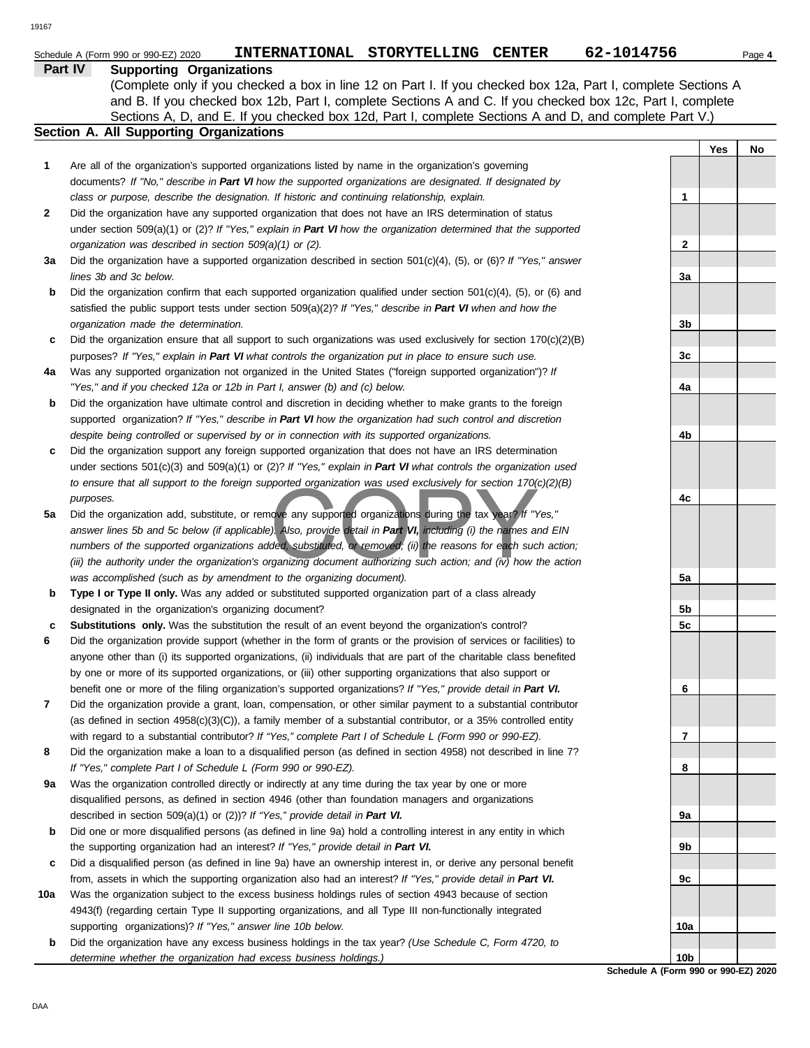Schedule A (Form 990 or 990-EZ) 2020 **INTERNATIONAL STORYTELLING CENTER 62-1014756**

**Part IV Supporting Organizations**

(Complete only if you checked a box in line 12 on Part I. If you checked box 12a, Part I, complete Sections A and B. If you checked box 12b, Part I, complete Sections A and C. If you checked box 12c, Part I, complete Sections A, D, and E. If you checked box 12d, Part I, complete Sections A and D, and complete Part V.)

## Section A. All Supporting Organizations

| | | | Yes | No |
|---|---|---|---|---|
| 1 | Are all of the organization's supported organizations listed by name in the organization's governing documents? *If "No," describe in **Part VI** how the supported organizations are designated. If designated by class or purpose, describe the designation. If historic and continuing relationship, explain.* | 1 | | |
| 2 | Did the organization have any supported organization that does not have an IRS determination of status under section 509(a)(1) or (2)? *If "Yes," explain in **Part VI** how the organization determined that the supported organization was described in section 509(a)(1) or (2).* | 2 | | |
| 3a | Did the organization have a supported organization described in section 501(c)(4), (5), or (6)? *If "Yes," answer lines 3b and 3c below.* | 3a | | |
| b | Did the organization confirm that each supported organization qualified under section 501(c)(4), (5), or (6) and satisfied the public support tests under section 509(a)(2)? *If "Yes," describe in **Part VI** when and how the organization made the determination.* | 3b | | |
| c | Did the organization ensure that all support to such organizations was used exclusively for section 170(c)(2)(B) purposes? *If "Yes," explain in **Part VI** what controls the organization put in place to ensure such use.* | 3c | | |
| 4a | Was any supported organization not organized in the United States ("foreign supported organization")? *If "Yes," and if you checked 12a or 12b in Part I, answer (b) and (c) below.* | 4a | | |
| b | Did the organization have ultimate control and discretion in deciding whether to make grants to the foreign supported organization? *If "Yes," describe in **Part VI** how the organization had such control and discretion despite being controlled or supervised by or in connection with its supported organizations.* | 4b | | |
| c | Did the organization support any foreign supported organization that does not have an IRS determination under sections 501(c)(3) and 509(a)(1) or (2)? *If "Yes," explain in **Part VI** what controls the organization used to ensure that all support to the foreign supported organization was used exclusively for section 170(c)(2)(B) purposes.* | 4c | | |
| 5a | Did the organization add, substitute, or remove any supported organizations during the tax year? *If "Yes," answer lines 5b and 5c below (if applicable). Also, provide detail in **Part VI,** including (i) the names and EIN numbers of the supported organizations added, substituted, or removed; (ii) the reasons for each such action; (iii) the authority under the organization's organizing document authorizing such action; and (iv) how the action was accomplished (such as by amendment to the organizing document).* | 5a | | |
| b | **Type I or Type II only.** Was any added or substituted supported organization part of a class already designated in the organization's organizing document? | 5b | | |
| c | **Substitutions only.** Was the substitution the result of an event beyond the organization's control? | 5c | | |
| 6 | Did the organization provide support (whether in the form of grants or the provision of services or facilities) to anyone other than (i) its supported organizations, (ii) individuals that are part of the charitable class benefited by one or more of its supported organizations, or (iii) other supporting organizations that also support or benefit one or more of the filing organization's supported organizations? *If "Yes," provide detail in **Part VI.*** | 6 | | |
| 7 | Did the organization provide a grant, loan, compensation, or other similar payment to a substantial contributor (as defined in section 4958(c)(3)(C)), a family member of a substantial contributor, or a 35% controlled entity with regard to a substantial contributor? *If "Yes," complete Part I of Schedule L (Form 990 or 990-EZ).* | 7 | | |
| 8 | Did the organization make a loan to a disqualified person (as defined in section 4958) not described in line 7? *If "Yes," complete Part I of Schedule L (Form 990 or 990-EZ).* | 8 | | |
| 9a | Was the organization controlled directly or indirectly at any time during the tax year by one or more disqualified persons, as defined in section 4946 (other than foundation managers and organizations described in section 509(a)(1) or (2))? *If "Yes," provide detail in **Part VI.*** | 9a | | |
| b | Did one or more disqualified persons (as defined in line 9a) hold a controlling interest in any entity in which the supporting organization had an interest? *If "Yes," provide detail in **Part VI.*** | 9b | | |
| c | Did a disqualified person (as defined in line 9a) have an ownership interest in, or derive any personal benefit from, assets in which the supporting organization also had an interest? *If "Yes," provide detail in **Part VI.*** | 9c | | |
| 10a | Was the organization subject to the excess business holdings rules of section 4943 because of section 4943(f) (regarding certain Type II supporting organizations, and all Type III non-functionally integrated supporting organizations)? *If "Yes," answer line 10b below.* | 10a | | |
| b | Did the organization have any excess business holdings in the tax year? *(Use Schedule C, Form 4720, to determine whether the organization had excess business holdings.)* | 10b | | |

**Schedule A (Form 990 or 990-EZ) 2020**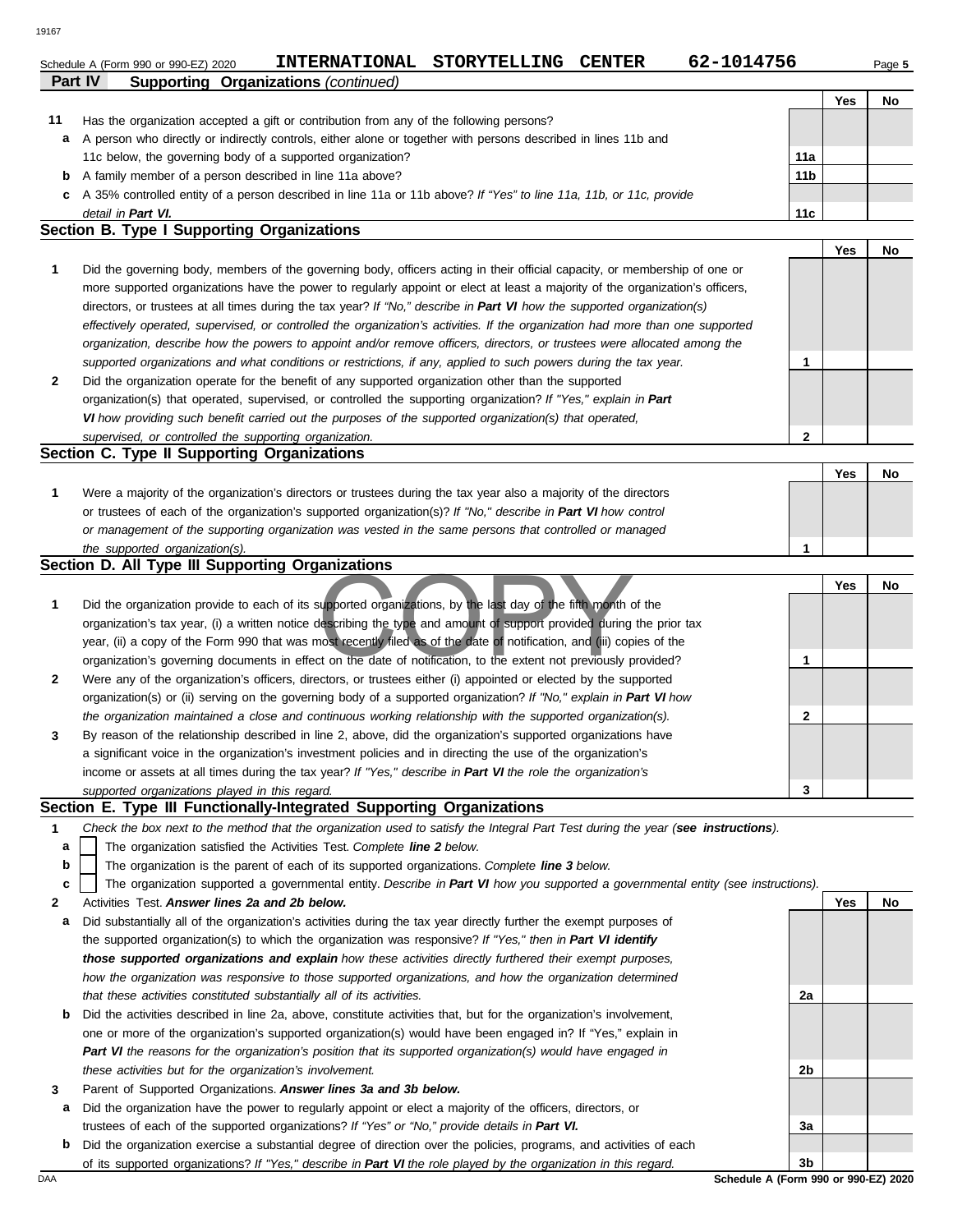Schedule A (Form 990 or 990-EZ) 2020 **INTERNATIONAL STORYTELLING CENTER** **62-1014756**

**Part IV** **Supporting Organizations** *(continued)*

| | | | Yes | No |
|---|---|---|---|---|
| **11** | Has the organization accepted a gift or contribution from any of the following persons? | | | |
| **a** | A person who directly or indirectly controls, either alone or together with persons described in lines 11b and 11c below, the governing body of a supported organization? | **11a** | | |
| **b** | A family member of a person described in line 11a above? | **11b** | | |
| **c** | A 35% controlled entity of a person described in line 11a or 11b above? *If "Yes" to line 11a, 11b, or 11c, provide detail in* ***Part VI.*** | **11c** | | |

## Section B. Type I Supporting Organizations

| | | | Yes | No |
|---|---|---|---|---|
| **1** | Did the governing body, members of the governing body, officers acting in their official capacity, or membership of one or more supported organizations have the power to regularly appoint or elect at least a majority of the organization's officers, directors, or trustees at all times during the tax year? *If "No," describe in* ***Part VI*** *how the supported organization(s) effectively operated, supervised, or controlled the organization's activities. If the organization had more than one supported organization, describe how the powers to appoint and/or remove officers, directors, or trustees were allocated among the supported organizations and what conditions or restrictions, if any, applied to such powers during the tax year.* | **1** | | |
| **2** | Did the organization operate for the benefit of any supported organization other than the supported organization(s) that operated, supervised, or controlled the supporting organization? *If "Yes," explain in* ***Part VI*** *how providing such benefit carried out the purposes of the supported organization(s) that operated, supervised, or controlled the supporting organization.* | **2** | | |

## Section C. Type II Supporting Organizations

| | | | Yes | No |
|---|---|---|---|---|
| **1** | Were a majority of the organization's directors or trustees during the tax year also a majority of the directors or trustees of each of the organization's supported organization(s)? *If "No," describe in* ***Part VI*** *how control or management of the supporting organization was vested in the same persons that controlled or managed the supported organization(s).* | **1** | | |

## Section D. All Type III Supporting Organizations

| | | | Yes | No |
|---|---|---|---|---|
| **1** | Did the organization provide to each of its supported organizations, by the last day of the fifth month of the organization's tax year, (i) a written notice describing the type and amount of support provided during the prior tax year, (ii) a copy of the Form 990 that was most recently filed as of the date of notification, and (iii) copies of the organization's governing documents in effect on the date of notification, to the extent not previously provided? | **1** | | |
| **2** | Were any of the organization's officers, directors, or trustees either (i) appointed or elected by the supported organization(s) or (ii) serving on the governing body of a supported organization? *If "No," explain in* ***Part VI*** *how the organization maintained a close and continuous working relationship with the supported organization(s).* | **2** | | |
| **3** | By reason of the relationship described in line 2, above, did the organization's supported organizations have a significant voice in the organization's investment policies and in directing the use of the organization's income or assets at all times during the tax year? *If "Yes," describe in* ***Part VI*** *the role the organization's supported organizations played in this regard.* | **3** | | |

## Section E. Type III Functionally-Integrated Supporting Organizations

**1** *Check the box next to the method that the organization used to satisfy the Integral Part Test during the year (****see instructions****).*

- **a** ☐ The organization satisfied the Activities Test. *Complete* ***line 2*** *below.*
- **b** ☐ The organization is the parent of each of its supported organizations. *Complete* ***line 3*** *below.*
- **c** ☐ The organization supported a governmental entity. *Describe in* ***Part VI*** *how you supported a governmental entity (see instructions).*

| | | | Yes | No |
|---|---|---|---|---|
| **2** | Activities Test. ***Answer lines 2a and 2b below.*** | | | |
| **a** | Did substantially all of the organization's activities during the tax year directly further the exempt purposes of the supported organization(s) to which the organization was responsive? *If "Yes," then in* ***Part VI identify those supported organizations and explain*** *how these activities directly furthered their exempt purposes, how the organization was responsive to those supported organizations, and how the organization determined that these activities constituted substantially all of its activities.* | **2a** | | |
| **b** | Did the activities described in line 2a, above, constitute activities that, but for the organization's involvement, one or more of the organization's supported organization(s) would have been engaged in? If "Yes," explain in ***Part VI*** *the reasons for the organization's position that its supported organization(s) would have engaged in these activities but for the organization's involvement.* | **2b** | | |
| **3** | Parent of Supported Organizations. ***Answer lines 3a and 3b below.*** | | | |
| **a** | Did the organization have the power to regularly appoint or elect a majority of the officers, directors, or trustees of each of the supported organizations? *If "Yes" or "No," provide details in* ***Part VI.*** | **3a** | | |
| **b** | Did the organization exercise a substantial degree of direction over the policies, programs, and activities of each of its supported organizations? *If "Yes," describe in* ***Part VI*** *the role played by the organization in this regard.* | **3b** | | |

**Schedule A (Form 990 or 990-EZ) 2020**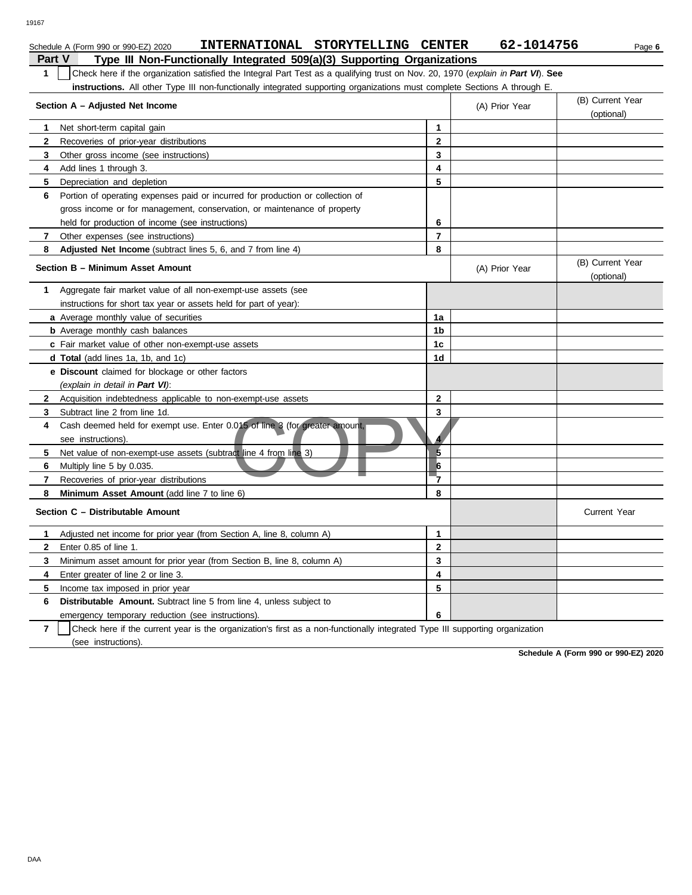Schedule A (Form 990 or 990-EZ) 2020 **INTERNATIONAL STORYTELLING CENTER** **62-1014756**

## Part V Type III Non-Functionally Integrated 509(a)(3) Supporting Organizations

**1** ☐ Check here if the organization satisfied the Integral Part Test as a qualifying trust on Nov. 20, 1970 (*explain in **Part VI***). **See instructions.** All other Type III non-functionally integrated supporting organizations must complete Sections A through E.

| **Section A – Adjusted Net Income** | | (A) Prior Year | (B) Current Year (optional) |
|---|---|---|---|
| **1** Net short-term capital gain | 1 | | |
| **2** Recoveries of prior-year distributions | 2 | | |
| **3** Other gross income (see instructions) | 3 | | |
| **4** Add lines 1 through 3. | 4 | | |
| **5** Depreciation and depletion | 5 | | |
| **6** Portion of operating expenses paid or incurred for production or collection of gross income or for management, conservation, or maintenance of property held for production of income (see instructions) | 6 | | |
| **7** Other expenses (see instructions) | 7 | | |
| **8** **Adjusted Net Income** (subtract lines 5, 6, and 7 from line 4) | 8 | | |

| **Section B – Minimum Asset Amount** | | (A) Prior Year | (B) Current Year (optional) |
|---|---|---|---|
| **1** Aggregate fair market value of all non-exempt-use assets (see instructions for short tax year or assets held for part of year): | | | |
| **a** Average monthly value of securities | 1a | | |
| **b** Average monthly cash balances | 1b | | |
| **c** Fair market value of other non-exempt-use assets | 1c | | |
| **d** **Total** (add lines 1a, 1b, and 1c) | 1d | | |
| **e** **Discount** claimed for blockage or other factors (*explain in detail in **Part VI***): | | | |
| **2** Acquisition indebtedness applicable to non-exempt-use assets | 2 | | |
| **3** Subtract line 2 from line 1d. | 3 | | |
| **4** Cash deemed held for exempt use. Enter 0.015 of line 3 (for greater amount, see instructions). | 4 | | |
| **5** Net value of non-exempt-use assets (subtract line 4 from line 3) | 5 | | |
| **6** Multiply line 5 by 0.035. | 6 | | |
| **7** Recoveries of prior-year distributions | 7 | | |
| **8** **Minimum Asset Amount** (add line 7 to line 6) | 8 | | |

| **Section C – Distributable Amount** | | | Current Year |
|---|---|---|---|
| **1** Adjusted net income for prior year (from Section A, line 8, column A) | 1 | | |
| **2** Enter 0.85 of line 1. | 2 | | |
| **3** Minimum asset amount for prior year (from Section B, line 8, column A) | 3 | | |
| **4** Enter greater of line 2 or line 3. | 4 | | |
| **5** Income tax imposed in prior year | 5 | | |
| **6** **Distributable Amount.** Subtract line 5 from line 4, unless subject to emergency temporary reduction (see instructions). | 6 | | |

**7** ☐ Check here if the current year is the organization's first as a non-functionally integrated Type III supporting organization (see instructions).

**Schedule A (Form 990 or 990-EZ) 2020**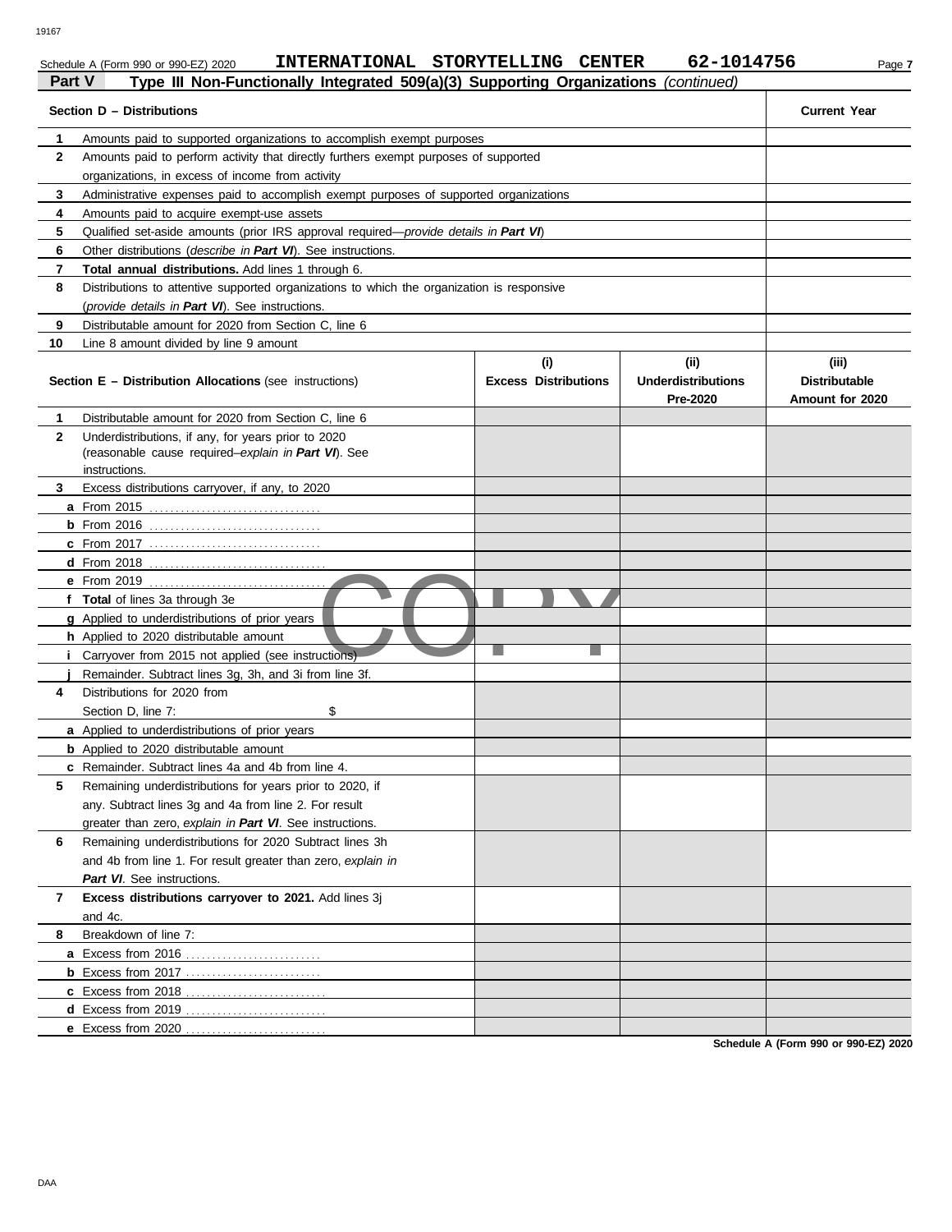Schedule A (Form 990 or 990-EZ) 2020 INTERNATIONAL STORYTELLING CENTER 62-1014756

**Part V** **Type III Non-Functionally Integrated 509(a)(3) Supporting Organizations** *(continued)*

| Section D – Distributions | | Current Year |
|---|---|---|
| 1 | Amounts paid to supported organizations to accomplish exempt purposes | |
| 2 | Amounts paid to perform activity that directly furthers exempt purposes of supported organizations, in excess of income from activity | |
| 3 | Administrative expenses paid to accomplish exempt purposes of supported organizations | |
| 4 | Amounts paid to acquire exempt-use assets | |
| 5 | Qualified set-aside amounts (prior IRS approval required—*provide details in **Part VI***) | |
| 6 | Other distributions (*describe in **Part VI***). See instructions. | |
| 7 | **Total annual distributions.** Add lines 1 through 6. | |
| 8 | Distributions to attentive supported organizations to which the organization is responsive (*provide details in **Part VI***). See instructions. | |
| 9 | Distributable amount for 2020 from Section C, line 6 | |
| 10 | Line 8 amount divided by line 9 amount | |

| Section E – Distribution Allocations (see instructions) | (i) Excess Distributions | (ii) Underdistributions Pre-2020 | (iii) Distributable Amount for 2020 |
|---|---|---|---|
| **1** Distributable amount for 2020 from Section C, line 6 | | | |
| **2** Underdistributions, if any, for years prior to 2020 (reasonable cause required–*explain in **Part VI***). See instructions. | | | |
| **3** Excess distributions carryover, if any, to 2020 | | | |
| **a** From 2015 | | | |
| **b** From 2016 | | | |
| **c** From 2017 | | | |
| **d** From 2018 | | | |
| **e** From 2019 | | | |
| **f** **Total** of lines 3a through 3e | | | |
| **g** Applied to underdistributions of prior years | | | |
| **h** Applied to 2020 distributable amount | | | |
| **i** Carryover from 2015 not applied (see instructions) | | | |
| **j** Remainder. Subtract lines 3g, 3h, and 3i from line 3f. | | | |
| **4** Distributions for 2020 from Section D, line 7: $ | | | |
| **a** Applied to underdistributions of prior years | | | |
| **b** Applied to 2020 distributable amount | | | |
| **c** Remainder. Subtract lines 4a and 4b from line 4. | | | |
| **5** Remaining underdistributions for years prior to 2020, if any. Subtract lines 3g and 4a from line 2. For result greater than zero, *explain in **Part VI***. See instructions. | | | |
| **6** Remaining underdistributions for 2020 Subtract lines 3h and 4b from line 1. For result greater than zero, *explain in **Part VI***. See instructions. | | | |
| **7** **Excess distributions carryover to 2021.** Add lines 3j and 4c. | | | |
| **8** Breakdown of line 7: | | | |
| **a** Excess from 2016 | | | |
| **b** Excess from 2017 | | | |
| **c** Excess from 2018 | | | |
| **d** Excess from 2019 | | | |
| **e** Excess from 2020 | | | |

**Schedule A (Form 990 or 990-EZ) 2020**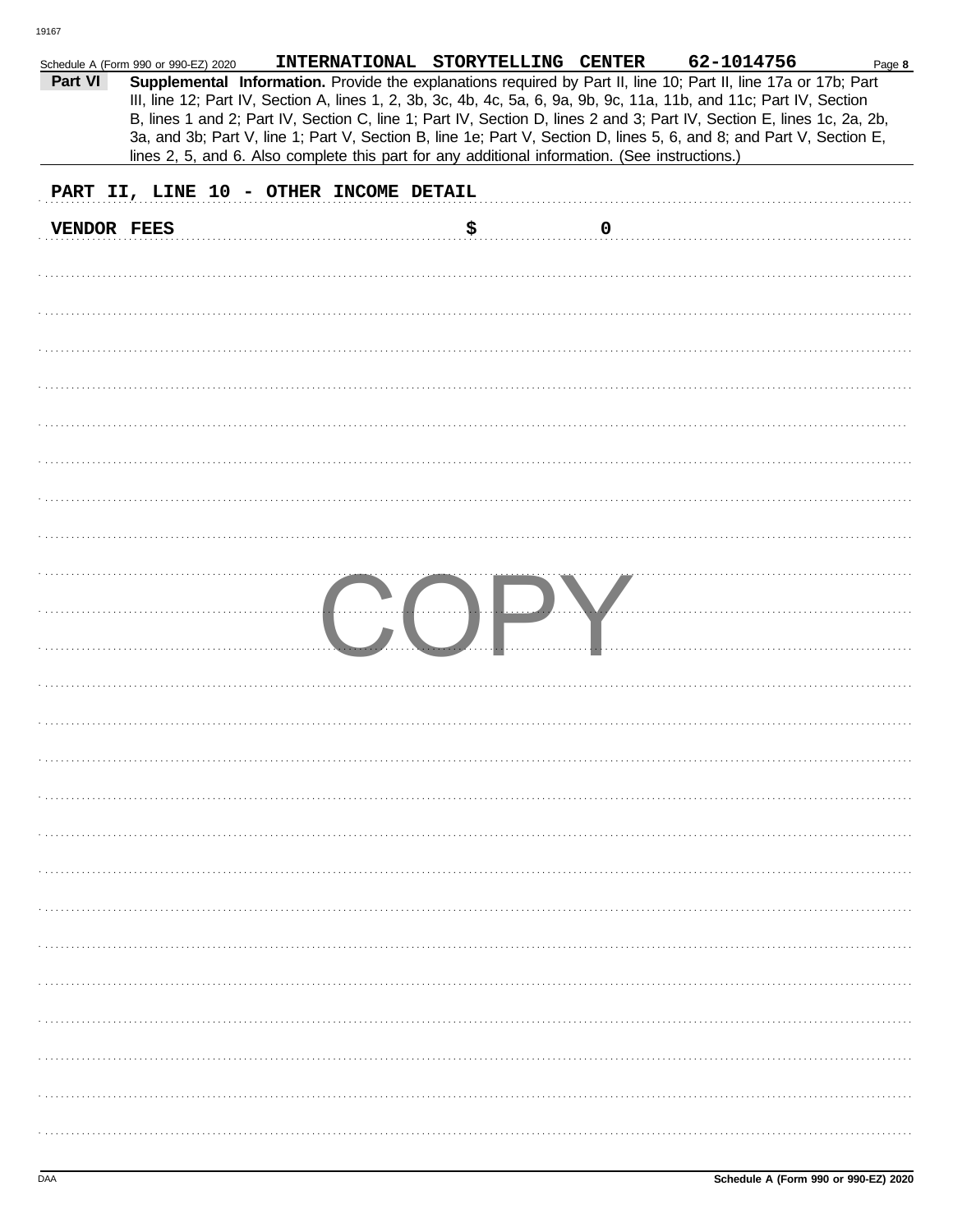Schedule A (Form 990 or 990-EZ) 2020 INTERNATIONAL STORYTELLING CENTER 62-1014756 Page **8**

**Part VI** **Supplemental Information.** Provide the explanations required by Part II, line 10; Part II, line 17a or 17b; Part III, line 12; Part IV, Section A, lines 1, 2, 3b, 3c, 4b, 4c, 5a, 6, 9a, 9b, 9c, 11a, 11b, and 11c; Part IV, Section B, lines 1 and 2; Part IV, Section C, line 1; Part IV, Section D, lines 2 and 3; Part IV, Section E, lines 1c, 2a, 2b, 3a, and 3b; Part V, line 1; Part V, Section B, line 1e; Part V, Section D, lines 5, 6, and 8; and Part V, Section E, lines 2, 5, and 6. Also complete this part for any additional information. (See instructions.)

PART II, LINE 10 - OTHER INCOME DETAIL

VENDOR FEES $ 0

COPY

Schedule A (Form 990 or 990-EZ) 2020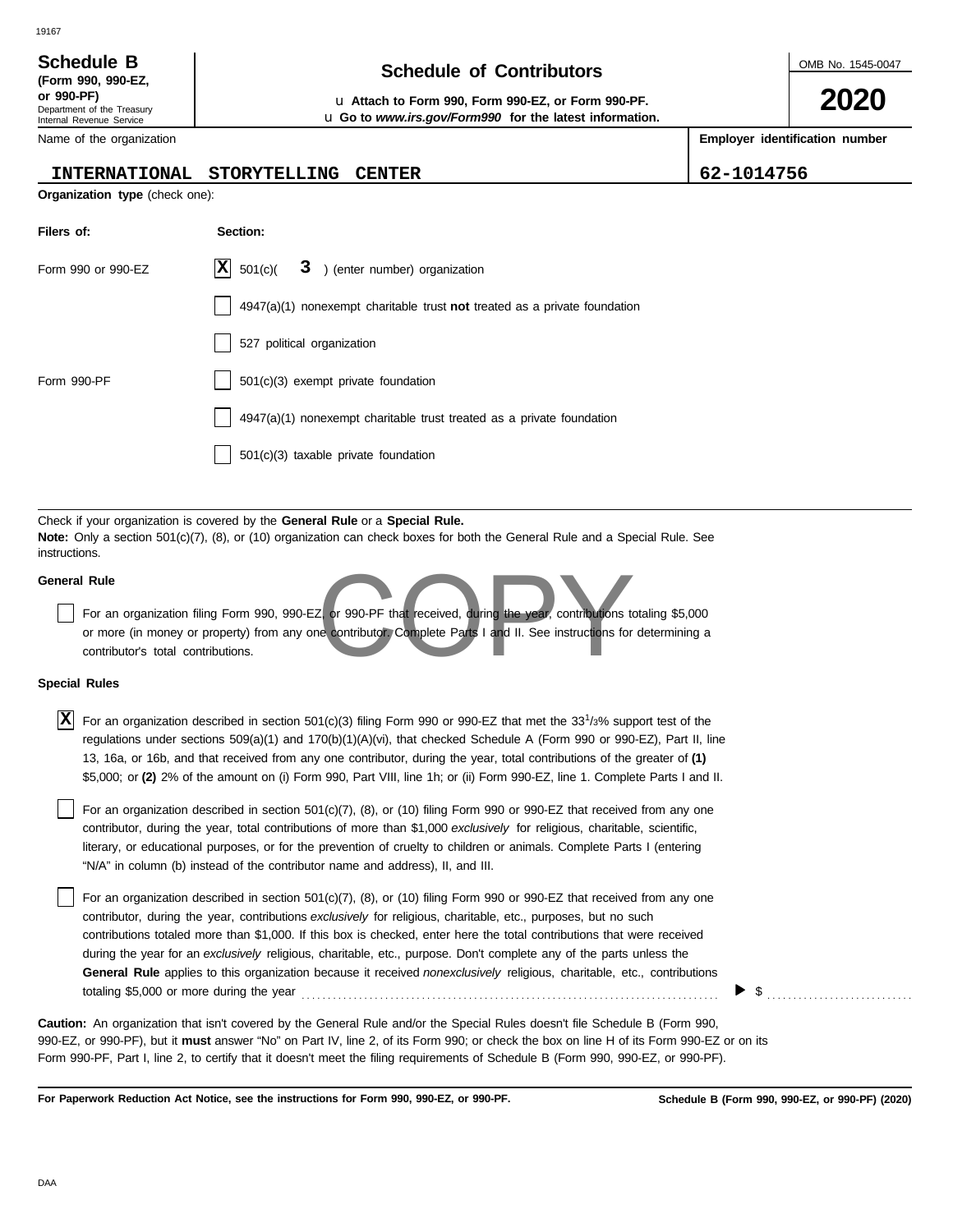# Schedule B

**(Form 990, 990-EZ, or 990-PF)**

Department of the Treasury
Internal Revenue Service

## Schedule of Contributors

u **Attach to Form 990, Form 990-EZ, or Form 990-PF.**
u **Go to *www.irs.gov/Form990* for the latest information.**

OMB No. 1545-0047

**2020**

| Name of the organization | Employer identification number |
| --- | --- |
| INTERNATIONAL STORYTELLING CENTER | 62-1014756 |

**Organization type** (check one):

| Filers of: | Section: |
| --- | --- |
| Form 990 or 990-EZ | [X] 501(c)( 3 ) (enter number) organization |
| | [ ] 4947(a)(1) nonexempt charitable trust **not** treated as a private foundation |
| | [ ] 527 political organization |
| Form 990-PF | [ ] 501(c)(3) exempt private foundation |
| | [ ] 4947(a)(1) nonexempt charitable trust treated as a private foundation |
| | [ ] 501(c)(3) taxable private foundation |

Check if your organization is covered by the **General Rule** or a **Special Rule.**

**Note:** Only a section 501(c)(7), (8), or (10) organization can check boxes for both the General Rule and a Special Rule. See instructions.

**General Rule**

[ ] For an organization filing Form 990, 990-EZ, or 990-PF that received, during the year, contributions totaling $5,000 or more (in money or property) from any one contributor. Complete Parts I and II. See instructions for determining a contributor's total contributions.

**Special Rules**

[X] For an organization described in section 501(c)(3) filing Form 990 or 990-EZ that met the 33 1/3% support test of the regulations under sections 509(a)(1) and 170(b)(1)(A)(vi), that checked Schedule A (Form 990 or 990-EZ), Part II, line 13, 16a, or 16b, and that received from any one contributor, during the year, total contributions of the greater of **(1)** $5,000; or **(2)** 2% of the amount on (i) Form 990, Part VIII, line 1h; or (ii) Form 990-EZ, line 1. Complete Parts I and II.

[ ] For an organization described in section 501(c)(7), (8), or (10) filing Form 990 or 990-EZ that received from any one contributor, during the year, total contributions of more than $1,000 *exclusively* for religious, charitable, scientific, literary, or educational purposes, or for the prevention of cruelty to children or animals. Complete Parts I (entering "N/A" in column (b) instead of the contributor name and address), II, and III.

[ ] For an organization described in section 501(c)(7), (8), or (10) filing Form 990 or 990-EZ that received from any one contributor, during the year, contributions *exclusively* for religious, charitable, etc., purposes, but no such contributions totaled more than $1,000. If this box is checked, enter here the total contributions that were received during the year for an *exclusively* religious, charitable, etc., purpose. Don't complete any of the parts unless the **General Rule** applies to this organization because it received *nonexclusively* religious, charitable, etc., contributions totaling $5,000 or more during the year . . . . . . . . . . ▶ $ . . . . . . . . . .

**Caution:** An organization that isn't covered by the General Rule and/or the Special Rules doesn't file Schedule B (Form 990, 990-EZ, or 990-PF), but it **must** answer "No" on Part IV, line 2, of its Form 990; or check the box on line H of its Form 990-EZ or on its Form 990-PF, Part I, line 2, to certify that it doesn't meet the filing requirements of Schedule B (Form 990, 990-EZ, or 990-PF).

**For Paperwork Reduction Act Notice, see the instructions for Form 990, 990-EZ, or 990-PF.** **Schedule B (Form 990, 990-EZ, or 990-PF) (2020)**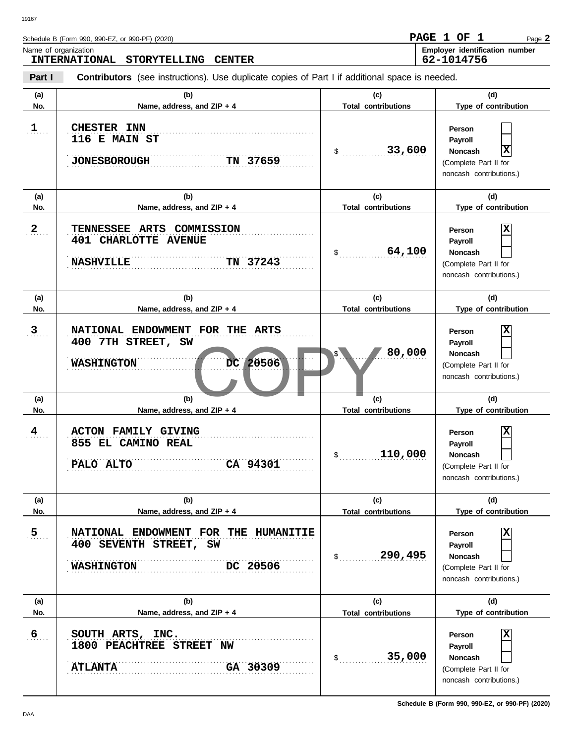Schedule B (Form 990, 990-EZ, or 990-PF) (2020)

**PAGE 1 OF 1**

Name of organization
**INTERNATIONAL STORYTELLING CENTER**

Employer identification number
**62-1014756**

**Part I** **Contributors** (see instructions). Use duplicate copies of Part I if additional space is needed.

| (a) No. | (b) Name, address, and ZIP + 4 | (c) Total contributions | (d) Type of contribution |
|---|---|---|---|
| 1 | CHESTER INN<br>116 E MAIN ST<br>JONESBOROUGH TN 37659 | $ 33,600 | Person [ ]<br>Payroll [ ]<br>Noncash [X]<br>(Complete Part II for noncash contributions.) |
| 2 | TENNESSEE ARTS COMMISSION<br>401 CHARLOTTE AVENUE<br>NASHVILLE TN 37243 | $ 64,100 | Person [X]<br>Payroll [ ]<br>Noncash [ ]<br>(Complete Part II for noncash contributions.) |
| 3 | NATIONAL ENDOWMENT FOR THE ARTS<br>400 7TH STREET, SW<br>WASHINGTON DC 20506 | $ 80,000 | Person [X]<br>Payroll [ ]<br>Noncash [ ]<br>(Complete Part II for noncash contributions.) |
| 4 | ACTON FAMILY GIVING<br>855 EL CAMINO REAL<br>PALO ALTO CA 94301 | $ 110,000 | Person [X]<br>Payroll [ ]<br>Noncash [ ]<br>(Complete Part II for noncash contributions.) |
| 5 | NATIONAL ENDOWMENT FOR THE HUMANITIE<br>400 SEVENTH STREET, SW<br>WASHINGTON DC 20506 | $ 290,495 | Person [X]<br>Payroll [ ]<br>Noncash [ ]<br>(Complete Part II for noncash contributions.) |
| 6 | SOUTH ARTS, INC.<br>1800 PEACHTREE STREET NW<br>ATLANTA GA 30309 | $ 35,000 | Person [X]<br>Payroll [ ]<br>Noncash [ ]<br>(Complete Part II for noncash contributions.) |

Schedule B (Form 990, 990-EZ, or 990-PF) (2020)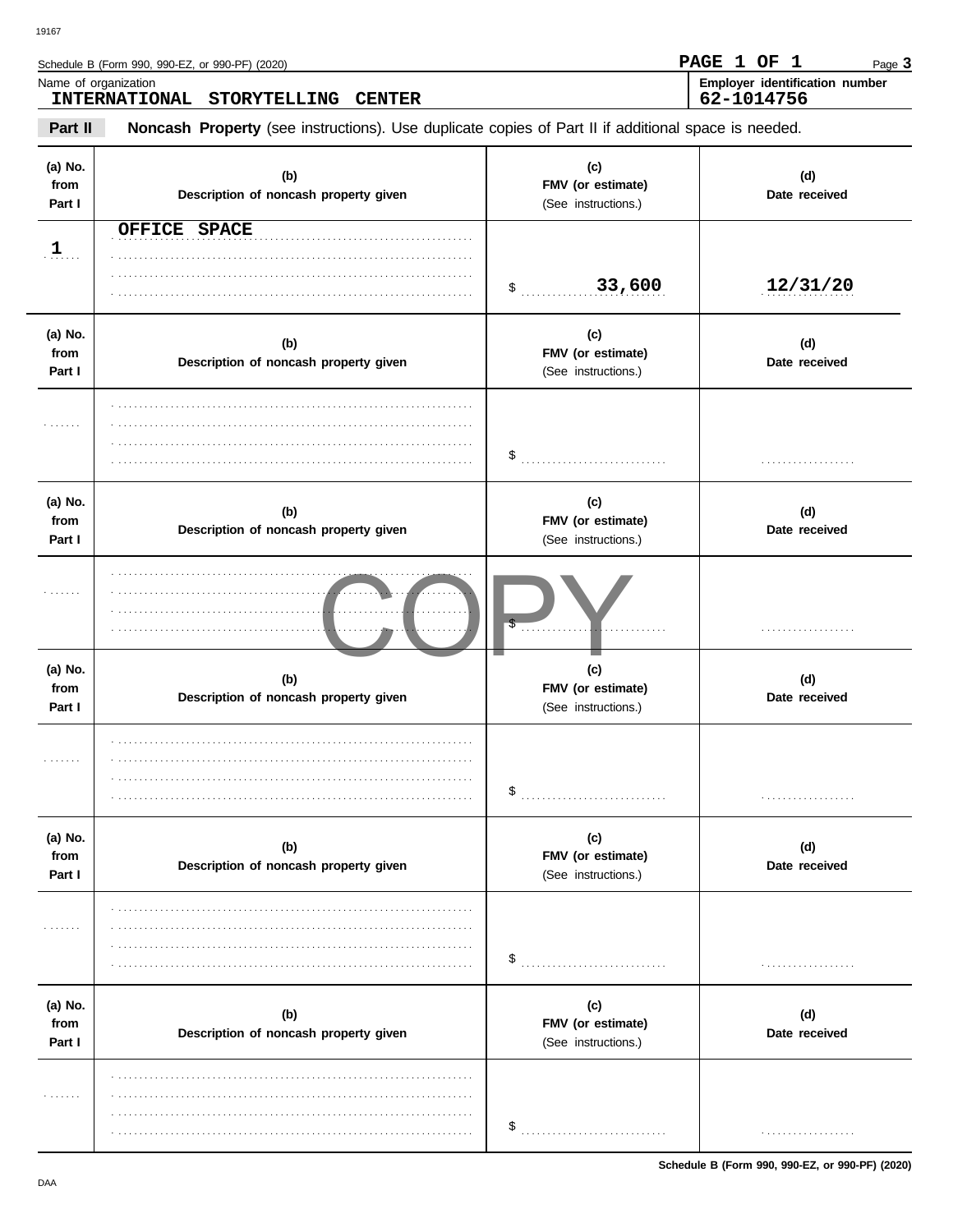Schedule B (Form 990, 990-EZ, or 990-PF) (2020)

PAGE 1 OF 1

Name of organization: INTERNATIONAL STORYTELLING CENTER

Employer identification number: 62-1014756

**Part II** **Noncash Property** (see instructions). Use duplicate copies of Part II if additional space is needed.

| (a) No. from Part I | (b) Description of noncash property given | (c) FMV (or estimate) (See instructions.) | (d) Date received |
|---|---|---|---|
| 1 | OFFICE SPACE | $ 33,600 | 12/31/20 |
| | | $ | |
| | | $ | |
| | | $ | |
| | | $ | |
| | | $ | |

COPY

Schedule B (Form 990, 990-EZ, or 990-PF) (2020)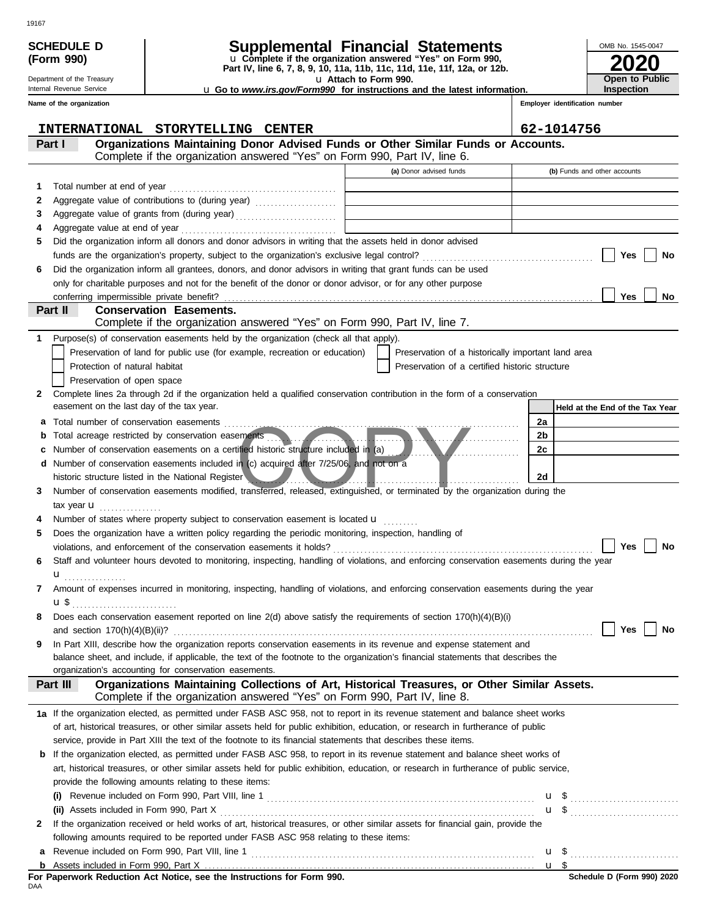**SCHEDULE D (Form 990)**

Department of the Treasury
Internal Revenue Service

# Supplemental Financial Statements

u Complete if the organization answered "Yes" on Form 990, Part IV, line 6, 7, 8, 9, 10, 11a, 11b, 11c, 11d, 11e, 11f, 12a, or 12b.
u Attach to Form 990.
u Go to *www.irs.gov/Form990* for instructions and the latest information.

OMB No. 1545-0047
**2020**
**Open to Public Inspection**

**Name of the organization:** INTERNATIONAL STORYTELLING CENTER
**Employer identification number:** 62-1014756

## Part I — Organizations Maintaining Donor Advised Funds or Other Similar Funds or Accounts.

Complete if the organization answered "Yes" on Form 990, Part IV, line 6.

| | | (a) Donor advised funds | (b) Funds and other accounts |
|---|---|---|---|
| 1 | Total number at end of year | | |
| 2 | Aggregate value of contributions to (during year) | | |
| 3 | Aggregate value of grants from (during year) | | |
| 4 | Aggregate value at end of year | | |

5 Did the organization inform all donors and donor advisors in writing that the assets held in donor advised funds are the organization's property, subject to the organization's exclusive legal control? ☐ Yes ☐ No

6 Did the organization inform all grantees, donors, and donor advisors in writing that grant funds can be used only for charitable purposes and not for the benefit of the donor or donor advisor, or for any other purpose conferring impermissible private benefit? ☐ Yes ☐ No

## Part II — Conservation Easements.

Complete if the organization answered "Yes" on Form 990, Part IV, line 7.

1 Purpose(s) of conservation easements held by the organization (check all that apply).

- ☐ Preservation of land for public use (for example, recreation or education)
- ☐ Preservation of a historically important land area
- ☐ Protection of natural habitat
- ☐ Preservation of a certified historic structure
- ☐ Preservation of open space

2 Complete lines 2a through 2d if the organization held a qualified conservation contribution in the form of a conservation easement on the last day of the tax year.

| | | | Held at the End of the Tax Year |
|---|---|---|---|
| a | Total number of conservation easements | 2a | |
| b | Total acreage restricted by conservation easements | 2b | |
| c | Number of conservation easements on a certified historic structure included in (a) | 2c | |
| d | Number of conservation easements included in (c) acquired after 7/25/06, and not on a historic structure listed in the National Register | 2d | |

3 Number of conservation easements modified, transferred, released, extinguished, or terminated by the organization during the tax year u

4 Number of states where property subject to conservation easement is located u

5 Does the organization have a written policy regarding the periodic monitoring, inspection, handling of violations, and enforcement of the conservation easements it holds? ☐ Yes ☐ No

6 Staff and volunteer hours devoted to monitoring, inspecting, handling of violations, and enforcing conservation easements during the year u

7 Amount of expenses incurred in monitoring, inspecting, handling of violations, and enforcing conservation easements during the year u $

8 Does each conservation easement reported on line 2(d) above satisfy the requirements of section 170(h)(4)(B)(i) and section 170(h)(4)(B)(ii)? ☐ Yes ☐ No

9 In Part XIII, describe how the organization reports conservation easements in its revenue and expense statement and balance sheet, and include, if applicable, the text of the footnote to the organization's financial statements that describes the organization's accounting for conservation easements.

## Part III — Organizations Maintaining Collections of Art, Historical Treasures, or Other Similar Assets.

Complete if the organization answered "Yes" on Form 990, Part IV, line 8.

1a If the organization elected, as permitted under FASB ASC 958, not to report in its revenue statement and balance sheet works of art, historical treasures, or other similar assets held for public exhibition, education, or research in furtherance of public service, provide in Part XIII the text of the footnote to its financial statements that describes these items.

b If the organization elected, as permitted under FASB ASC 958, to report in its revenue statement and balance sheet works of art, historical treasures, or other similar assets held for public exhibition, education, or research in furtherance of public service, provide the following amounts relating to these items:

(i) Revenue included on Form 990, Part VIII, line 1 u $

(ii) Assets included in Form 990, Part X u $

2 If the organization received or held works of art, historical treasures, or other similar assets for financial gain, provide the following amounts required to be reported under FASB ASC 958 relating to these items:

a Revenue included on Form 990, Part VIII, line 1 u $

b Assets included in Form 990, Part X u $

**For Paperwork Reduction Act Notice, see the Instructions for Form 990.**
DAA
**Schedule D (Form 990) 2020**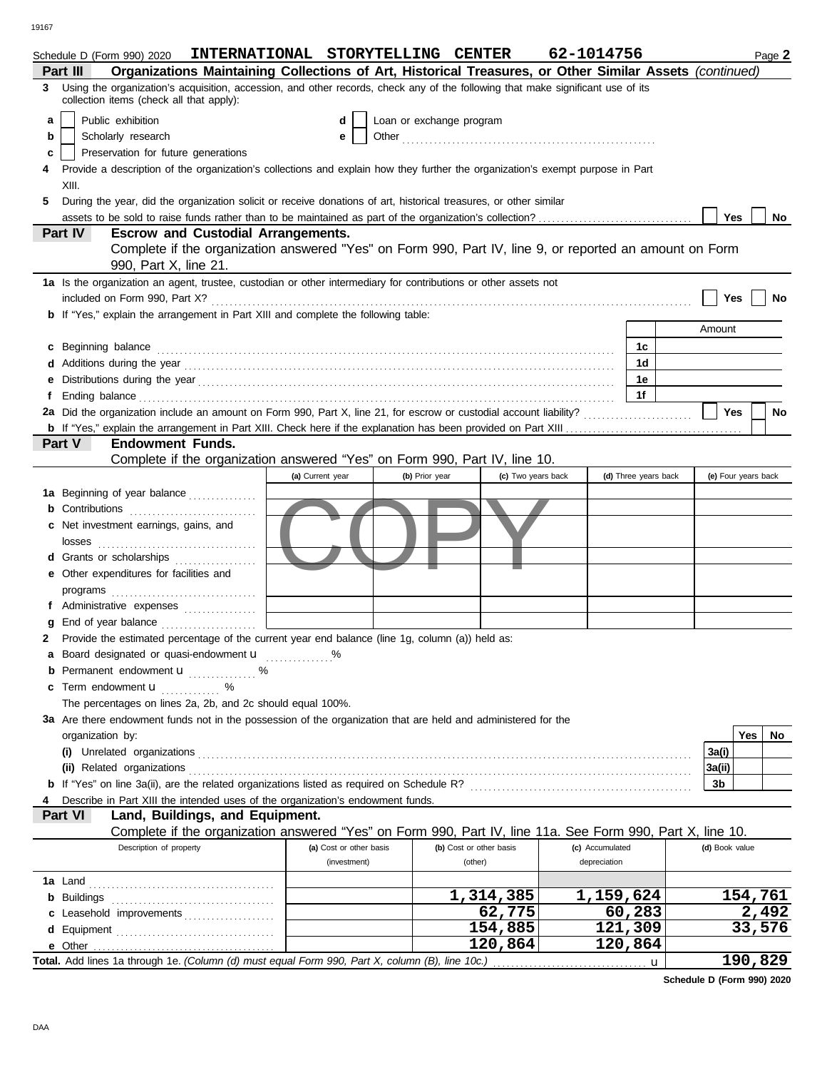Schedule D (Form 990) 2020 **INTERNATIONAL STORYTELLING CENTER** **62-1014756** Page **2**

**Part III** **Organizations Maintaining Collections of Art, Historical Treasures, or Other Similar Assets** *(continued)*

**3** Using the organization's acquisition, accession, and other records, check any of the following that make significant use of its collection items (check all that apply):

- **a** ☐ Public exhibition
- **b** ☐ Scholarly research
- **c** ☐ Preservation for future generations
- **d** ☐ Loan or exchange program
- **e** ☐ Other

**4** Provide a description of the organization's collections and explain how they further the organization's exempt purpose in Part XIII.

**5** During the year, did the organization solicit or receive donations of art, historical treasures, or other similar assets to be sold to raise funds rather than to be maintained as part of the organization's collection? ☐ Yes ☐ No

**Part IV** **Escrow and Custodial Arrangements.**
Complete if the organization answered "Yes" on Form 990, Part IV, line 9, or reported an amount on Form 990, Part X, line 21.

**1a** Is the organization an agent, trustee, custodian or other intermediary for contributions or other assets not included on Form 990, Part X? ☐ Yes ☐ No

**b** If "Yes," explain the arrangement in Part XIII and complete the following table:

| | | Amount |
|---|---|---|
| **c** Beginning balance | 1c | |
| **d** Additions during the year | 1d | |
| **e** Distributions during the year | 1e | |
| **f** Ending balance | 1f | |

**2a** Did the organization include an amount on Form 990, Part X, line 21, for escrow or custodial account liability? ☐ Yes ☐ No

**b** If "Yes," explain the arrangement in Part XIII. Check here if the explanation has been provided on Part XIII ☐

**Part V** **Endowment Funds.**
Complete if the organization answered "Yes" on Form 990, Part IV, line 10.

| | (a) Current year | (b) Prior year | (c) Two years back | (d) Three years back | (e) Four years back |
|---|---|---|---|---|---|
| **1a** Beginning of year balance | | | | | |
| **b** Contributions | | | | | |
| **c** Net investment earnings, gains, and losses | | | | | |
| **d** Grants or scholarships | | | | | |
| **e** Other expenditures for facilities and programs | | | | | |
| **f** Administrative expenses | | | | | |
| **g** End of year balance | | | | | |

**2** Provide the estimated percentage of the current year end balance (line 1g, column (a)) held as:

- **a** Board designated or quasi-endowment u %
- **b** Permanent endowment u %
- **c** Term endowment u %

The percentages on lines 2a, 2b, and 2c should equal 100%.

**3a** Are there endowment funds not in the possession of the organization that are held and administered for the organization by:

| | | Yes | No |
|---|---|---|---|
| **(i)** Unrelated organizations | 3a(i) | | |
| **(ii)** Related organizations | 3a(ii) | | |
| **b** If "Yes" on line 3a(ii), are the related organizations listed as required on Schedule R? | 3b | | |

**4** Describe in Part XIII the intended uses of the organization's endowment funds.

**Part VI** **Land, Buildings, and Equipment.**
Complete if the organization answered "Yes" on Form 990, Part IV, line 11a. See Form 990, Part X, line 10.

| Description of property | (a) Cost or other basis (investment) | (b) Cost or other basis (other) | (c) Accumulated depreciation | (d) Book value |
|---|---|---|---|---|
| **1a** Land | | | | |
| **b** Buildings | | 1,314,385 | 1,159,624 | 154,761 |
| **c** Leasehold improvements | | 62,775 | 60,283 | 2,492 |
| **d** Equipment | | 154,885 | 121,309 | 33,576 |
| **e** Other | | 120,864 | 120,864 | |
| **Total.** Add lines 1a through 1e. *(Column (d) must equal Form 990, Part X, column (B), line 10c.)* u | | | | 190,829 |

**Schedule D (Form 990) 2020**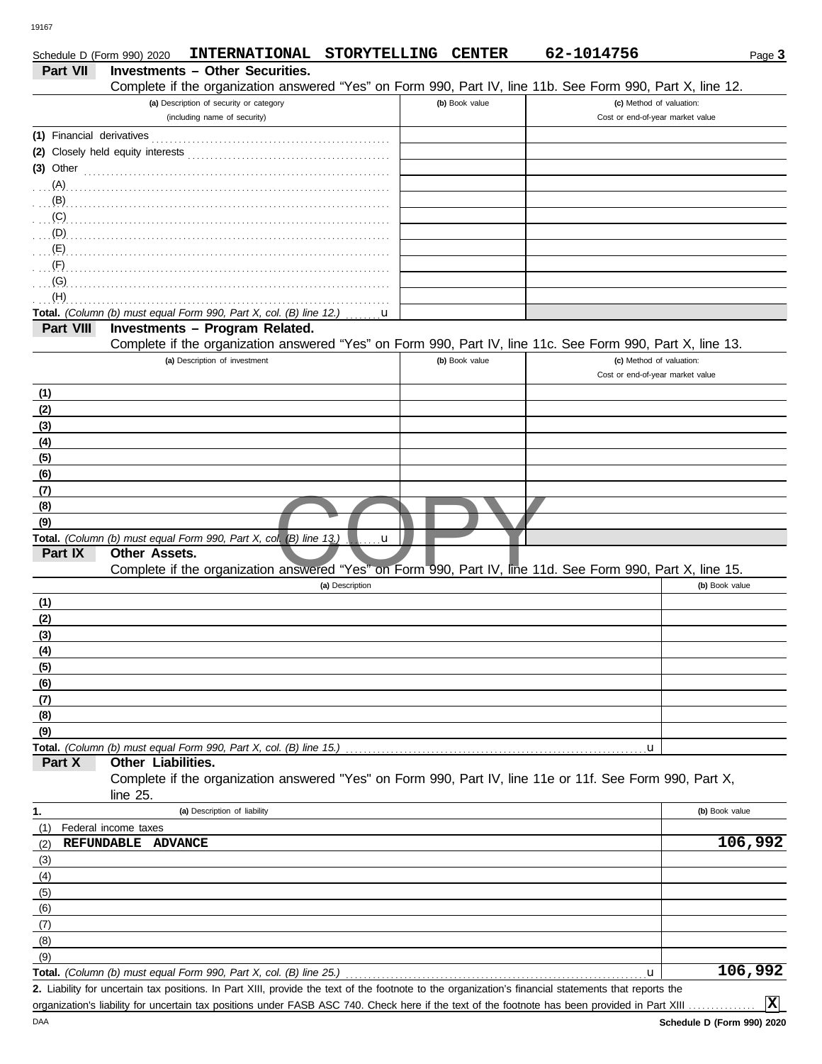Schedule D (Form 990) 2020 **INTERNATIONAL STORYTELLING CENTER** **62-1014756** Page **3**

## Part VII Investments – Other Securities.

Complete if the organization answered "Yes" on Form 990, Part IV, line 11b. See Form 990, Part X, line 12.

| (a) Description of security or category (including name of security) | (b) Book value | (c) Method of valuation: Cost or end-of-year market value |
|---|---|---|
| (1) Financial derivatives | | |
| (2) Closely held equity interests | | |
| (3) Other | | |
| (A) | | |
| (B) | | |
| (C) | | |
| (D) | | |
| (E) | | |
| (F) | | |
| (G) | | |
| (H) | | |
| **Total.** *(Column (b) must equal Form 990, Part X, col. (B) line 12.)* u | | |

## Part VIII Investments – Program Related.

Complete if the organization answered "Yes" on Form 990, Part IV, line 11c. See Form 990, Part X, line 13.

| (a) Description of investment | (b) Book value | (c) Method of valuation: Cost or end-of-year market value |
|---|---|---|
| (1) | | |
| (2) | | |
| (3) | | |
| (4) | | |
| (5) | | |
| (6) | | |
| (7) | | |
| (8) | | |
| (9) | | |
| **Total.** *(Column (b) must equal Form 990, Part X, col. (B) line 13.)* u | | |

## Part IX Other Assets.

Complete if the organization answered "Yes" on Form 990, Part IV, line 11d. See Form 990, Part X, line 15.

| (a) Description | (b) Book value |
|---|---|
| (1) | |
| (2) | |
| (3) | |
| (4) | |
| (5) | |
| (6) | |
| (7) | |
| (8) | |
| (9) | |
| **Total.** *(Column (b) must equal Form 990, Part X, col. (B) line 15.)* u | |

## Part X Other Liabilities.

Complete if the organization answered "Yes" on Form 990, Part IV, line 11e or 11f. See Form 990, Part X, line 25.

| 1. (a) Description of liability | (b) Book value |
|---|---|
| (1) Federal income taxes | |
| (2) **REFUNDABLE ADVANCE** | **106,992** |
| (3) | |
| (4) | |
| (5) | |
| (6) | |
| (7) | |
| (8) | |
| (9) | |
| **Total.** *(Column (b) must equal Form 990, Part X, col. (B) line 25.)* u | **106,992** |

**2.** Liability for uncertain tax positions. In Part XIII, provide the text of the footnote to the organization's financial statements that reports the organization's liability for uncertain tax positions under FASB ASC 740. Check here if the text of the footnote has been provided in Part XIII .............. **X**

**Schedule D (Form 990) 2020**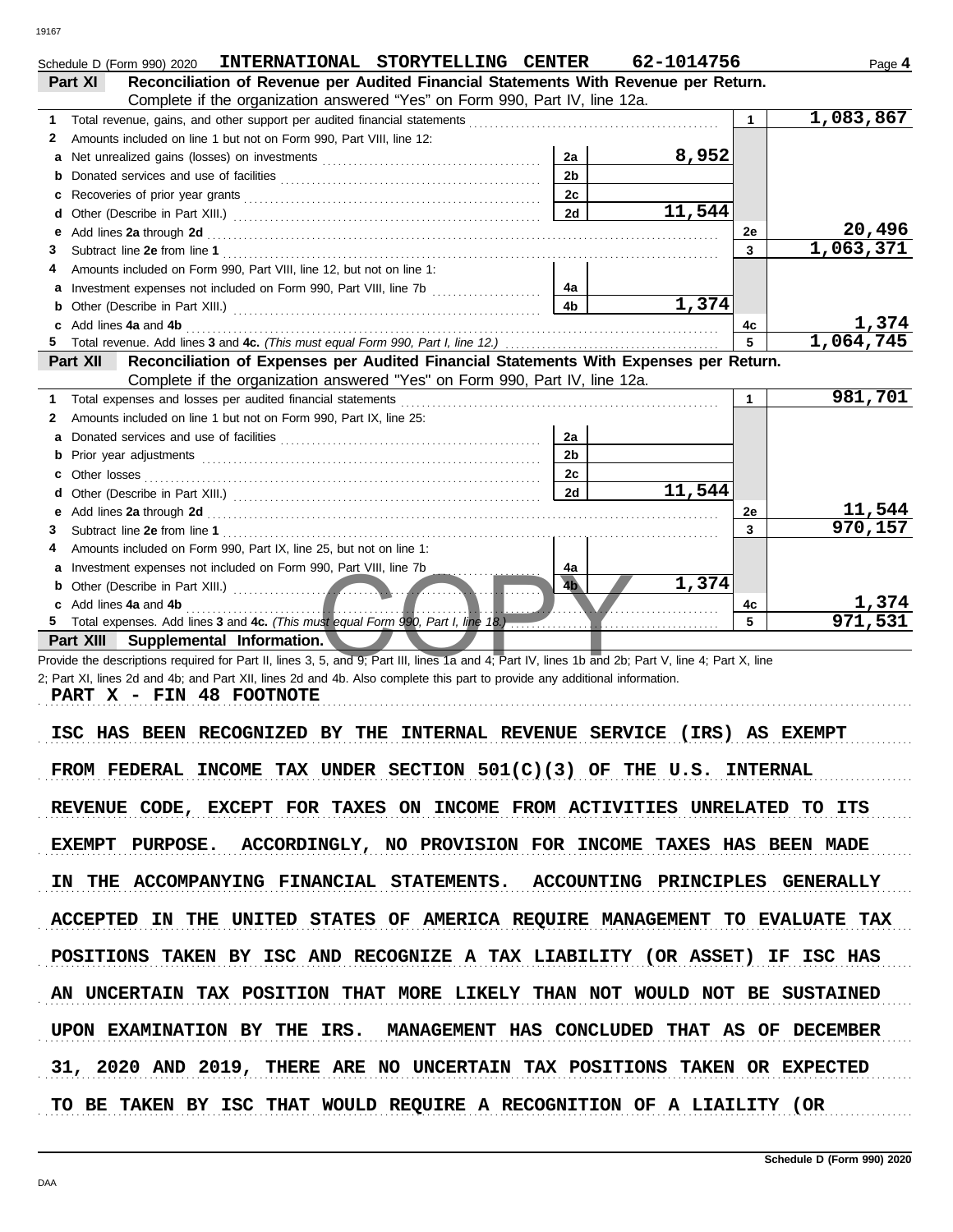Schedule D (Form 990) 2020 INTERNATIONAL STORYTELLING CENTER 62-1014756 Page 4

**Part XI** **Reconciliation of Revenue per Audited Financial Statements With Revenue per Return.** Complete if the organization answered "Yes" on Form 990, Part IV, line 12a.

| | | | | | |
|---|---|---|---|---|---|
| 1 | Total revenue, gains, and other support per audited financial statements | | | 1 | 1,083,867 |
| 2 | Amounts included on line 1 but not on Form 990, Part VIII, line 12: | | | | |
| a | Net unrealized gains (losses) on investments | 2a | 8,952 | | |
| b | Donated services and use of facilities | 2b | | | |
| c | Recoveries of prior year grants | 2c | | | |
| d | Other (Describe in Part XIII.) | 2d | 11,544 | | |
| e | Add lines **2a** through **2d** | | | 2e | 20,496 |
| 3 | Subtract line **2e** from line **1** | | | 3 | 1,063,371 |
| 4 | Amounts included on Form 990, Part VIII, line 12, but not on line 1: | | | | |
| a | Investment expenses not included on Form 990, Part VIII, line 7b | 4a | | | |
| b | Other (Describe in Part XIII.) | 4b | 1,374 | | |
| c | Add lines **4a** and **4b** | | | 4c | 1,374 |
| 5 | Total revenue. Add lines **3** and **4c.** *(This must equal Form 990, Part I, line 12.)* | | | 5 | 1,064,745 |

**Part XII** **Reconciliation of Expenses per Audited Financial Statements With Expenses per Return.** Complete if the organization answered "Yes" on Form 990, Part IV, line 12a.

| | | | | | |
|---|---|---|---|---|---|
| 1 | Total expenses and losses per audited financial statements | | | 1 | 981,701 |
| 2 | Amounts included on line 1 but not on Form 990, Part IX, line 25: | | | | |
| a | Donated services and use of facilities | 2a | | | |
| b | Prior year adjustments | 2b | | | |
| c | Other losses | 2c | | | |
| d | Other (Describe in Part XIII.) | 2d | 11,544 | | |
| e | Add lines **2a** through **2d** | | | 2e | 11,544 |
| 3 | Subtract line **2e** from line **1** | | | 3 | 970,157 |
| 4 | Amounts included on Form 990, Part IX, line 25, but not on line 1: | | | | |
| a | Investment expenses not included on Form 990, Part VIII, line 7b | 4a | | | |
| b | Other (Describe in Part XIII.) | 4b | 1,374 | | |
| c | Add lines **4a** and **4b** | | | 4c | 1,374 |
| 5 | Total expenses. Add lines **3** and **4c.** *(This must equal Form 990, Part I, line 18.)* | | | 5 | 971,531 |

**Part XIII** **Supplemental Information.**

Provide the descriptions required for Part II, lines 3, 5, and 9; Part III, lines 1a and 4; Part IV, lines 1b and 2b; Part V, line 4; Part X, line 2; Part XI, lines 2d and 4b; and Part XII, lines 2d and 4b. Also complete this part to provide any additional information.

PART X - FIN 48 FOOTNOTE

ISC HAS BEEN RECOGNIZED BY THE INTERNAL REVENUE SERVICE (IRS) AS EXEMPT FROM FEDERAL INCOME TAX UNDER SECTION 501(C)(3) OF THE U.S. INTERNAL REVENUE CODE, EXCEPT FOR TAXES ON INCOME FROM ACTIVITIES UNRELATED TO ITS EXEMPT PURPOSE. ACCORDINGLY, NO PROVISION FOR INCOME TAXES HAS BEEN MADE IN THE ACCOMPANYING FINANCIAL STATEMENTS. ACCOUNTING PRINCIPLES GENERALLY ACCEPTED IN THE UNITED STATES OF AMERICA REQUIRE MANAGEMENT TO EVALUATE TAX POSITIONS TAKEN BY ISC AND RECOGNIZE A TAX LIABILITY (OR ASSET) IF ISC HAS AN UNCERTAIN TAX POSITION THAT MORE LIKELY THAN NOT WOULD NOT BE SUSTAINED UPON EXAMINATION BY THE IRS. MANAGEMENT HAS CONCLUDED THAT AS OF DECEMBER 31, 2020 AND 2019, THERE ARE NO UNCERTAIN TAX POSITIONS TAKEN OR EXPECTED TO BE TAKEN BY ISC THAT WOULD REQUIRE A RECOGNITION OF A LIAILITY (OR

Schedule D (Form 990) 2020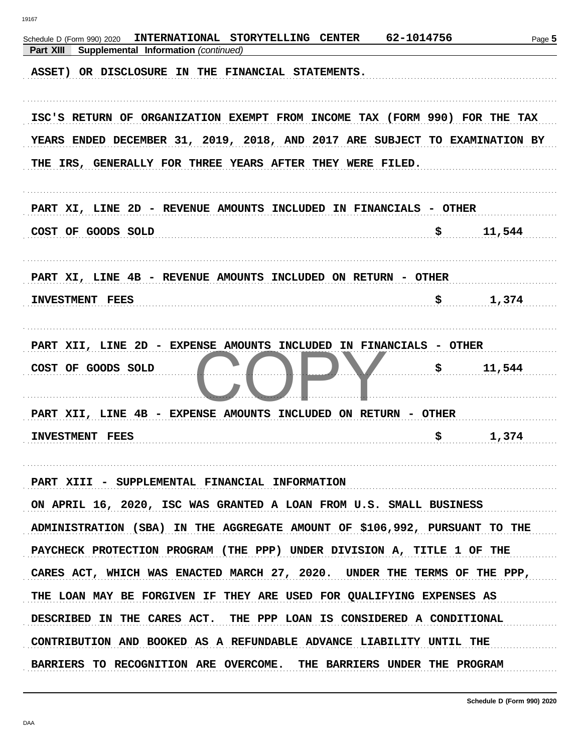Schedule D (Form 990) 2020 INTERNATIONAL STORYTELLING CENTER 62-1014756

**Part XIII Supplemental Information** *(continued)*

ASSET) OR DISCLOSURE IN THE FINANCIAL STATEMENTS.

ISC'S RETURN OF ORGANIZATION EXEMPT FROM INCOME TAX (FORM 990) FOR THE TAX YEARS ENDED DECEMBER 31, 2019, 2018, AND 2017 ARE SUBJECT TO EXAMINATION BY THE IRS, GENERALLY FOR THREE YEARS AFTER THEY WERE FILED.

PART XI, LINE 2D - REVENUE AMOUNTS INCLUDED IN FINANCIALS - OTHER

COST OF GOODS SOLD $ 11,544

PART XI, LINE 4B - REVENUE AMOUNTS INCLUDED ON RETURN - OTHER

INVESTMENT FEES $ 1,374

PART XII, LINE 2D - EXPENSE AMOUNTS INCLUDED IN FINANCIALS - OTHER

COST OF GOODS SOLD $ 11,544

PART XII, LINE 4B - EXPENSE AMOUNTS INCLUDED ON RETURN - OTHER

INVESTMENT FEES $ 1,374

PART XIII - SUPPLEMENTAL FINANCIAL INFORMATION

ON APRIL 16, 2020, ISC WAS GRANTED A LOAN FROM U.S. SMALL BUSINESS ADMINISTRATION (SBA) IN THE AGGREGATE AMOUNT OF $106,992, PURSUANT TO THE PAYCHECK PROTECTION PROGRAM (THE PPP) UNDER DIVISION A, TITLE 1 OF THE CARES ACT, WHICH WAS ENACTED MARCH 27, 2020. UNDER THE TERMS OF THE PPP, THE LOAN MAY BE FORGIVEN IF THEY ARE USED FOR QUALIFYING EXPENSES AS DESCRIBED IN THE CARES ACT. THE PPP LOAN IS CONSIDERED A CONDITIONAL CONTRIBUTION AND BOOKED AS A REFUNDABLE ADVANCE LIABILITY UNTIL THE BARRIERS TO RECOGNITION ARE OVERCOME. THE BARRIERS UNDER THE PROGRAM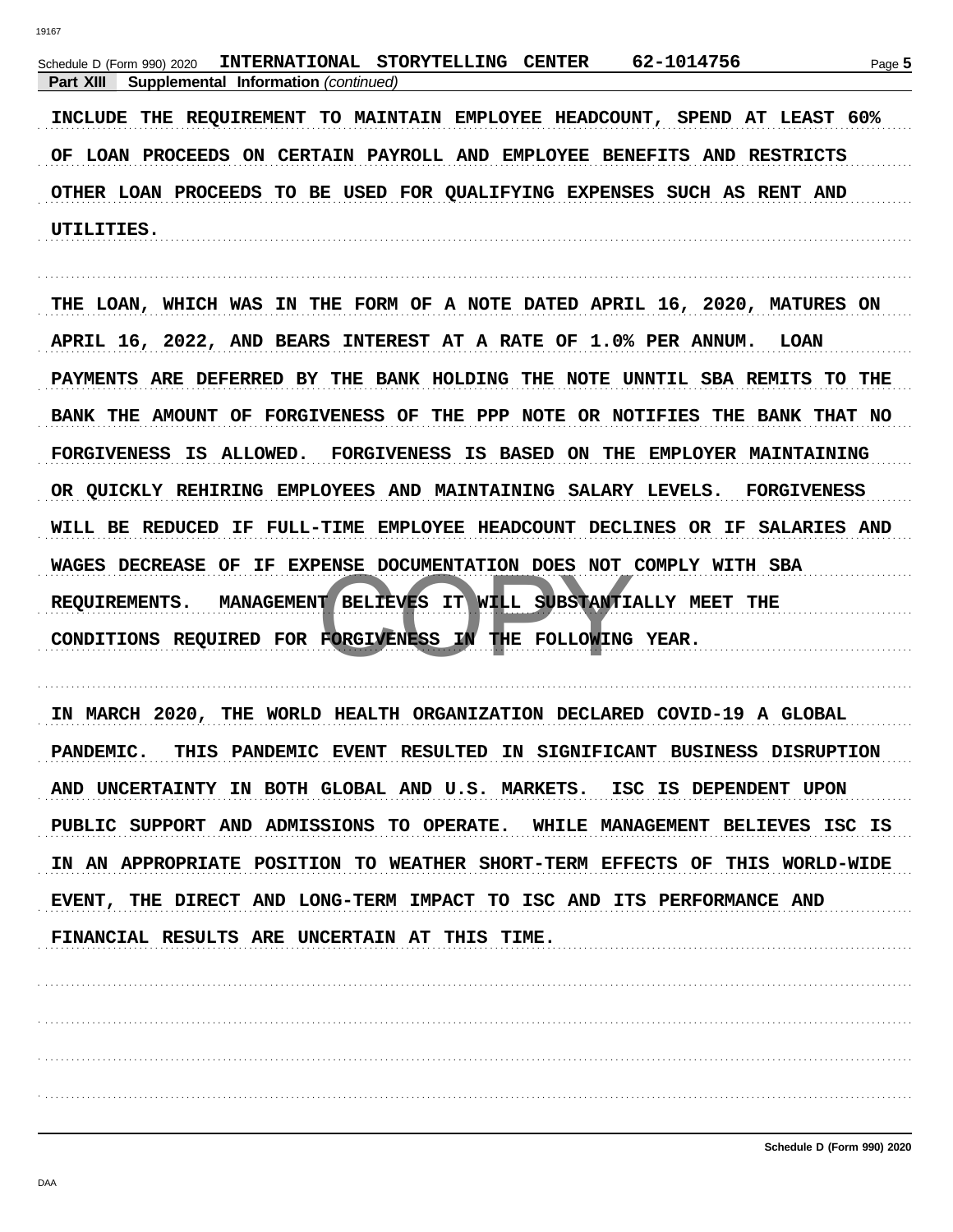**Part XIII Supplemental Information** *(continued)*

INCLUDE THE REQUIREMENT TO MAINTAIN EMPLOYEE HEADCOUNT, SPEND AT LEAST 60% OF LOAN PROCEEDS ON CERTAIN PAYROLL AND EMPLOYEE BENEFITS AND RESTRICTS OTHER LOAN PROCEEDS TO BE USED FOR QUALIFYING EXPENSES SUCH AS RENT AND UTILITIES.

THE LOAN, WHICH WAS IN THE FORM OF A NOTE DATED APRIL 16, 2020, MATURES ON APRIL 16, 2022, AND BEARS INTEREST AT A RATE OF 1.0% PER ANNUM. LOAN PAYMENTS ARE DEFERRED BY THE BANK HOLDING THE NOTE UNNTIL SBA REMITS TO THE BANK THE AMOUNT OF FORGIVENESS OF THE PPP NOTE OR NOTIFIES THE BANK THAT NO FORGIVENESS IS ALLOWED. FORGIVENESS IS BASED ON THE EMPLOYER MAINTAINING OR QUICKLY REHIRING EMPLOYEES AND MAINTAINING SALARY LEVELS. FORGIVENESS WILL BE REDUCED IF FULL-TIME EMPLOYEE HEADCOUNT DECLINES OR IF SALARIES AND WAGES DECREASE OF IF EXPENSE DOCUMENTATION DOES NOT COMPLY WITH SBA REQUIREMENTS. MANAGEMENT BELIEVES IT WILL SUBSTANTIALLY MEET THE CONDITIONS REQUIRED FOR FORGIVENESS IN THE FOLLOWING YEAR.

IN MARCH 2020, THE WORLD HEALTH ORGANIZATION DECLARED COVID-19 A GLOBAL PANDEMIC. THIS PANDEMIC EVENT RESULTED IN SIGNIFICANT BUSINESS DISRUPTION AND UNCERTAINTY IN BOTH GLOBAL AND U.S. MARKETS. ISC IS DEPENDENT UPON PUBLIC SUPPORT AND ADMISSIONS TO OPERATE. WHILE MANAGEMENT BELIEVES ISC IS IN AN APPROPRIATE POSITION TO WEATHER SHORT-TERM EFFECTS OF THIS WORLD-WIDE EVENT, THE DIRECT AND LONG-TERM IMPACT TO ISC AND ITS PERFORMANCE AND FINANCIAL RESULTS ARE UNCERTAIN AT THIS TIME.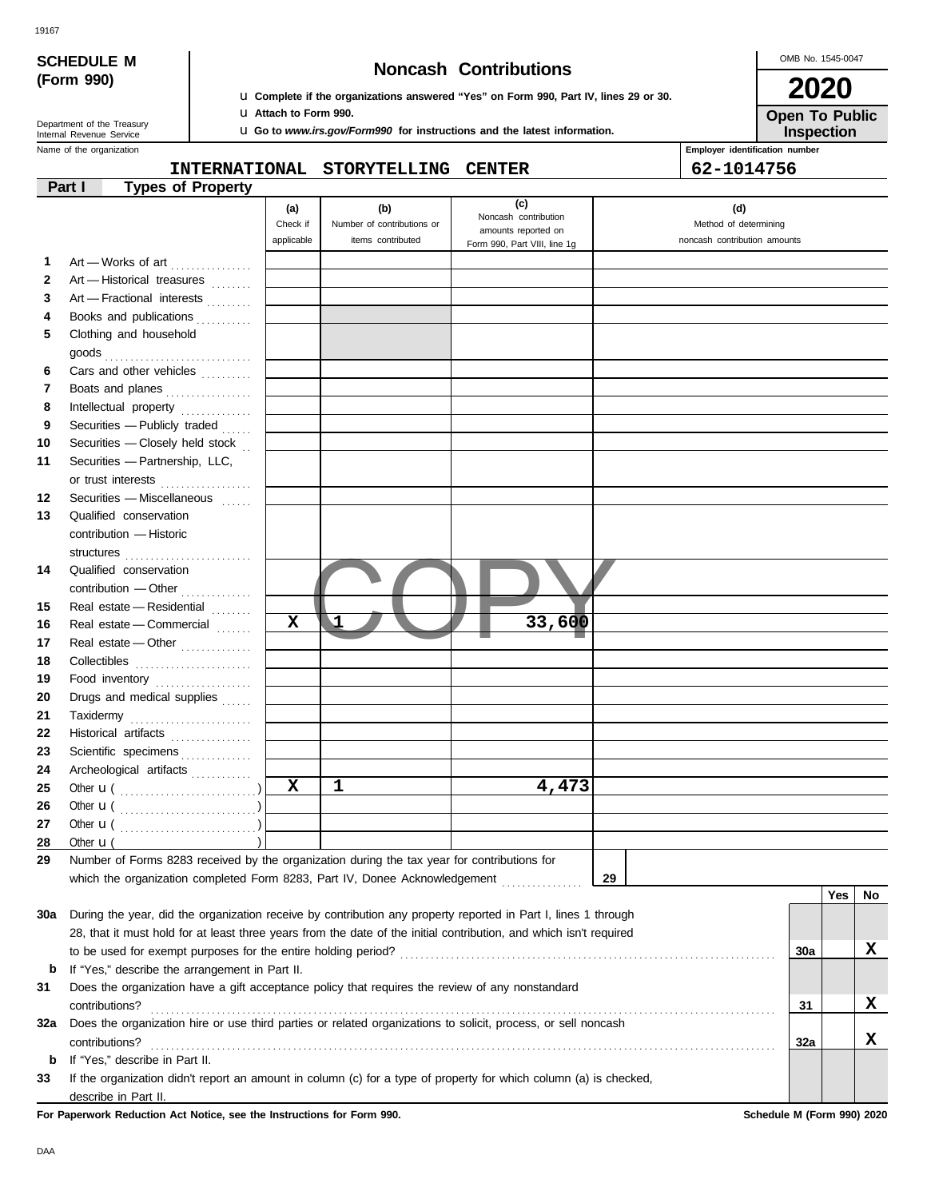**SCHEDULE M (Form 990)**

Department of the Treasury
Internal Revenue Service

# Noncash Contributions

u Complete if the organizations answered "Yes" on Form 990, Part IV, lines 29 or 30.
u Attach to Form 990.
u Go to *www.irs.gov/Form990* for instructions and the latest information.

OMB No. 1545-0047

**2020**

**Open To Public Inspection**

Name of the organization: INTERNATIONAL STORYTELLING CENTER

Employer identification number: 62-1014756

## Part I Types of Property

| | | (a) Check if applicable | (b) Number of contributions or items contributed | (c) Noncash contribution amounts reported on Form 990, Part VIII, line 1g | (d) Method of determining noncash contribution amounts |
|---|---|---|---|---|---|
| 1 | Art — Works of art | | | | |
| 2 | Art — Historical treasures | | | | |
| 3 | Art — Fractional interests | | | | |
| 4 | Books and publications | | | | |
| 5 | Clothing and household goods | | | | |
| 6 | Cars and other vehicles | | | | |
| 7 | Boats and planes | | | | |
| 8 | Intellectual property | | | | |
| 9 | Securities — Publicly traded | | | | |
| 10 | Securities — Closely held stock | | | | |
| 11 | Securities — Partnership, LLC, or trust interests | | | | |
| 12 | Securities — Miscellaneous | | | | |
| 13 | Qualified conservation contribution — Historic structures | | | | |
| 14 | Qualified conservation contribution — Other | | | | |
| 15 | Real estate — Residential | | | | |
| 16 | Real estate — Commercial | X | 1 | 33,600 | |
| 17 | Real estate — Other | | | | |
| 18 | Collectibles | | | | |
| 19 | Food inventory | | | | |
| 20 | Drugs and medical supplies | | | | |
| 21 | Taxidermy | | | | |
| 22 | Historical artifacts | | | | |
| 23 | Scientific specimens | | | | |
| 24 | Archeological artifacts | | | | |
| 25 | Other u ( ) | X | 1 | 4,473 | |
| 26 | Other u ( ) | | | | |
| 27 | Other u ( ) | | | | |
| 28 | Other u ( ) | | | | |

29 Number of Forms 8283 received by the organization during the tax year for contributions for which the organization completed Form 8283, Part IV, Donee Acknowledgement ..... 29

| | | | Yes | No |
|---|---|---|---|---|
| 30a | During the year, did the organization receive by contribution any property reported in Part I, lines 1 through 28, that it must hold for at least three years from the date of the initial contribution, and which isn't required to be used for exempt purposes for the entire holding period? | 30a | | X |
| b | If "Yes," describe the arrangement in Part II. | | | |
| 31 | Does the organization have a gift acceptance policy that requires the review of any nonstandard contributions? | 31 | | X |
| 32a | Does the organization hire or use third parties or related organizations to solicit, process, or sell noncash contributions? | 32a | | X |
| b | If "Yes," describe in Part II. | | | |
| 33 | If the organization didn't report an amount in column (c) for a type of property for which column (a) is checked, describe in Part II. | | | |

**For Paperwork Reduction Act Notice, see the Instructions for Form 990.** **Schedule M (Form 990) 2020**

DAA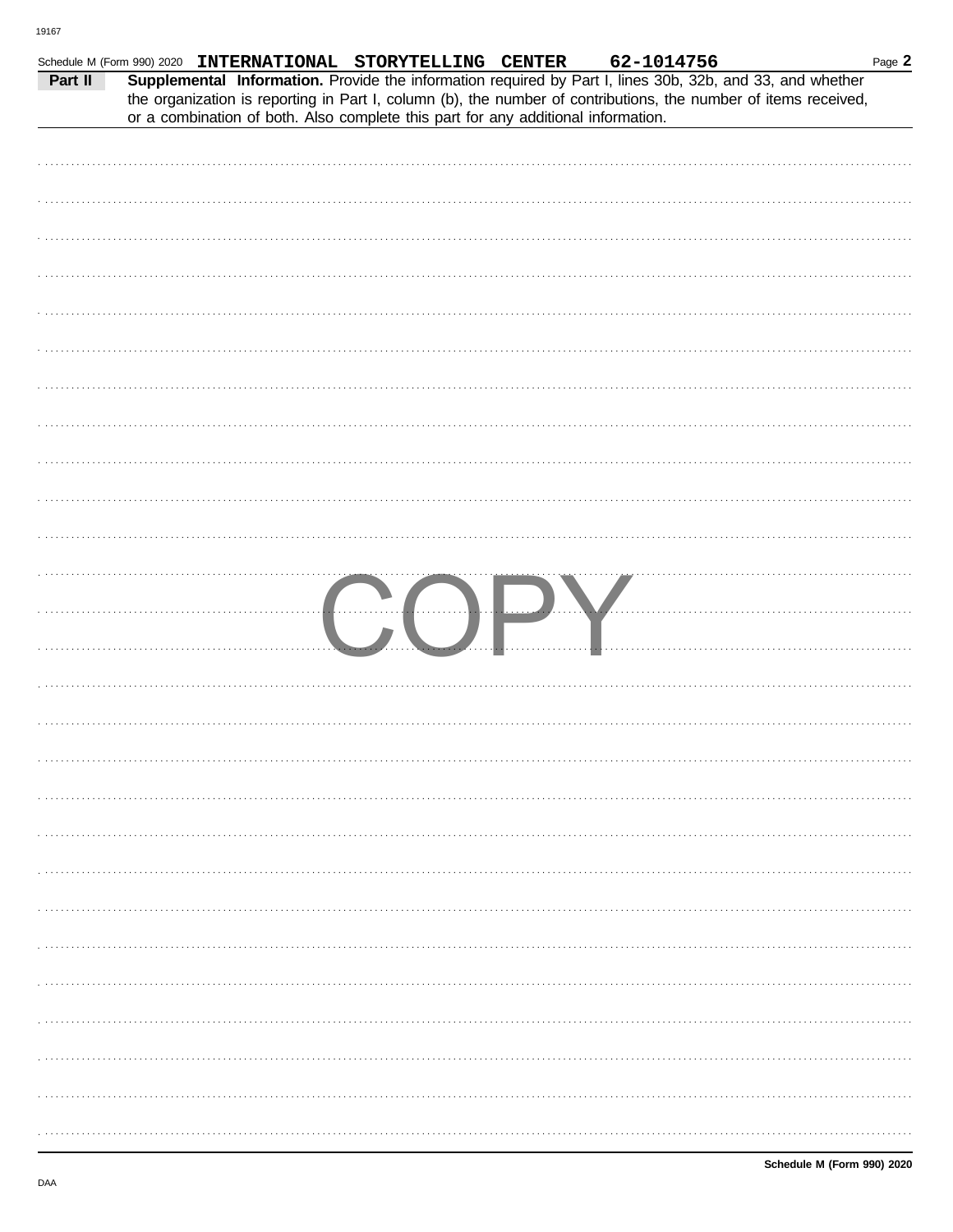Schedule M (Form 990) 2020 INTERNATIONAL STORYTELLING CENTER 62-1014756

**Part II** **Supplemental Information.** Provide the information required by Part I, lines 30b, 32b, and 33, and whether the organization is reporting in Part I, column (b), the number of contributions, the number of items received, or a combination of both. Also complete this part for any additional information.

COPY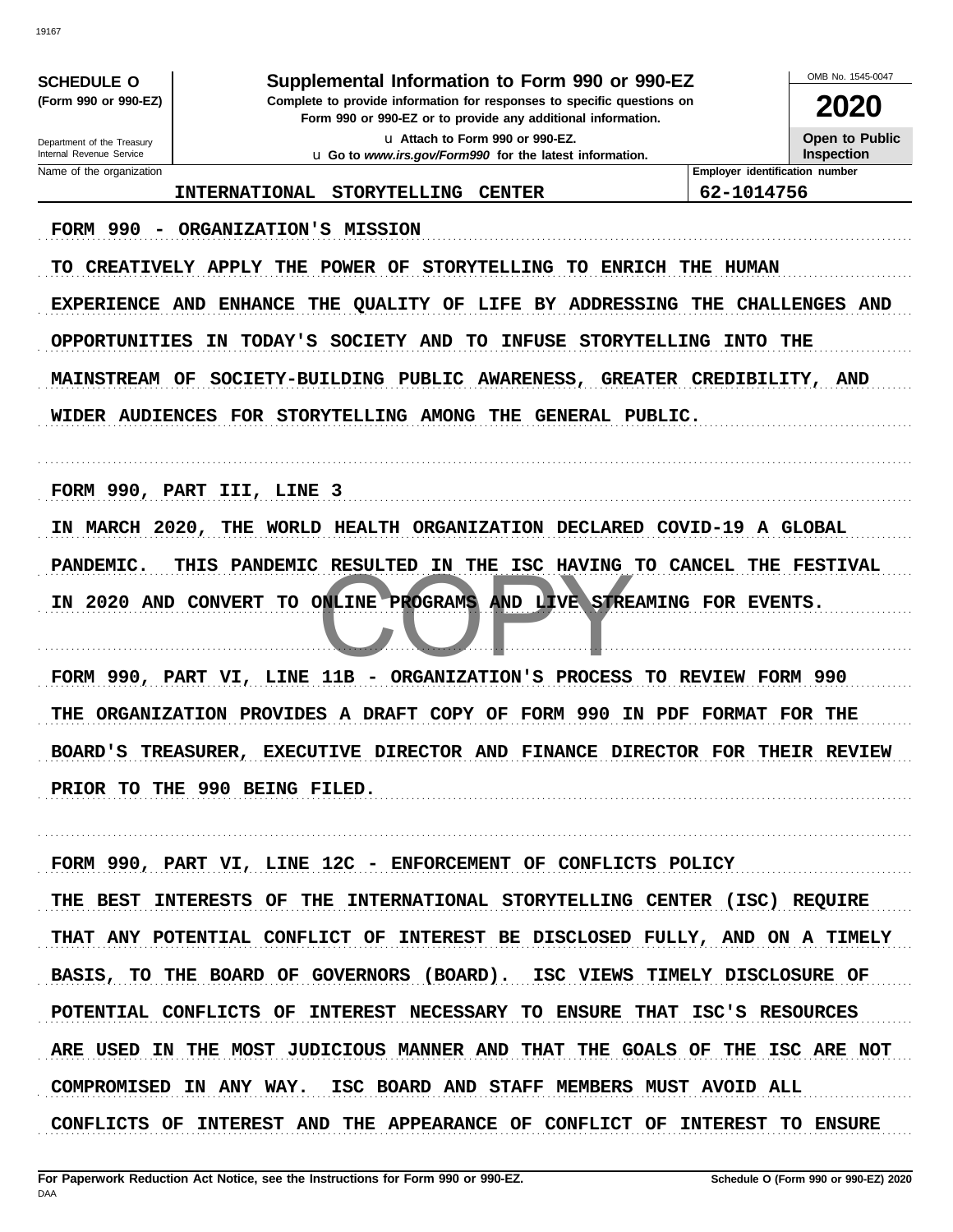19167

**SCHEDULE O (Form 990 or 990-EZ)**

Department of the Treasury
Internal Revenue Service

# Supplemental Information to Form 990 or 990-EZ

**Complete to provide information for responses to specific questions on Form 990 or 990-EZ or to provide any additional information.**

u Attach to Form 990 or 990-EZ.
u Go to *www.irs.gov/Form990* for the latest information.

OMB No. 1545-0047

**2020**

**Open to Public Inspection**

| Name of the organization | Employer identification number |
|---|---|
| INTERNATIONAL STORYTELLING CENTER | 62-1014756 |

FORM 990 - ORGANIZATION'S MISSION

TO CREATIVELY APPLY THE POWER OF STORYTELLING TO ENRICH THE HUMAN EXPERIENCE AND ENHANCE THE QUALITY OF LIFE BY ADDRESSING THE CHALLENGES AND OPPORTUNITIES IN TODAY'S SOCIETY AND TO INFUSE STORYTELLING INTO THE MAINSTREAM OF SOCIETY-BUILDING PUBLIC AWARENESS, GREATER CREDIBILITY, AND WIDER AUDIENCES FOR STORYTELLING AMONG THE GENERAL PUBLIC.

FORM 990, PART III, LINE 3

IN MARCH 2020, THE WORLD HEALTH ORGANIZATION DECLARED COVID-19 A GLOBAL PANDEMIC. THIS PANDEMIC RESULTED IN THE ISC HAVING TO CANCEL THE FESTIVAL IN 2020 AND CONVERT TO ONLINE PROGRAMS AND LIVE STREAMING FOR EVENTS.

FORM 990, PART VI, LINE 11B - ORGANIZATION'S PROCESS TO REVIEW FORM 990

THE ORGANIZATION PROVIDES A DRAFT COPY OF FORM 990 IN PDF FORMAT FOR THE BOARD'S TREASURER, EXECUTIVE DIRECTOR AND FINANCE DIRECTOR FOR THEIR REVIEW PRIOR TO THE 990 BEING FILED.

FORM 990, PART VI, LINE 12C - ENFORCEMENT OF CONFLICTS POLICY

THE BEST INTERESTS OF THE INTERNATIONAL STORYTELLING CENTER (ISC) REQUIRE THAT ANY POTENTIAL CONFLICT OF INTEREST BE DISCLOSED FULLY, AND ON A TIMELY BASIS, TO THE BOARD OF GOVERNORS (BOARD). ISC VIEWS TIMELY DISCLOSURE OF POTENTIAL CONFLICTS OF INTEREST NECESSARY TO ENSURE THAT ISC'S RESOURCES ARE USED IN THE MOST JUDICIOUS MANNER AND THAT THE GOALS OF THE ISC ARE NOT COMPROMISED IN ANY WAY. ISC BOARD AND STAFF MEMBERS MUST AVOID ALL CONFLICTS OF INTEREST AND THE APPEARANCE OF CONFLICT OF INTEREST TO ENSURE

**For Paperwork Reduction Act Notice, see the Instructions for Form 990 or 990-EZ.**
DAA

**Schedule O (Form 990 or 990-EZ) 2020**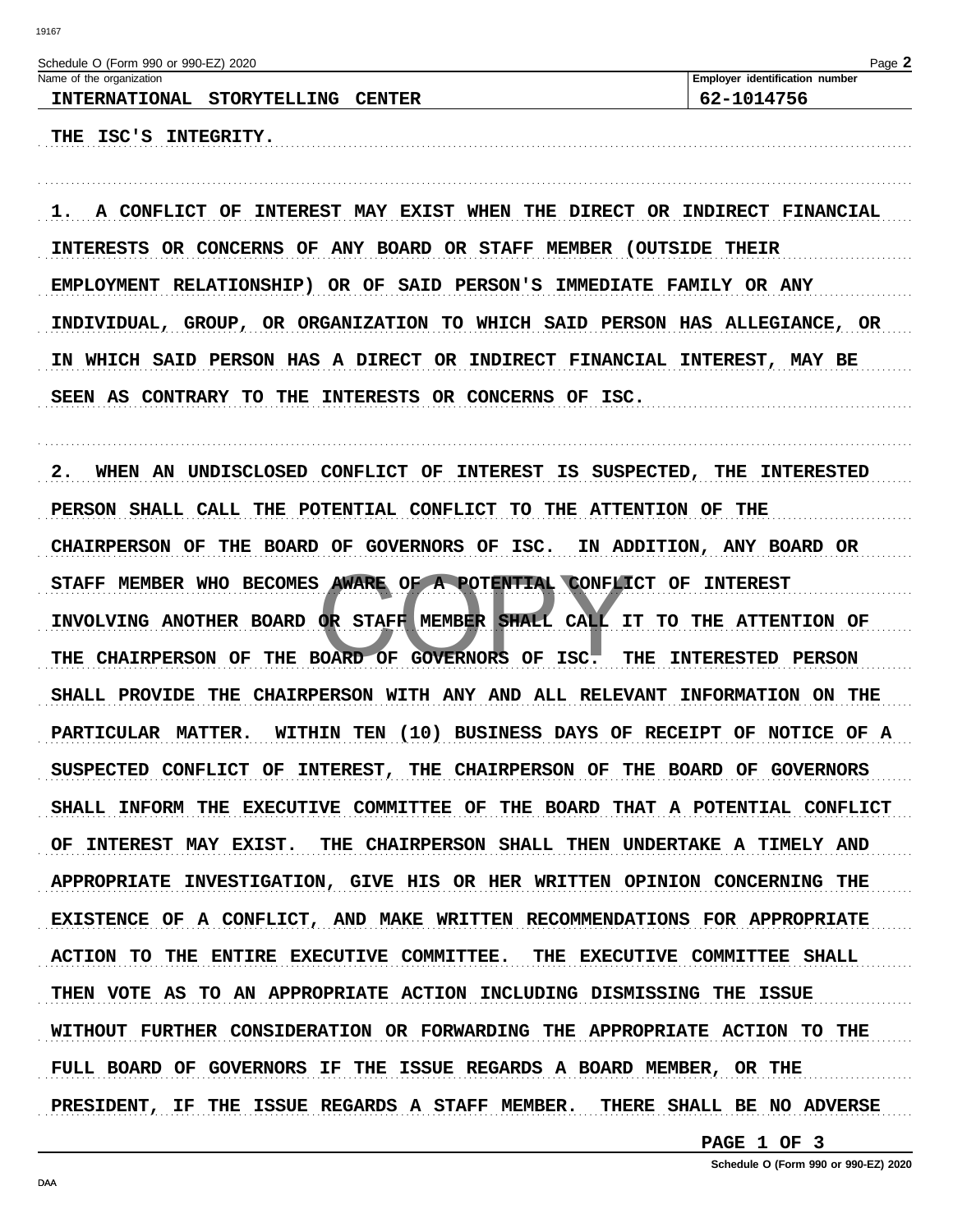Schedule O (Form 990 or 990-EZ) 2020

| Name of the organization | Employer identification number |
|---|---|
| INTERNATIONAL STORYTELLING CENTER | 62-1014756 |

THE ISC'S INTEGRITY.

1. A CONFLICT OF INTEREST MAY EXIST WHEN THE DIRECT OR INDIRECT FINANCIAL INTERESTS OR CONCERNS OF ANY BOARD OR STAFF MEMBER (OUTSIDE THEIR EMPLOYMENT RELATIONSHIP) OR OF SAID PERSON'S IMMEDIATE FAMILY OR ANY INDIVIDUAL, GROUP, OR ORGANIZATION TO WHICH SAID PERSON HAS ALLEGIANCE, OR IN WHICH SAID PERSON HAS A DIRECT OR INDIRECT FINANCIAL INTEREST, MAY BE SEEN AS CONTRARY TO THE INTERESTS OR CONCERNS OF ISC.

2. WHEN AN UNDISCLOSED CONFLICT OF INTEREST IS SUSPECTED, THE INTERESTED PERSON SHALL CALL THE POTENTIAL CONFLICT TO THE ATTENTION OF THE CHAIRPERSON OF THE BOARD OF GOVERNORS OF ISC. IN ADDITION, ANY BOARD OR STAFF MEMBER WHO BECOMES AWARE OF A POTENTIAL CONFLICT OF INTEREST INVOLVING ANOTHER BOARD OR STAFF MEMBER SHALL CALL IT TO THE ATTENTION OF THE CHAIRPERSON OF THE BOARD OF GOVERNORS OF ISC. THE INTERESTED PERSON SHALL PROVIDE THE CHAIRPERSON WITH ANY AND ALL RELEVANT INFORMATION ON THE PARTICULAR MATTER. WITHIN TEN (10) BUSINESS DAYS OF RECEIPT OF NOTICE OF A SUSPECTED CONFLICT OF INTEREST, THE CHAIRPERSON OF THE BOARD OF GOVERNORS SHALL INFORM THE EXECUTIVE COMMITTEE OF THE BOARD THAT A POTENTIAL CONFLICT OF INTEREST MAY EXIST. THE CHAIRPERSON SHALL THEN UNDERTAKE A TIMELY AND APPROPRIATE INVESTIGATION, GIVE HIS OR HER WRITTEN OPINION CONCERNING THE EXISTENCE OF A CONFLICT, AND MAKE WRITTEN RECOMMENDATIONS FOR APPROPRIATE ACTION TO THE ENTIRE EXECUTIVE COMMITTEE. THE EXECUTIVE COMMITTEE SHALL THEN VOTE AS TO AN APPROPRIATE ACTION INCLUDING DISMISSING THE ISSUE WITHOUT FURTHER CONSIDERATION OR FORWARDING THE APPROPRIATE ACTION TO THE FULL BOARD OF GOVERNORS IF THE ISSUE REGARDS A BOARD MEMBER, OR THE PRESIDENT, IF THE ISSUE REGARDS A STAFF MEMBER. THERE SHALL BE NO ADVERSE

PAGE 1 OF 3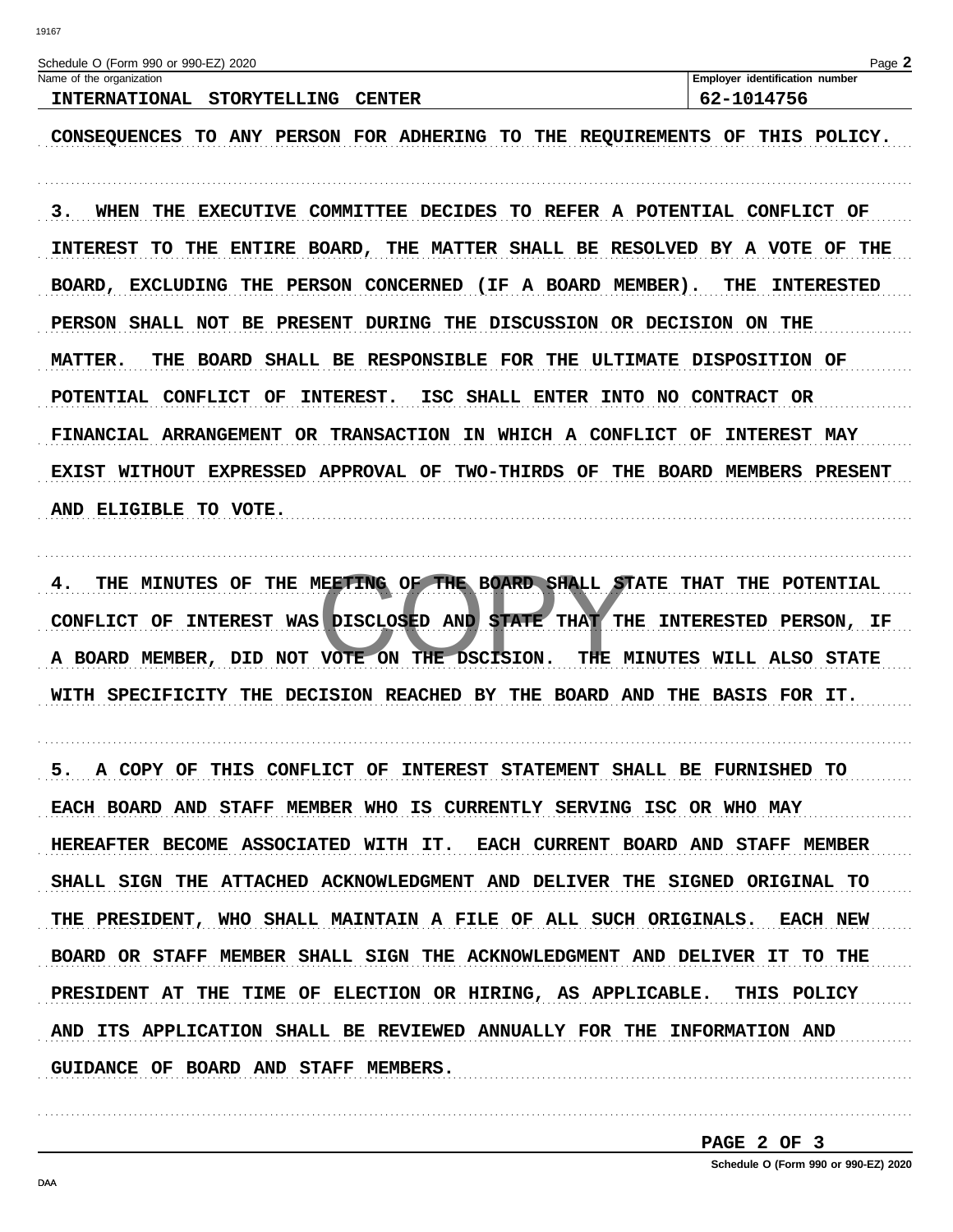Schedule O (Form 990 or 990-EZ) 2020

| Name of the organization | Employer identification number |
|---|---|
| INTERNATIONAL STORYTELLING CENTER | 62-1014756 |

CONSEQUENCES TO ANY PERSON FOR ADHERING TO THE REQUIREMENTS OF THIS POLICY.

3. WHEN THE EXECUTIVE COMMITTEE DECIDES TO REFER A POTENTIAL CONFLICT OF INTEREST TO THE ENTIRE BOARD, THE MATTER SHALL BE RESOLVED BY A VOTE OF THE BOARD, EXCLUDING THE PERSON CONCERNED (IF A BOARD MEMBER). THE INTERESTED PERSON SHALL NOT BE PRESENT DURING THE DISCUSSION OR DECISION ON THE MATTER. THE BOARD SHALL BE RESPONSIBLE FOR THE ULTIMATE DISPOSITION OF POTENTIAL CONFLICT OF INTEREST. ISC SHALL ENTER INTO NO CONTRACT OR FINANCIAL ARRANGEMENT OR TRANSACTION IN WHICH A CONFLICT OF INTEREST MAY EXIST WITHOUT EXPRESSED APPROVAL OF TWO-THIRDS OF THE BOARD MEMBERS PRESENT AND ELIGIBLE TO VOTE.

4. THE MINUTES OF THE MEETING OF THE BOARD SHALL STATE THAT THE POTENTIAL CONFLICT OF INTEREST WAS DISCLOSED AND STATE THAT THE INTERESTED PERSON, IF A BOARD MEMBER, DID NOT VOTE ON THE DSCISION. THE MINUTES WILL ALSO STATE WITH SPECIFICITY THE DECISION REACHED BY THE BOARD AND THE BASIS FOR IT.

5. A COPY OF THIS CONFLICT OF INTEREST STATEMENT SHALL BE FURNISHED TO EACH BOARD AND STAFF MEMBER WHO IS CURRENTLY SERVING ISC OR WHO MAY HEREAFTER BECOME ASSOCIATED WITH IT. EACH CURRENT BOARD AND STAFF MEMBER SHALL SIGN THE ATTACHED ACKNOWLEDGMENT AND DELIVER THE SIGNED ORIGINAL TO THE PRESIDENT, WHO SHALL MAINTAIN A FILE OF ALL SUCH ORIGINALS. EACH NEW BOARD OR STAFF MEMBER SHALL SIGN THE ACKNOWLEDGMENT AND DELIVER IT TO THE PRESIDENT AT THE TIME OF ELECTION OR HIRING, AS APPLICABLE. THIS POLICY AND ITS APPLICATION SHALL BE REVIEWED ANNUALLY FOR THE INFORMATION AND GUIDANCE OF BOARD AND STAFF MEMBERS.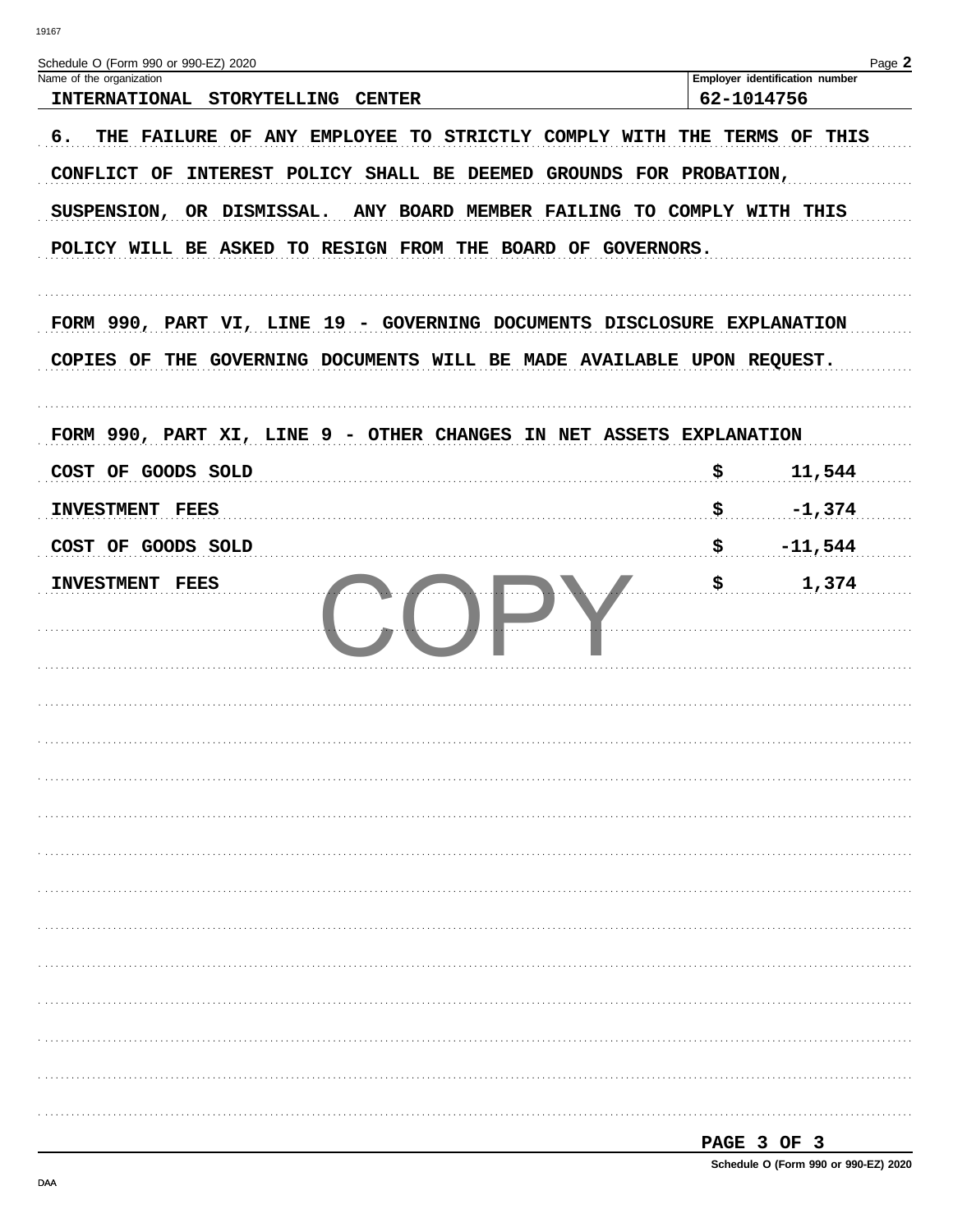Schedule O (Form 990 or 990-EZ) 2020

Name of the organization: INTERNATIONAL STORYTELLING CENTER

Employer identification number: 62-1014756

6. THE FAILURE OF ANY EMPLOYEE TO STRICTLY COMPLY WITH THE TERMS OF THIS CONFLICT OF INTEREST POLICY SHALL BE DEEMED GROUNDS FOR PROBATION, SUSPENSION, OR DISMISSAL. ANY BOARD MEMBER FAILING TO COMPLY WITH THIS POLICY WILL BE ASKED TO RESIGN FROM THE BOARD OF GOVERNORS.

FORM 990, PART VI, LINE 19 - GOVERNING DOCUMENTS DISCLOSURE EXPLANATION

COPIES OF THE GOVERNING DOCUMENTS WILL BE MADE AVAILABLE UPON REQUEST.

FORM 990, PART XI, LINE 9 - OTHER CHANGES IN NET ASSETS EXPLANATION

| | |
|---|---|
| COST OF GOODS SOLD | $ 11,544 |
| INVESTMENT FEES | $ -1,374 |
| COST OF GOODS SOLD | $ -11,544 |
| INVESTMENT FEES | $ 1,374 |

COPY

PAGE 3 OF 3